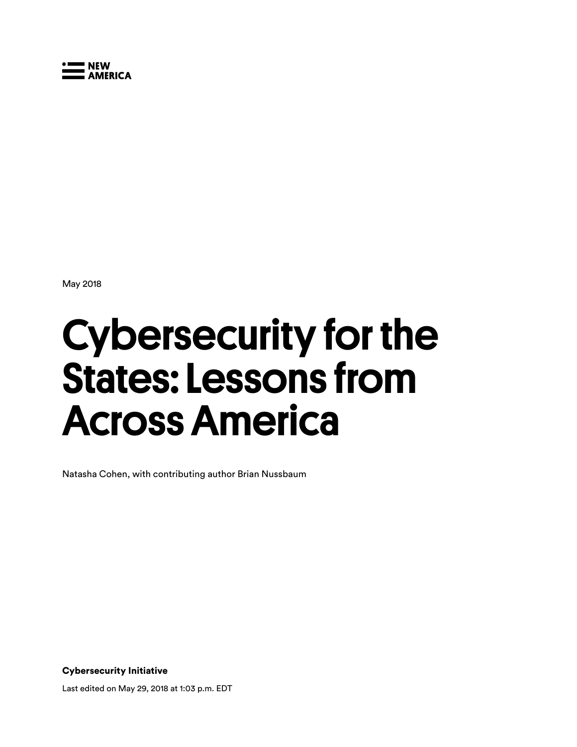NEW AMERICA

May 2018

# Cybersecurity for the States: Lessons from Across America

Natasha Cohen, with contributing author Brian Nussbaum

**Cybersecurity Initiative**

Last edited on May 29, 2018 at 1:03 p.m. EDT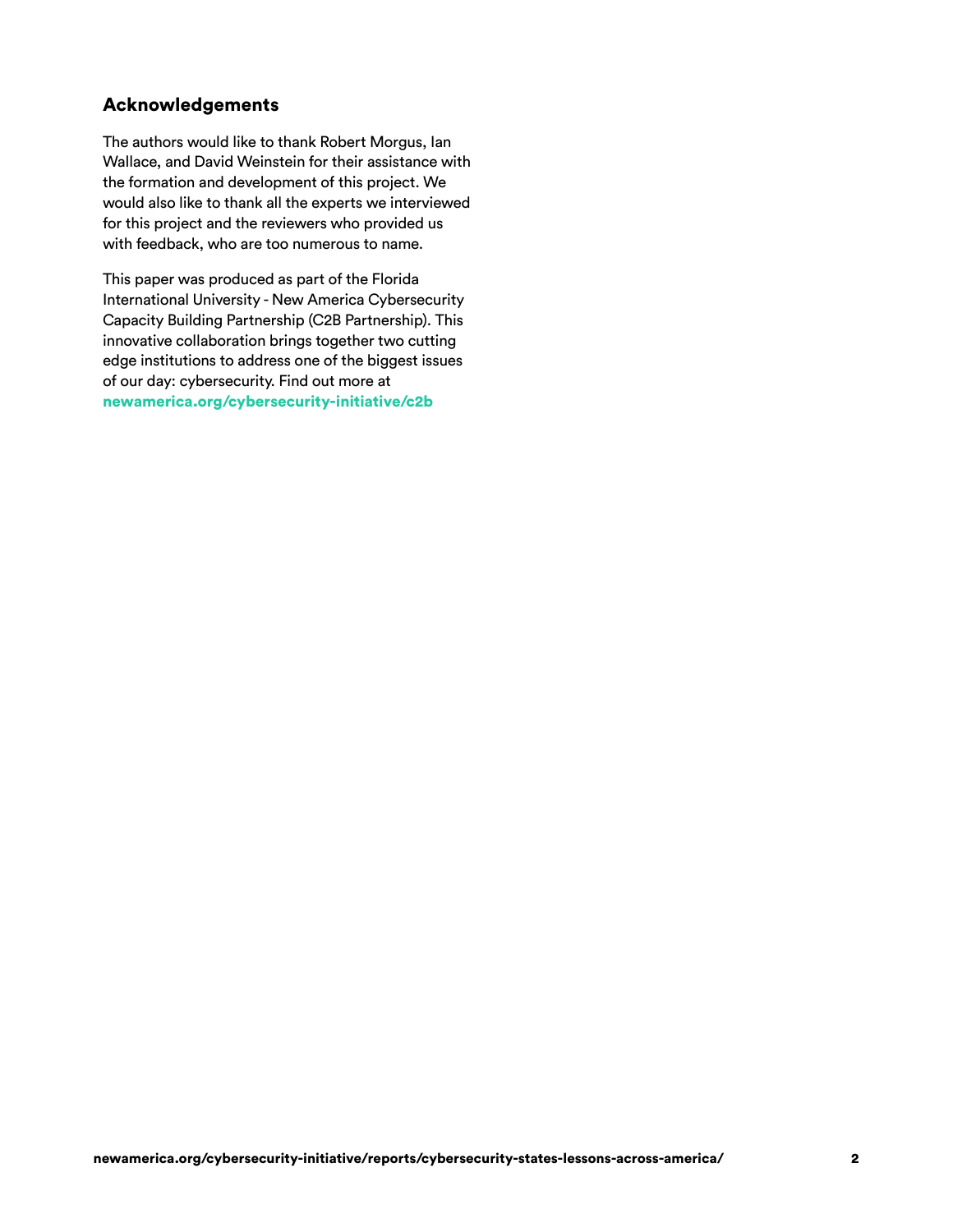## Acknowledgements

The authors would like to thank Robert Morgus, Ian Wallace, and David Weinstein for their assistance with the formation and development of this project. We would also like to thank all the experts we interviewed for this project and the reviewers who provided us with feedback, who are too numerous to name.

This paper was produced as part of the Florida International University - New America Cybersecurity Capacity Building Partnership (C2B Partnership). This innovative collaboration brings together two cutting edge institutions to address one of the biggest issues of our day: cybersecurity. Find out more at **newamerica.org/cybersecurity-initiative/c2b**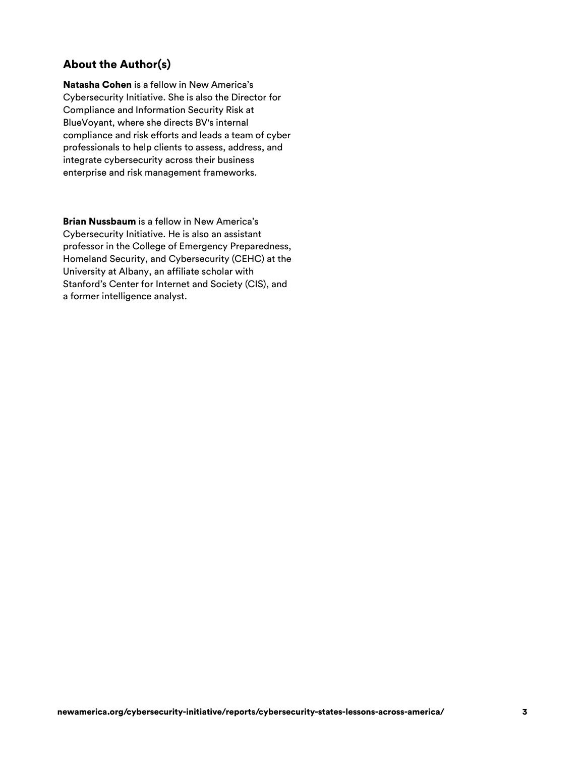## About the Author(s)

**Natasha Cohen** is a fellow in New America's Cybersecurity Initiative. She is also the Director for Compliance and Information Security Risk at BlueVoyant, where she directs BV's internal compliance and risk efforts and leads a team of cyber professionals to help clients to assess, address, and integrate cybersecurity across their business enterprise and risk management frameworks.

**Brian Nussbaum** is a fellow in New America's Cybersecurity Initiative. He is also an assistant professor in the College of Emergency Preparedness, Homeland Security, and Cybersecurity (CEHC) at the University at Albany, an affiliate scholar with Stanford's Center for Internet and Society (CIS), and a former intelligence analyst.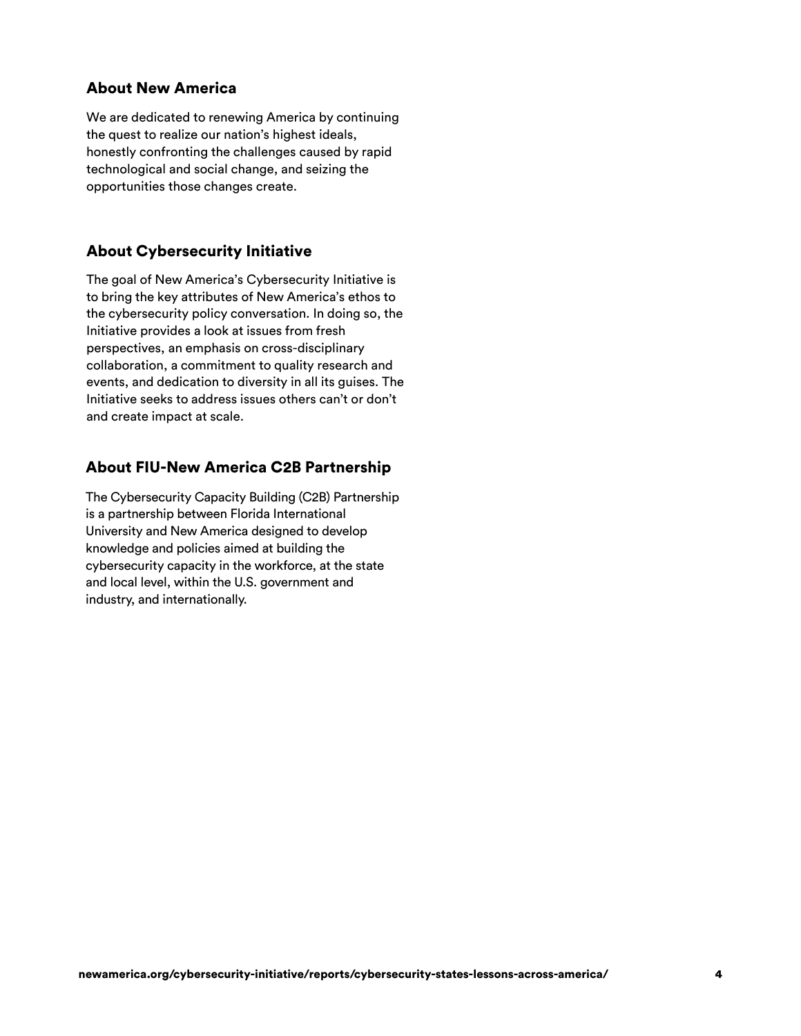## About New America

We are dedicated to renewing America by continuing the quest to realize our nation's highest ideals, honestly confronting the challenges caused by rapid technological and social change, and seizing the opportunities those changes create.

## About Cybersecurity Initiative

The goal of New America's Cybersecurity Initiative is to bring the key attributes of New America's ethos to the cybersecurity policy conversation. In doing so, the Initiative provides a look at issues from fresh perspectives, an emphasis on cross-disciplinary collaboration, a commitment to quality research and events, and dedication to diversity in all its guises. The Initiative seeks to address issues others can't or don't and create impact at scale.

## About FIU-New America C2B Partnership

The Cybersecurity Capacity Building (C2B) Partnership is a partnership between Florida International University and New America designed to develop knowledge and policies aimed at building the cybersecurity capacity in the workforce, at the state and local level, within the U.S. government and industry, and internationally.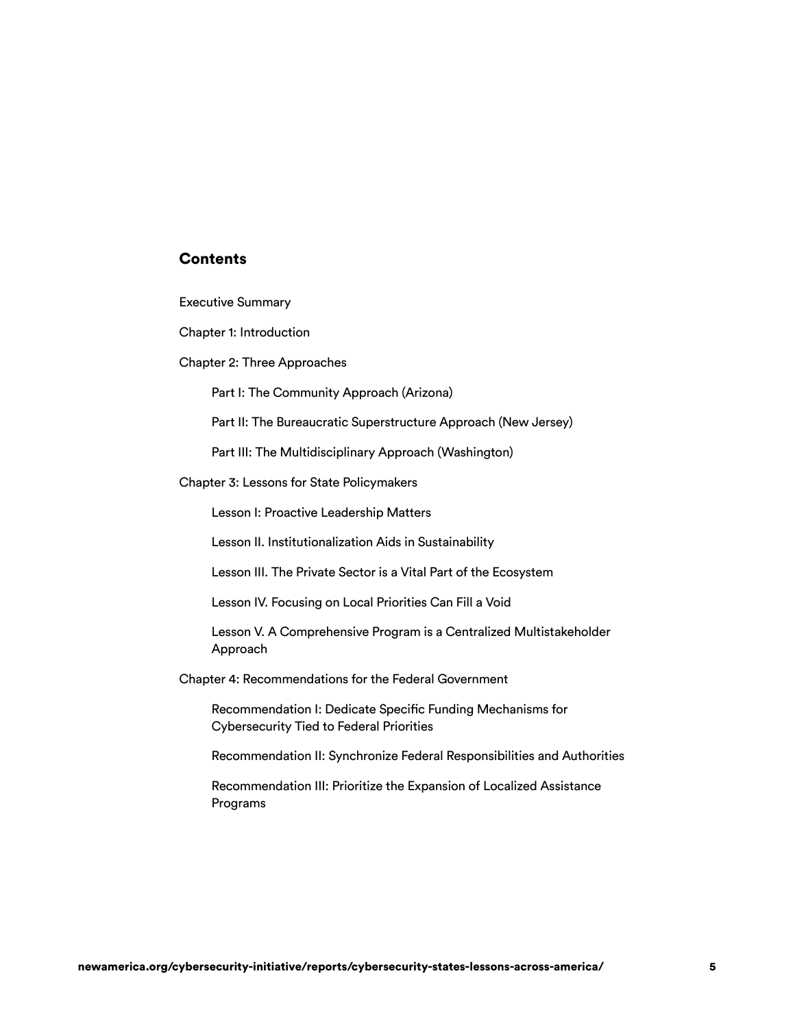## Contents

Executive Summary

Chapter 1: Introduction

Chapter 2: Three Approaches

- Part I: The Community Approach (Arizona)
- Part II: The Bureaucratic Superstructure Approach (New Jersey)
- Part III: The Multidisciplinary Approach (Washington)

Chapter 3: Lessons for State Policymakers

- Lesson I: Proactive Leadership Matters
- Lesson II. Institutionalization Aids in Sustainability
- Lesson III. The Private Sector is a Vital Part of the Ecosystem
- Lesson IV. Focusing on Local Priorities Can Fill a Void
- Lesson V. A Comprehensive Program is a Centralized Multistakeholder Approach

Chapter 4: Recommendations for the Federal Government

- Recommendation I: Dedicate Specific Funding Mechanisms for Cybersecurity Tied to Federal Priorities
- Recommendation II: Synchronize Federal Responsibilities and Authorities
- Recommendation III: Prioritize the Expansion of Localized Assistance Programs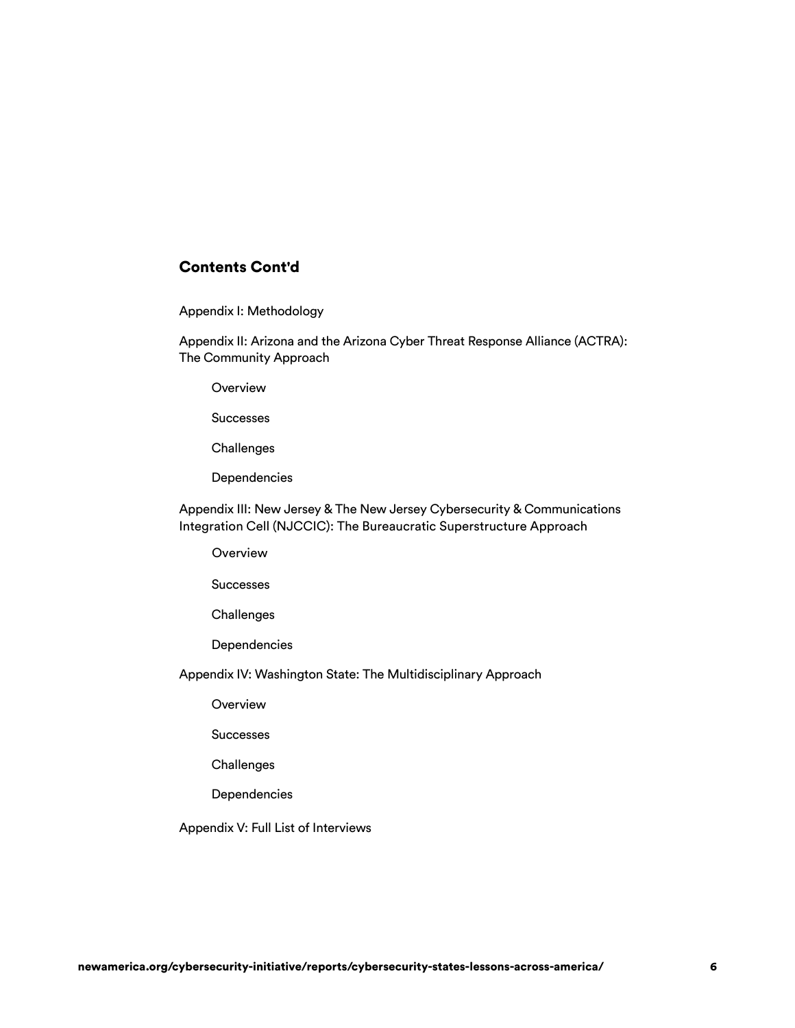## Contents Cont'd

Appendix I: Methodology

Appendix II: Arizona and the Arizona Cyber Threat Response Alliance (ACTRA): The Community Approach

- Overview
- Successes
- Challenges
- Dependencies

Appendix III: New Jersey & The New Jersey Cybersecurity & Communications Integration Cell (NJCCIC): The Bureaucratic Superstructure Approach

- Overview
- Successes
- Challenges
- Dependencies

Appendix IV: Washington State: The Multidisciplinary Approach

- Overview
- Successes
- Challenges
- Dependencies

Appendix V: Full List of Interviews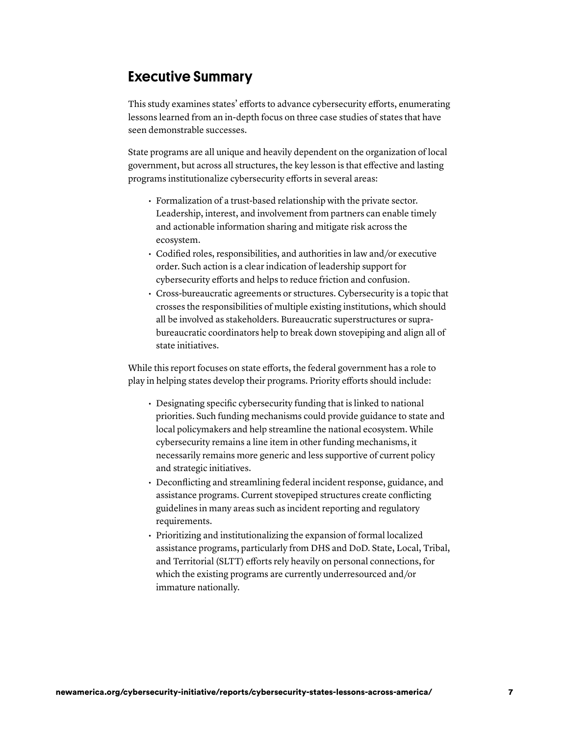## Executive Summary

This study examines states' efforts to advance cybersecurity efforts, enumerating lessons learned from an in-depth focus on three case studies of states that have seen demonstrable successes.

State programs are all unique and heavily dependent on the organization of local government, but across all structures, the key lesson is that effective and lasting programs institutionalize cybersecurity efforts in several areas:

- Formalization of a trust-based relationship with the private sector. Leadership, interest, and involvement from partners can enable timely and actionable information sharing and mitigate risk across the ecosystem.
- Codified roles, responsibilities, and authorities in law and/or executive order. Such action is a clear indication of leadership support for cybersecurity efforts and helps to reduce friction and confusion.
- Cross-bureaucratic agreements or structures. Cybersecurity is a topic that crosses the responsibilities of multiple existing institutions, which should all be involved as stakeholders. Bureaucratic superstructures or supra-bureaucratic coordinators help to break down stovepiping and align all of state initiatives.

While this report focuses on state efforts, the federal government has a role to play in helping states develop their programs. Priority efforts should include:

- Designating specific cybersecurity funding that is linked to national priorities. Such funding mechanisms could provide guidance to state and local policymakers and help streamline the national ecosystem. While cybersecurity remains a line item in other funding mechanisms, it necessarily remains more generic and less supportive of current policy and strategic initiatives.
- Deconflicting and streamlining federal incident response, guidance, and assistance programs. Current stovepiped structures create conflicting guidelines in many areas such as incident reporting and regulatory requirements.
- Prioritizing and institutionalizing the expansion of formal localized assistance programs, particularly from DHS and DoD. State, Local, Tribal, and Territorial (SLTT) efforts rely heavily on personal connections, for which the existing programs are currently underresourced and/or immature nationally.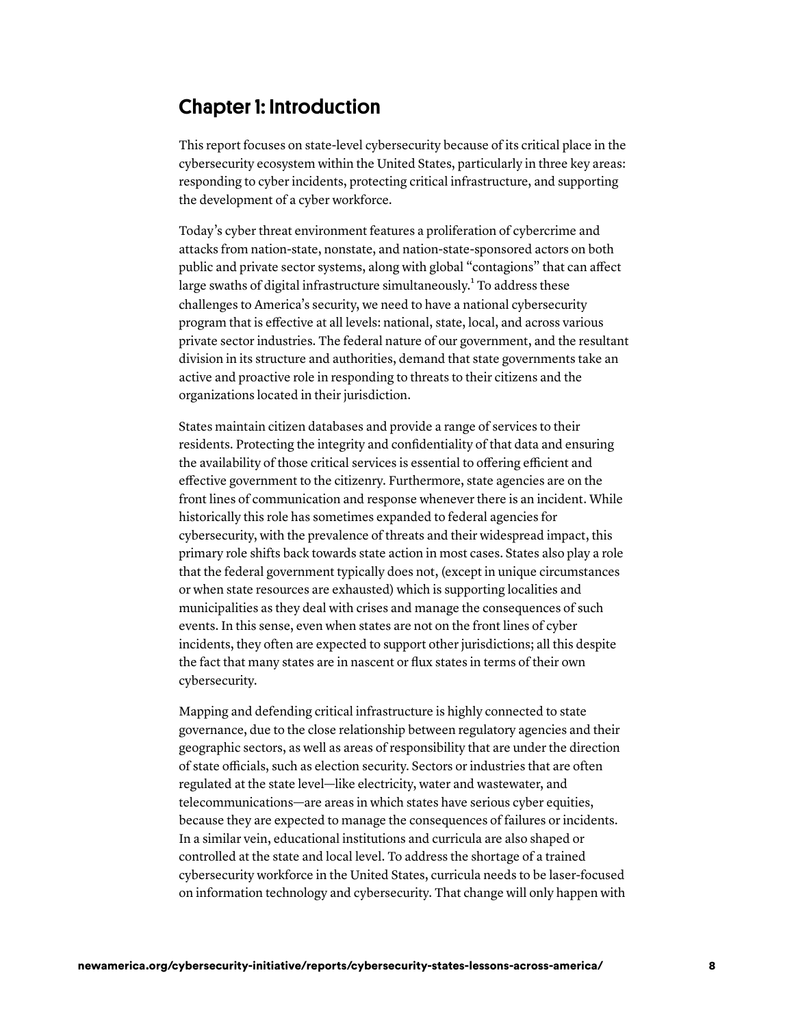## Chapter 1: Introduction

This report focuses on state-level cybersecurity because of its critical place in the cybersecurity ecosystem within the United States, particularly in three key areas: responding to cyber incidents, protecting critical infrastructure, and supporting the development of a cyber workforce.

Today's cyber threat environment features a proliferation of cybercrime and attacks from nation-state, nonstate, and nation-state-sponsored actors on both public and private sector systems, along with global "contagions" that can affect large swaths of digital infrastructure simultaneously.[1] To address these challenges to America's security, we need to have a national cybersecurity program that is effective at all levels: national, state, local, and across various private sector industries. The federal nature of our government, and the resultant division in its structure and authorities, demand that state governments take an active and proactive role in responding to threats to their citizens and the organizations located in their jurisdiction.

States maintain citizen databases and provide a range of services to their residents. Protecting the integrity and confidentiality of that data and ensuring the availability of those critical services is essential to offering efficient and effective government to the citizenry. Furthermore, state agencies are on the front lines of communication and response whenever there is an incident. While historically this role has sometimes expanded to federal agencies for cybersecurity, with the prevalence of threats and their widespread impact, this primary role shifts back towards state action in most cases. States also play a role that the federal government typically does not, (except in unique circumstances or when state resources are exhausted) which is supporting localities and municipalities as they deal with crises and manage the consequences of such events. In this sense, even when states are not on the front lines of cyber incidents, they often are expected to support other jurisdictions; all this despite the fact that many states are in nascent or flux states in terms of their own cybersecurity.

Mapping and defending critical infrastructure is highly connected to state governance, due to the close relationship between regulatory agencies and their geographic sectors, as well as areas of responsibility that are under the direction of state officials, such as election security. Sectors or industries that are often regulated at the state level—like electricity, water and wastewater, and telecommunications—are areas in which states have serious cyber equities, because they are expected to manage the consequences of failures or incidents. In a similar vein, educational institutions and curricula are also shaped or controlled at the state and local level. To address the shortage of a trained cybersecurity workforce in the United States, curricula needs to be laser-focused on information technology and cybersecurity. That change will only happen with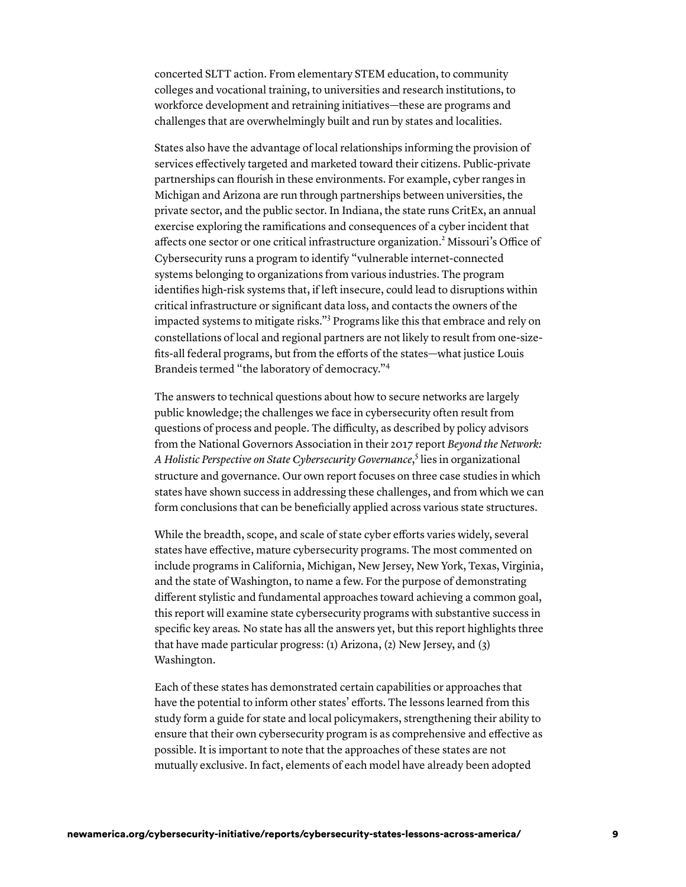concerted SLTT action. From elementary STEM education, to community colleges and vocational training, to universities and research institutions, to workforce development and retraining initiatives—these are programs and challenges that are overwhelmingly built and run by states and localities.

States also have the advantage of local relationships informing the provision of services effectively targeted and marketed toward their citizens. Public-private partnerships can flourish in these environments. For example, cyber ranges in Michigan and Arizona are run through partnerships between universities, the private sector, and the public sector. In Indiana, the state runs CritEx, an annual exercise exploring the ramifications and consequences of a cyber incident that affects one sector or one critical infrastructure organization.[2] Missouri's Office of Cybersecurity runs a program to identify "vulnerable internet-connected systems belonging to organizations from various industries. The program identifies high-risk systems that, if left insecure, could lead to disruptions within critical infrastructure or significant data loss, and contacts the owners of the impacted systems to mitigate risks."[3] Programs like this that embrace and rely on constellations of local and regional partners are not likely to result from one-size-fits-all federal programs, but from the efforts of the states—what justice Louis Brandeis termed "the laboratory of democracy."[4]

The answers to technical questions about how to secure networks are largely public knowledge; the challenges we face in cybersecurity often result from questions of process and people. The difficulty, as described by policy advisors from the National Governors Association in their 2017 report *Beyond the Network: A Holistic Perspective on State Cybersecurity Governance*,[5] lies in organizational structure and governance. Our own report focuses on three case studies in which states have shown success in addressing these challenges, and from which we can form conclusions that can be beneficially applied across various state structures.

While the breadth, scope, and scale of state cyber efforts varies widely, several states have effective, mature cybersecurity programs. The most commented on include programs in California, Michigan, New Jersey, New York, Texas, Virginia, and the state of Washington, to name a few. For the purpose of demonstrating different stylistic and fundamental approaches toward achieving a common goal, this report will examine state cybersecurity programs with substantive success in specific key areas. No state has all the answers yet, but this report highlights three that have made particular progress: (1) Arizona, (2) New Jersey, and (3) Washington.

Each of these states has demonstrated certain capabilities or approaches that have the potential to inform other states' efforts. The lessons learned from this study form a guide for state and local policymakers, strengthening their ability to ensure that their own cybersecurity program is as comprehensive and effective as possible. It is important to note that the approaches of these states are not mutually exclusive. In fact, elements of each model have already been adopted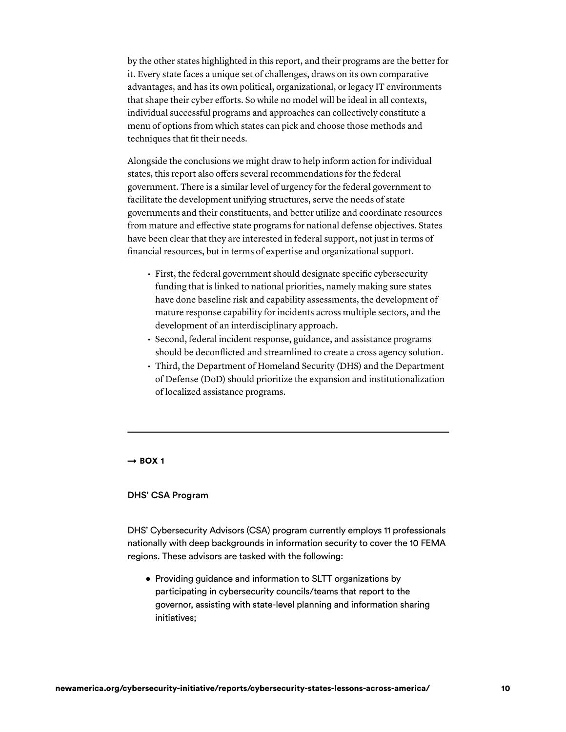by the other states highlighted in this report, and their programs are the better for it. Every state faces a unique set of challenges, draws on its own comparative advantages, and has its own political, organizational, or legacy IT environments that shape their cyber efforts. So while no model will be ideal in all contexts, individual successful programs and approaches can collectively constitute a menu of options from which states can pick and choose those methods and techniques that fit their needs.

Alongside the conclusions we might draw to help inform action for individual states, this report also offers several recommendations for the federal government. There is a similar level of urgency for the federal government to facilitate the development unifying structures, serve the needs of state governments and their constituents, and better utilize and coordinate resources from mature and effective state programs for national defense objectives. States have been clear that they are interested in federal support, not just in terms of financial resources, but in terms of expertise and organizational support.

- First, the federal government should designate specific cybersecurity funding that is linked to national priorities, namely making sure states have done baseline risk and capability assessments, the development of mature response capability for incidents across multiple sectors, and the development of an interdisciplinary approach.
- Second, federal incident response, guidance, and assistance programs should be deconflicted and streamlined to create a cross agency solution.
- Third, the Department of Homeland Security (DHS) and the Department of Defense (DoD) should prioritize the expansion and institutionalization of localized assistance programs.

---

**→ BOX 1**

DHS' CSA Program

DHS' Cybersecurity Advisors (CSA) program currently employs 11 professionals nationally with deep backgrounds in information security to cover the 10 FEMA regions. These advisors are tasked with the following:

- Providing guidance and information to SLTT organizations by participating in cybersecurity councils/teams that report to the governor, assisting with state-level planning and information sharing initiatives;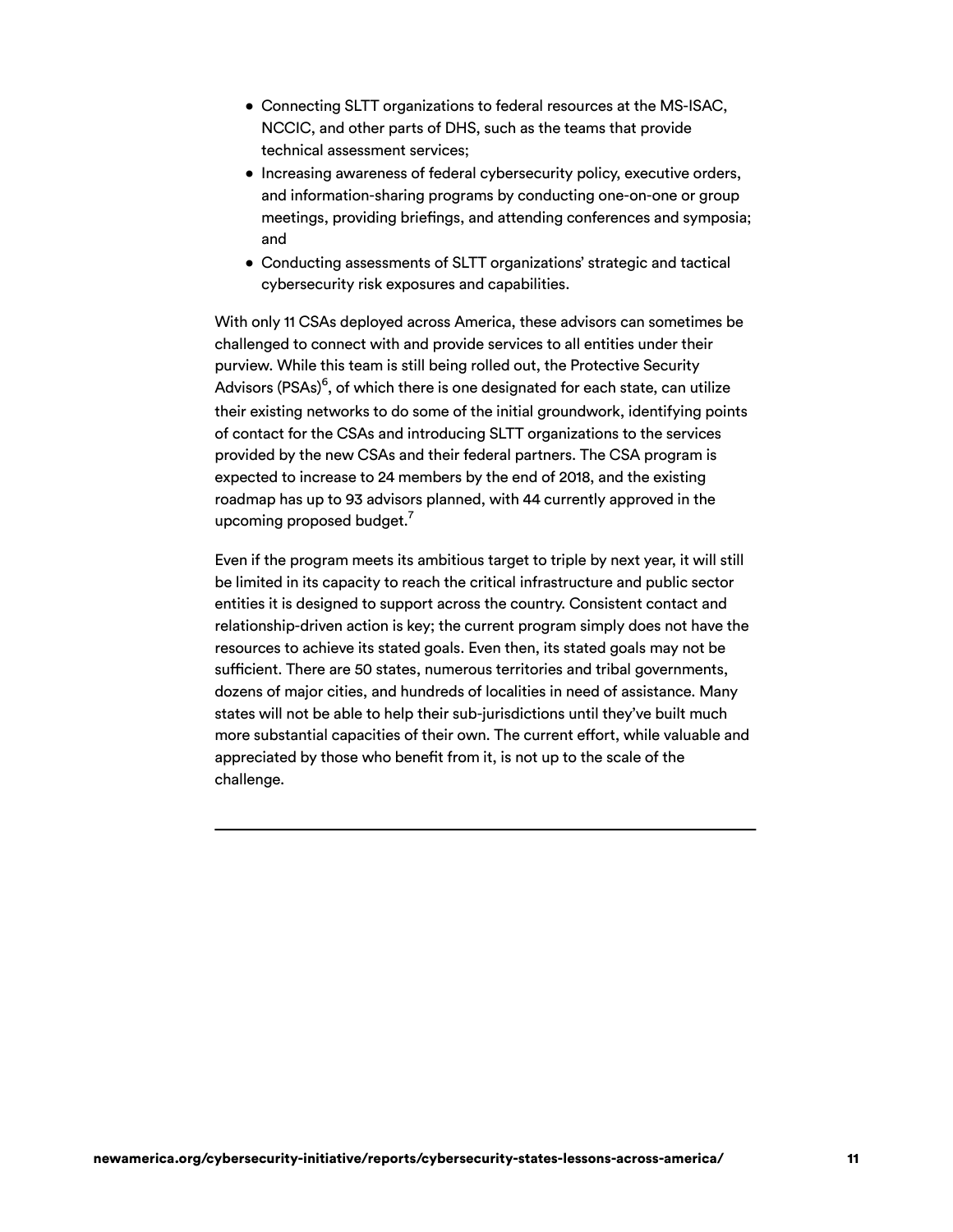- Connecting SLTT organizations to federal resources at the MS-ISAC, NCCIC, and other parts of DHS, such as the teams that provide technical assessment services;
- Increasing awareness of federal cybersecurity policy, executive orders, and information-sharing programs by conducting one-on-one or group meetings, providing briefings, and attending conferences and symposia; and
- Conducting assessments of SLTT organizations' strategic and tactical cybersecurity risk exposures and capabilities.

With only 11 CSAs deployed across America, these advisors can sometimes be challenged to connect with and provide services to all entities under their purview. While this team is still being rolled out, the Protective Security Advisors (PSAs)[6], of which there is one designated for each state, can utilize their existing networks to do some of the initial groundwork, identifying points of contact for the CSAs and introducing SLTT organizations to the services provided by the new CSAs and their federal partners. The CSA program is expected to increase to 24 members by the end of 2018, and the existing roadmap has up to 93 advisors planned, with 44 currently approved in the upcoming proposed budget.[7]

Even if the program meets its ambitious target to triple by next year, it will still be limited in its capacity to reach the critical infrastructure and public sector entities it is designed to support across the country. Consistent contact and relationship-driven action is key; the current program simply does not have the resources to achieve its stated goals. Even then, its stated goals may not be sufficient. There are 50 states, numerous territories and tribal governments, dozens of major cities, and hundreds of localities in need of assistance. Many states will not be able to help their sub-jurisdictions until they've built much more substantial capacities of their own. The current effort, while valuable and appreciated by those who benefit from it, is not up to the scale of the challenge.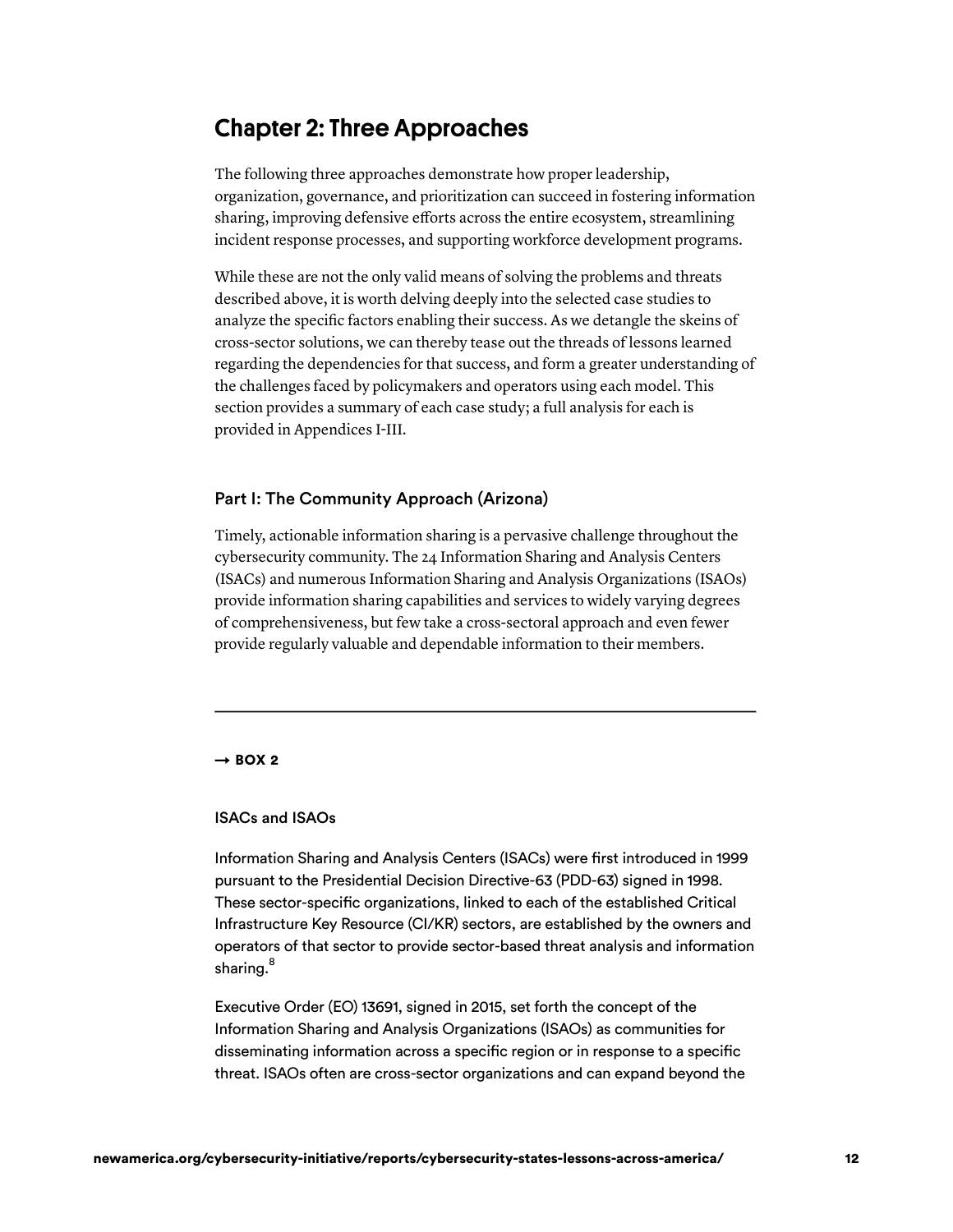## Chapter 2: Three Approaches

The following three approaches demonstrate how proper leadership, organization, governance, and prioritization can succeed in fostering information sharing, improving defensive efforts across the entire ecosystem, streamlining incident response processes, and supporting workforce development programs.

While these are not the only valid means of solving the problems and threats described above, it is worth delving deeply into the selected case studies to analyze the specific factors enabling their success. As we detangle the skeins of cross-sector solutions, we can thereby tease out the threads of lessons learned regarding the dependencies for that success, and form a greater understanding of the challenges faced by policymakers and operators using each model. This section provides a summary of each case study; a full analysis for each is provided in Appendices I-III.

### Part I: The Community Approach (Arizona)

Timely, actionable information sharing is a pervasive challenge throughout the cybersecurity community. The 24 Information Sharing and Analysis Centers (ISACs) and numerous Information Sharing and Analysis Organizations (ISAOs) provide information sharing capabilities and services to widely varying degrees of comprehensiveness, but few take a cross-sectoral approach and even fewer provide regularly valuable and dependable information to their members.

---

**→ BOX 2**

#### ISACs and ISAOs

Information Sharing and Analysis Centers (ISACs) were first introduced in 1999 pursuant to the Presidential Decision Directive-63 (PDD-63) signed in 1998. These sector-specific organizations, linked to each of the established Critical Infrastructure Key Resource (CI/KR) sectors, are established by the owners and operators of that sector to provide sector-based threat analysis and information sharing.[8]

Executive Order (EO) 13691, signed in 2015, set forth the concept of the Information Sharing and Analysis Organizations (ISAOs) as communities for disseminating information across a specific region or in response to a specific threat. ISAOs often are cross-sector organizations and can expand beyond the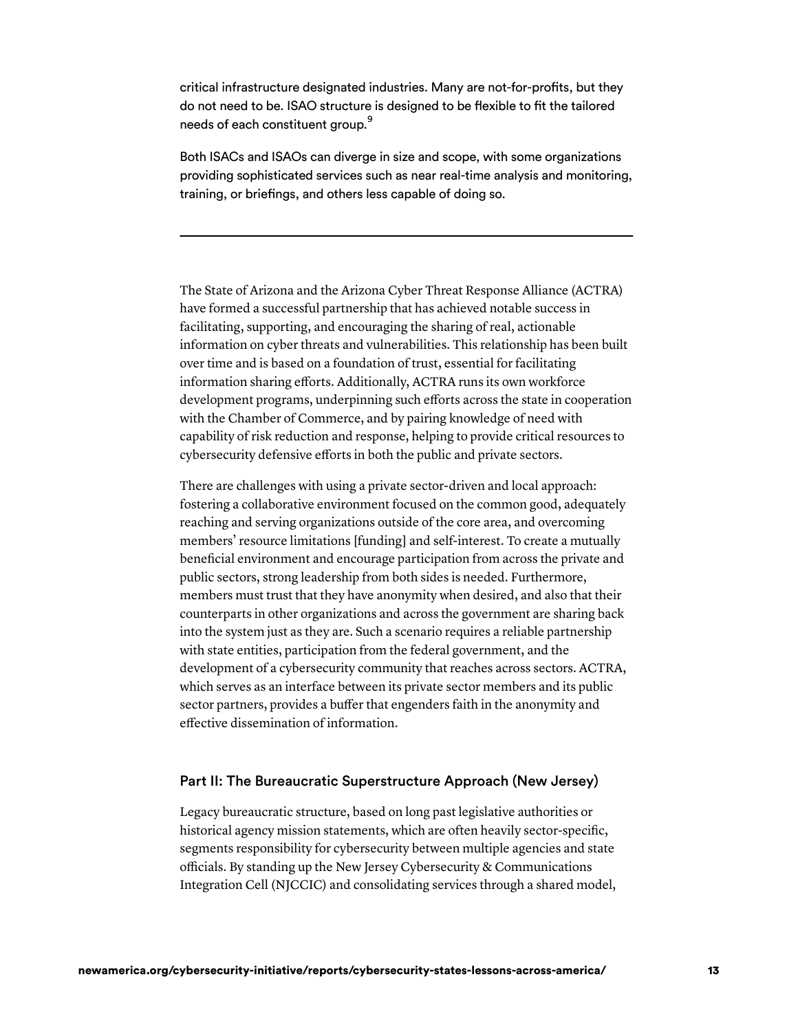critical infrastructure designated industries. Many are not-for-profits, but they do not need to be. ISAO structure is designed to be flexible to fit the tailored needs of each constituent group.[9]

Both ISACs and ISAOs can diverge in size and scope, with some organizations providing sophisticated services such as near real-time analysis and monitoring, training, or briefings, and others less capable of doing so.

---

The State of Arizona and the Arizona Cyber Threat Response Alliance (ACTRA) have formed a successful partnership that has achieved notable success in facilitating, supporting, and encouraging the sharing of real, actionable information on cyber threats and vulnerabilities. This relationship has been built over time and is based on a foundation of trust, essential for facilitating information sharing efforts. Additionally, ACTRA runs its own workforce development programs, underpinning such efforts across the state in cooperation with the Chamber of Commerce, and by pairing knowledge of need with capability of risk reduction and response, helping to provide critical resources to cybersecurity defensive efforts in both the public and private sectors.

There are challenges with using a private sector-driven and local approach: fostering a collaborative environment focused on the common good, adequately reaching and serving organizations outside of the core area, and overcoming members' resource limitations [funding] and self-interest. To create a mutually beneficial environment and encourage participation from across the private and public sectors, strong leadership from both sides is needed. Furthermore, members must trust that they have anonymity when desired, and also that their counterparts in other organizations and across the government are sharing back into the system just as they are. Such a scenario requires a reliable partnership with state entities, participation from the federal government, and the development of a cybersecurity community that reaches across sectors. ACTRA, which serves as an interface between its private sector members and its public sector partners, provides a buffer that engenders faith in the anonymity and effective dissemination of information.

## Part II: The Bureaucratic Superstructure Approach (New Jersey)

Legacy bureaucratic structure, based on long past legislative authorities or historical agency mission statements, which are often heavily sector-specific, segments responsibility for cybersecurity between multiple agencies and state officials. By standing up the New Jersey Cybersecurity & Communications Integration Cell (NJCCIC) and consolidating services through a shared model,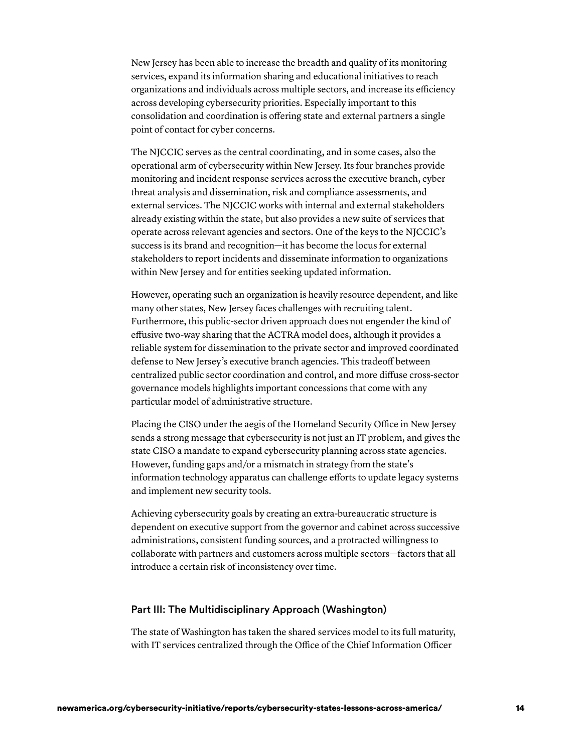New Jersey has been able to increase the breadth and quality of its monitoring services, expand its information sharing and educational initiatives to reach organizations and individuals across multiple sectors, and increase its efficiency across developing cybersecurity priorities. Especially important to this consolidation and coordination is offering state and external partners a single point of contact for cyber concerns.

The NJCCIC serves as the central coordinating, and in some cases, also the operational arm of cybersecurity within New Jersey. Its four branches provide monitoring and incident response services across the executive branch, cyber threat analysis and dissemination, risk and compliance assessments, and external services. The NJCCIC works with internal and external stakeholders already existing within the state, but also provides a new suite of services that operate across relevant agencies and sectors. One of the keys to the NJCCIC's success is its brand and recognition—it has become the locus for external stakeholders to report incidents and disseminate information to organizations within New Jersey and for entities seeking updated information.

However, operating such an organization is heavily resource dependent, and like many other states, New Jersey faces challenges with recruiting talent. Furthermore, this public-sector driven approach does not engender the kind of effusive two-way sharing that the ACTRA model does, although it provides a reliable system for dissemination to the private sector and improved coordinated defense to New Jersey's executive branch agencies. This tradeoff between centralized public sector coordination and control, and more diffuse cross-sector governance models highlights important concessions that come with any particular model of administrative structure.

Placing the CISO under the aegis of the Homeland Security Office in New Jersey sends a strong message that cybersecurity is not just an IT problem, and gives the state CISO a mandate to expand cybersecurity planning across state agencies. However, funding gaps and/or a mismatch in strategy from the state's information technology apparatus can challenge efforts to update legacy systems and implement new security tools.

Achieving cybersecurity goals by creating an extra-bureaucratic structure is dependent on executive support from the governor and cabinet across successive administrations, consistent funding sources, and a protracted willingness to collaborate with partners and customers across multiple sectors—factors that all introduce a certain risk of inconsistency over time.

## Part III: The Multidisciplinary Approach (Washington)

The state of Washington has taken the shared services model to its full maturity, with IT services centralized through the Office of the Chief Information Officer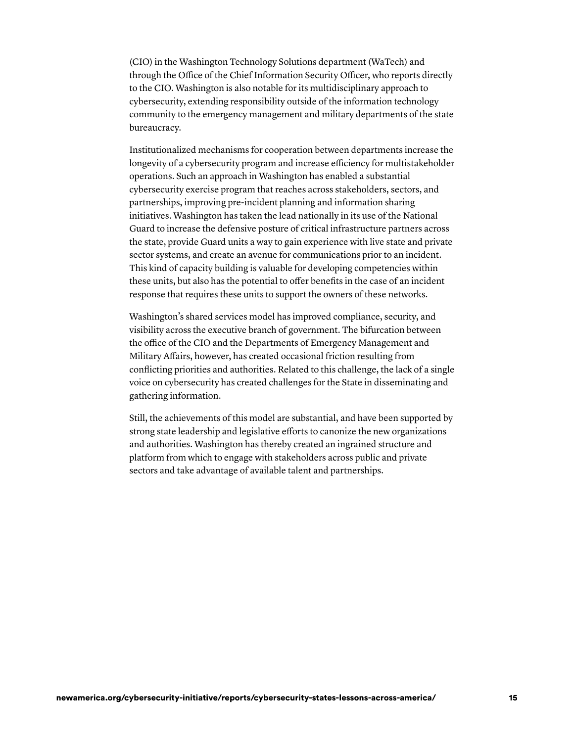(CIO) in the Washington Technology Solutions department (WaTech) and through the Office of the Chief Information Security Officer, who reports directly to the CIO. Washington is also notable for its multidisciplinary approach to cybersecurity, extending responsibility outside of the information technology community to the emergency management and military departments of the state bureaucracy.

Institutionalized mechanisms for cooperation between departments increase the longevity of a cybersecurity program and increase efficiency for multistakeholder operations. Such an approach in Washington has enabled a substantial cybersecurity exercise program that reaches across stakeholders, sectors, and partnerships, improving pre-incident planning and information sharing initiatives. Washington has taken the lead nationally in its use of the National Guard to increase the defensive posture of critical infrastructure partners across the state, provide Guard units a way to gain experience with live state and private sector systems, and create an avenue for communications prior to an incident. This kind of capacity building is valuable for developing competencies within these units, but also has the potential to offer benefits in the case of an incident response that requires these units to support the owners of these networks.

Washington's shared services model has improved compliance, security, and visibility across the executive branch of government. The bifurcation between the office of the CIO and the Departments of Emergency Management and Military Affairs, however, has created occasional friction resulting from conflicting priorities and authorities. Related to this challenge, the lack of a single voice on cybersecurity has created challenges for the State in disseminating and gathering information.

Still, the achievements of this model are substantial, and have been supported by strong state leadership and legislative efforts to canonize the new organizations and authorities. Washington has thereby created an ingrained structure and platform from which to engage with stakeholders across public and private sectors and take advantage of available talent and partnerships.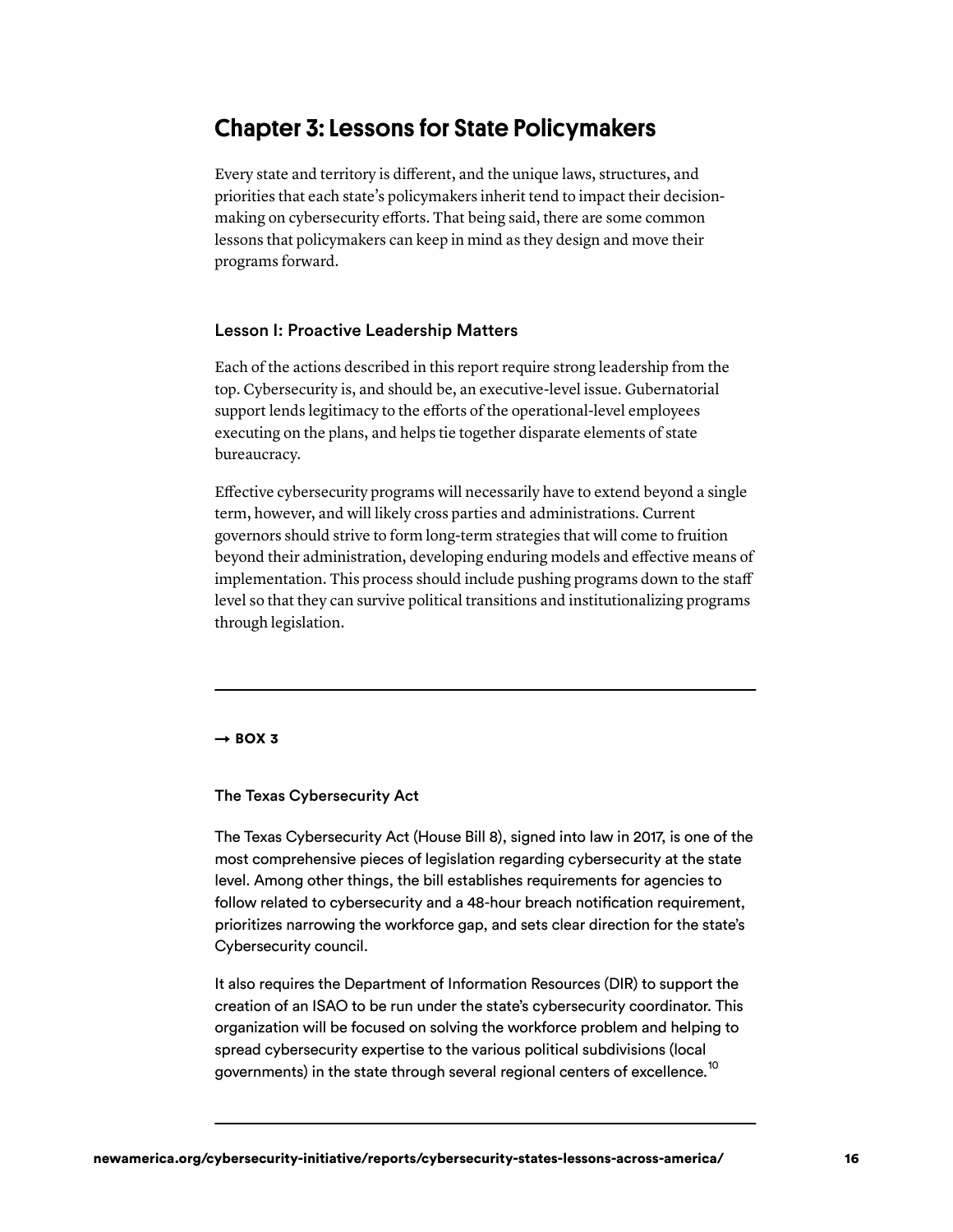## Chapter 3: Lessons for State Policymakers

Every state and territory is different, and the unique laws, structures, and priorities that each state's policymakers inherit tend to impact their decision-making on cybersecurity efforts. That being said, there are some common lessons that policymakers can keep in mind as they design and move their programs forward.

### Lesson I: Proactive Leadership Matters

Each of the actions described in this report require strong leadership from the top. Cybersecurity is, and should be, an executive-level issue. Gubernatorial support lends legitimacy to the efforts of the operational-level employees executing on the plans, and helps tie together disparate elements of state bureaucracy.

Effective cybersecurity programs will necessarily have to extend beyond a single term, however, and will likely cross parties and administrations. Current governors should strive to form long-term strategies that will come to fruition beyond their administration, developing enduring models and effective means of implementation. This process should include pushing programs down to the staff level so that they can survive political transitions and institutionalizing programs through legislation.

---

**→ BOX 3**

#### The Texas Cybersecurity Act

The Texas Cybersecurity Act (House Bill 8), signed into law in 2017, is one of the most comprehensive pieces of legislation regarding cybersecurity at the state level. Among other things, the bill establishes requirements for agencies to follow related to cybersecurity and a 48-hour breach notification requirement, prioritizes narrowing the workforce gap, and sets clear direction for the state's Cybersecurity council.

It also requires the Department of Information Resources (DIR) to support the creation of an ISAO to be run under the state's cybersecurity coordinator. This organization will be focused on solving the workforce problem and helping to spread cybersecurity expertise to the various political subdivisions (local governments) in the state through several regional centers of excellence.[10]

---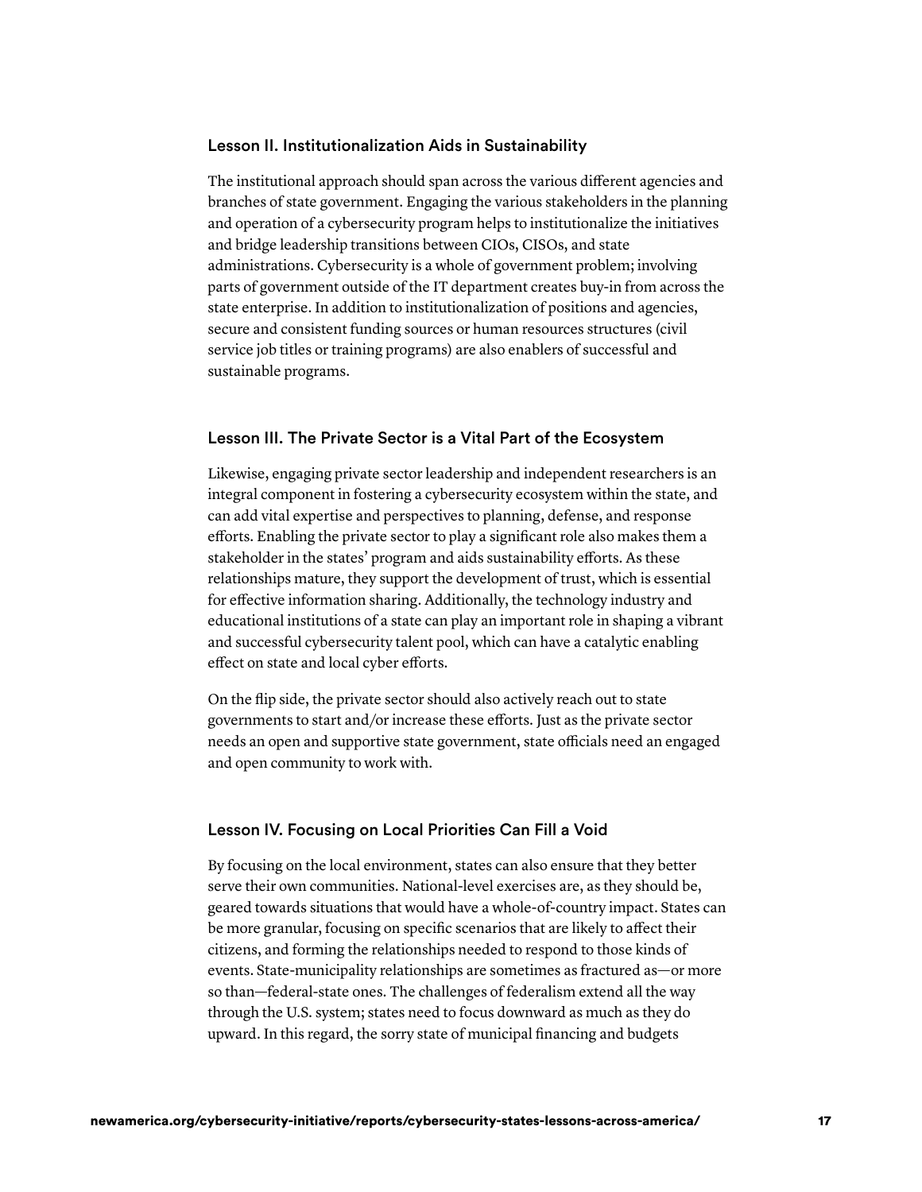### Lesson II. Institutionalization Aids in Sustainability

The institutional approach should span across the various different agencies and branches of state government. Engaging the various stakeholders in the planning and operation of a cybersecurity program helps to institutionalize the initiatives and bridge leadership transitions between CIOs, CISOs, and state administrations. Cybersecurity is a whole of government problem; involving parts of government outside of the IT department creates buy-in from across the state enterprise. In addition to institutionalization of positions and agencies, secure and consistent funding sources or human resources structures (civil service job titles or training programs) are also enablers of successful and sustainable programs.

### Lesson III. The Private Sector is a Vital Part of the Ecosystem

Likewise, engaging private sector leadership and independent researchers is an integral component in fostering a cybersecurity ecosystem within the state, and can add vital expertise and perspectives to planning, defense, and response efforts. Enabling the private sector to play a significant role also makes them a stakeholder in the states' program and aids sustainability efforts. As these relationships mature, they support the development of trust, which is essential for effective information sharing. Additionally, the technology industry and educational institutions of a state can play an important role in shaping a vibrant and successful cybersecurity talent pool, which can have a catalytic enabling effect on state and local cyber efforts.

On the flip side, the private sector should also actively reach out to state governments to start and/or increase these efforts. Just as the private sector needs an open and supportive state government, state officials need an engaged and open community to work with.

### Lesson IV. Focusing on Local Priorities Can Fill a Void

By focusing on the local environment, states can also ensure that they better serve their own communities. National-level exercises are, as they should be, geared towards situations that would have a whole-of-country impact. States can be more granular, focusing on specific scenarios that are likely to affect their citizens, and forming the relationships needed to respond to those kinds of events. State-municipality relationships are sometimes as fractured as—or more so than—federal-state ones. The challenges of federalism extend all the way through the U.S. system; states need to focus downward as much as they do upward. In this regard, the sorry state of municipal financing and budgets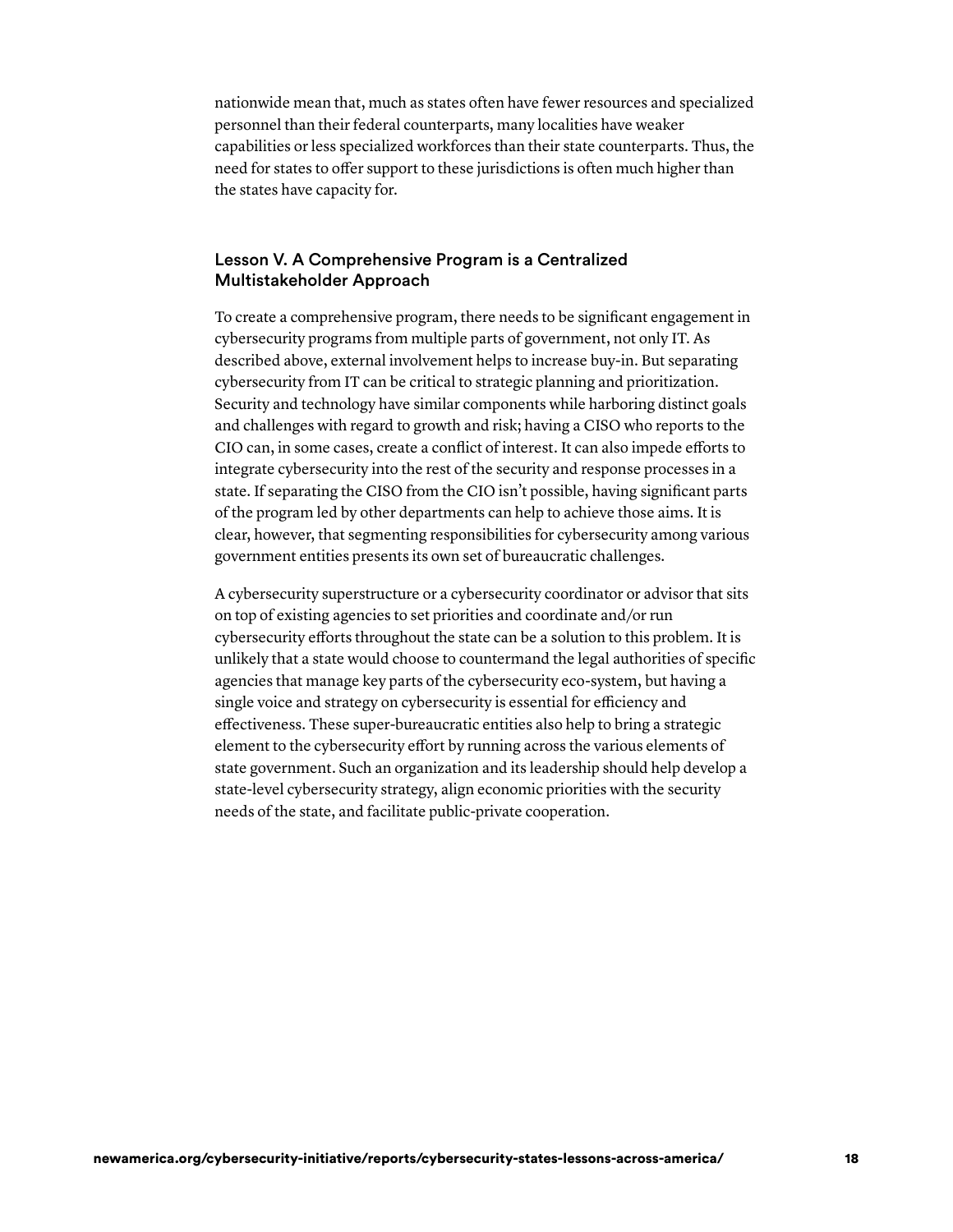nationwide mean that, much as states often have fewer resources and specialized personnel than their federal counterparts, many localities have weaker capabilities or less specialized workforces than their state counterparts. Thus, the need for states to offer support to these jurisdictions is often much higher than the states have capacity for.

### Lesson V. A Comprehensive Program is a Centralized Multistakeholder Approach

To create a comprehensive program, there needs to be significant engagement in cybersecurity programs from multiple parts of government, not only IT. As described above, external involvement helps to increase buy-in. But separating cybersecurity from IT can be critical to strategic planning and prioritization. Security and technology have similar components while harboring distinct goals and challenges with regard to growth and risk; having a CISO who reports to the CIO can, in some cases, create a conflict of interest. It can also impede efforts to integrate cybersecurity into the rest of the security and response processes in a state. If separating the CISO from the CIO isn't possible, having significant parts of the program led by other departments can help to achieve those aims. It is clear, however, that segmenting responsibilities for cybersecurity among various government entities presents its own set of bureaucratic challenges.

A cybersecurity superstructure or a cybersecurity coordinator or advisor that sits on top of existing agencies to set priorities and coordinate and/or run cybersecurity efforts throughout the state can be a solution to this problem. It is unlikely that a state would choose to countermand the legal authorities of specific agencies that manage key parts of the cybersecurity eco-system, but having a single voice and strategy on cybersecurity is essential for efficiency and effectiveness. These super-bureaucratic entities also help to bring a strategic element to the cybersecurity effort by running across the various elements of state government. Such an organization and its leadership should help develop a state-level cybersecurity strategy, align economic priorities with the security needs of the state, and facilitate public-private cooperation.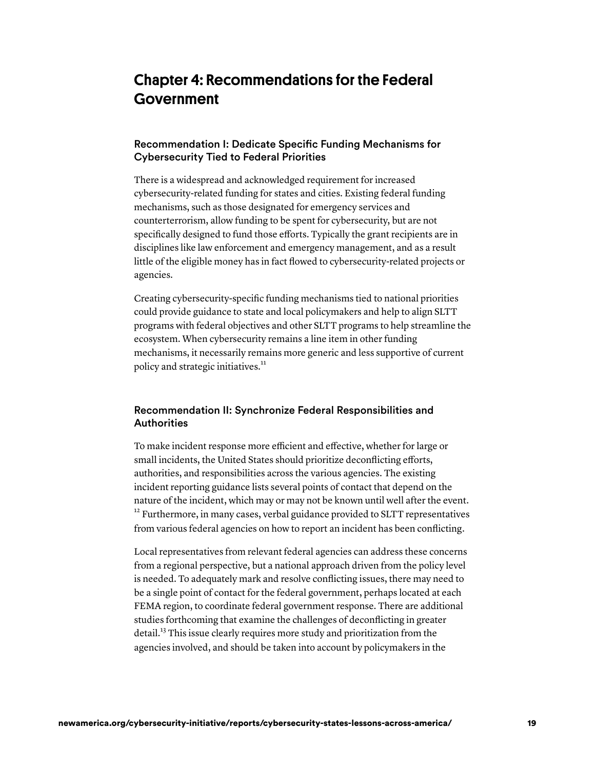# Chapter 4: Recommendations for the Federal Government

## Recommendation I: Dedicate Specific Funding Mechanisms for Cybersecurity Tied to Federal Priorities

There is a widespread and acknowledged requirement for increased cybersecurity-related funding for states and cities. Existing federal funding mechanisms, such as those designated for emergency services and counterterrorism, allow funding to be spent for cybersecurity, but are not specifically designed to fund those efforts. Typically the grant recipients are in disciplines like law enforcement and emergency management, and as a result little of the eligible money has in fact flowed to cybersecurity-related projects or agencies.

Creating cybersecurity-specific funding mechanisms tied to national priorities could provide guidance to state and local policymakers and help to align SLTT programs with federal objectives and other SLTT programs to help streamline the ecosystem. When cybersecurity remains a line item in other funding mechanisms, it necessarily remains more generic and less supportive of current policy and strategic initiatives.[11]

## Recommendation II: Synchronize Federal Responsibilities and Authorities

To make incident response more efficient and effective, whether for large or small incidents, the United States should prioritize deconflicting efforts, authorities, and responsibilities across the various agencies. The existing incident reporting guidance lists several points of contact that depend on the nature of the incident, which may or may not be known until well after the event.[12] Furthermore, in many cases, verbal guidance provided to SLTT representatives from various federal agencies on how to report an incident has been conflicting.

Local representatives from relevant federal agencies can address these concerns from a regional perspective, but a national approach driven from the policy level is needed. To adequately mark and resolve conflicting issues, there may need to be a single point of contact for the federal government, perhaps located at each FEMA region, to coordinate federal government response. There are additional studies forthcoming that examine the challenges of deconflicting in greater detail.[13] This issue clearly requires more study and prioritization from the agencies involved, and should be taken into account by policymakers in the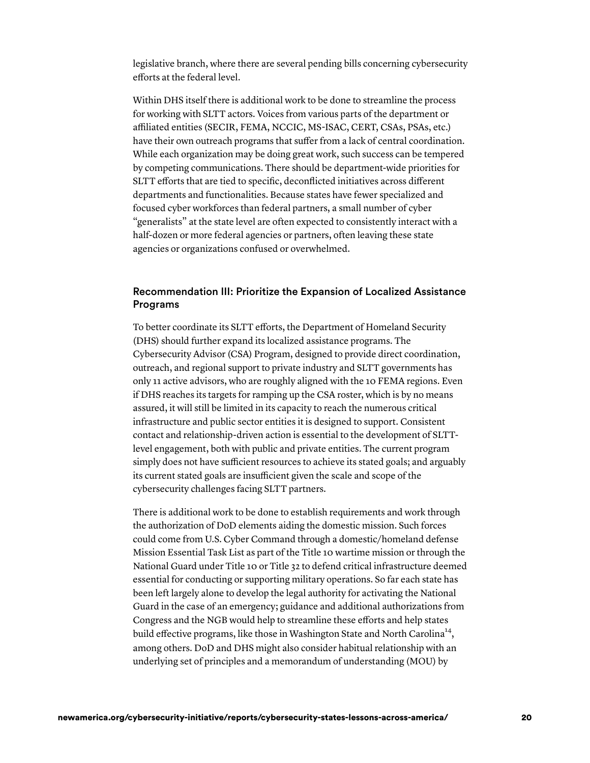legislative branch, where there are several pending bills concerning cybersecurity efforts at the federal level.

Within DHS itself there is additional work to be done to streamline the process for working with SLTT actors. Voices from various parts of the department or affiliated entities (SECIR, FEMA, NCCIC, MS-ISAC, CERT, CSAs, PSAs, etc.) have their own outreach programs that suffer from a lack of central coordination. While each organization may be doing great work, such success can be tempered by competing communications. There should be department-wide priorities for SLTT efforts that are tied to specific, deconflicted initiatives across different departments and functionalities. Because states have fewer specialized and focused cyber workforces than federal partners, a small number of cyber "generalists" at the state level are often expected to consistently interact with a half-dozen or more federal agencies or partners, often leaving these state agencies or organizations confused or overwhelmed.

### Recommendation III: Prioritize the Expansion of Localized Assistance Programs

To better coordinate its SLTT efforts, the Department of Homeland Security (DHS) should further expand its localized assistance programs. The Cybersecurity Advisor (CSA) Program, designed to provide direct coordination, outreach, and regional support to private industry and SLTT governments has only 11 active advisors, who are roughly aligned with the 10 FEMA regions. Even if DHS reaches its targets for ramping up the CSA roster, which is by no means assured, it will still be limited in its capacity to reach the numerous critical infrastructure and public sector entities it is designed to support. Consistent contact and relationship-driven action is essential to the development of SLTT-level engagement, both with public and private entities. The current program simply does not have sufficient resources to achieve its stated goals; and arguably its current stated goals are insufficient given the scale and scope of the cybersecurity challenges facing SLTT partners.

There is additional work to be done to establish requirements and work through the authorization of DoD elements aiding the domestic mission. Such forces could come from U.S. Cyber Command through a domestic/homeland defense Mission Essential Task List as part of the Title 10 wartime mission or through the National Guard under Title 10 or Title 32 to defend critical infrastructure deemed essential for conducting or supporting military operations. So far each state has been left largely alone to develop the legal authority for activating the National Guard in the case of an emergency; guidance and additional authorizations from Congress and the NGB would help to streamline these efforts and help states build effective programs, like those in Washington State and North Carolina[14], among others. DoD and DHS might also consider habitual relationship with an underlying set of principles and a memorandum of understanding (MOU) by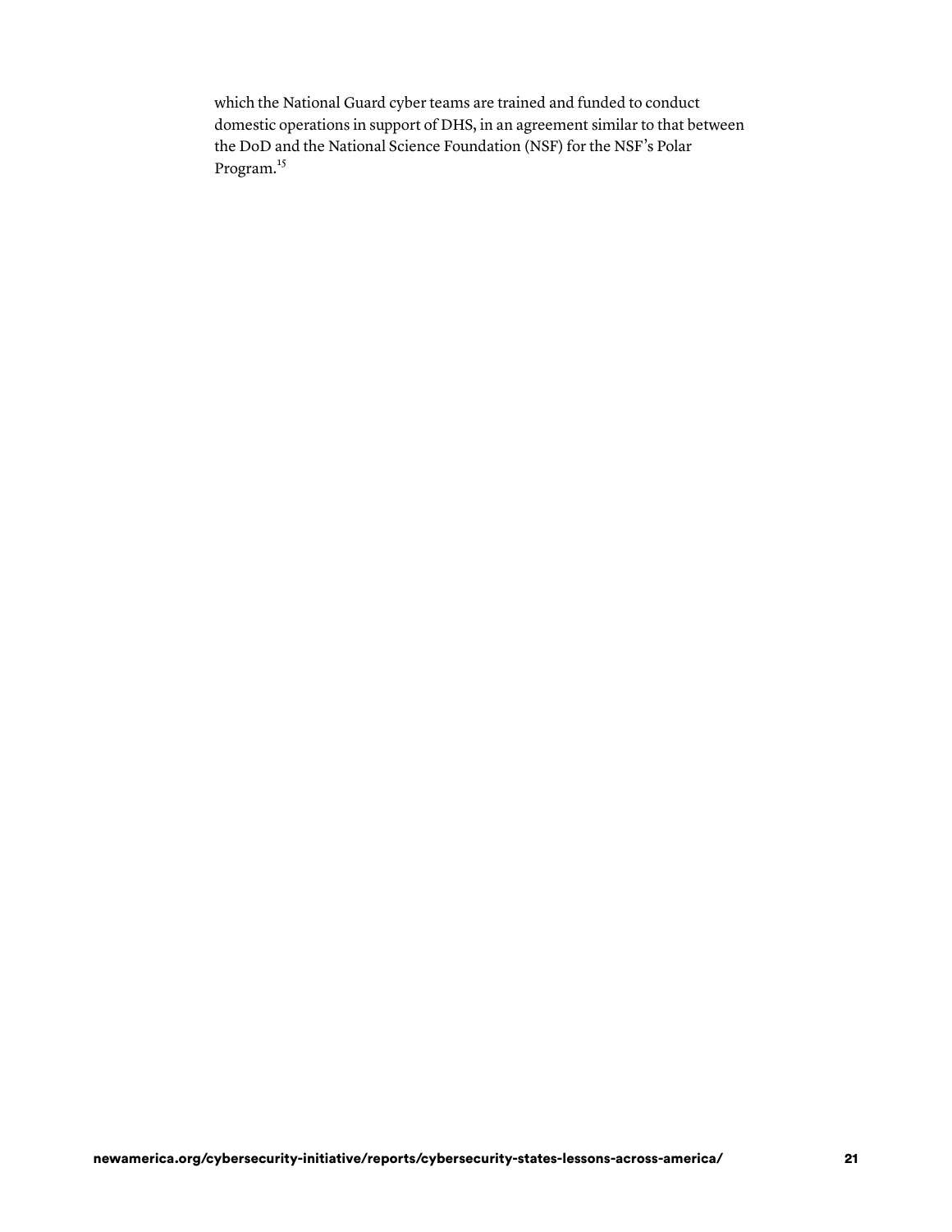which the National Guard cyber teams are trained and funded to conduct domestic operations in support of DHS, in an agreement similar to that between the DoD and the National Science Foundation (NSF) for the NSF's Polar Program.[15]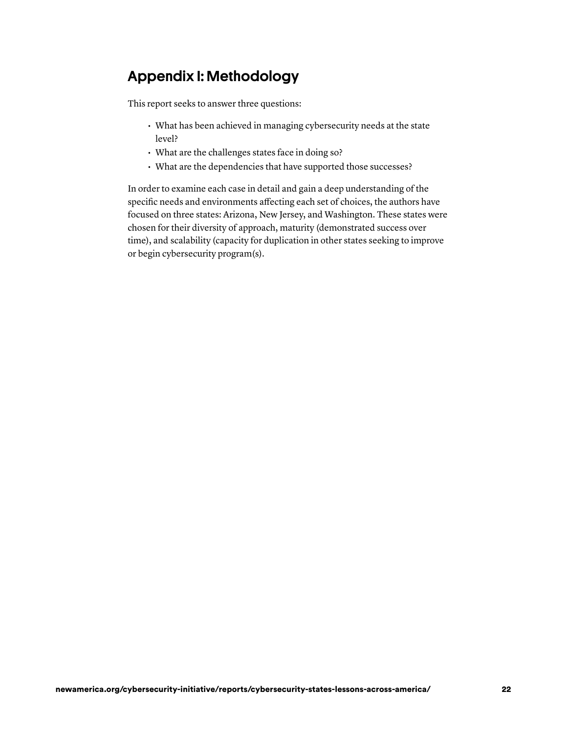## Appendix I: Methodology

This report seeks to answer three questions:

- What has been achieved in managing cybersecurity needs at the state level?
- What are the challenges states face in doing so?
- What are the dependencies that have supported those successes?

In order to examine each case in detail and gain a deep understanding of the specific needs and environments affecting each set of choices, the authors have focused on three states: Arizona, New Jersey, and Washington. These states were chosen for their diversity of approach, maturity (demonstrated success over time), and scalability (capacity for duplication in other states seeking to improve or begin cybersecurity program(s).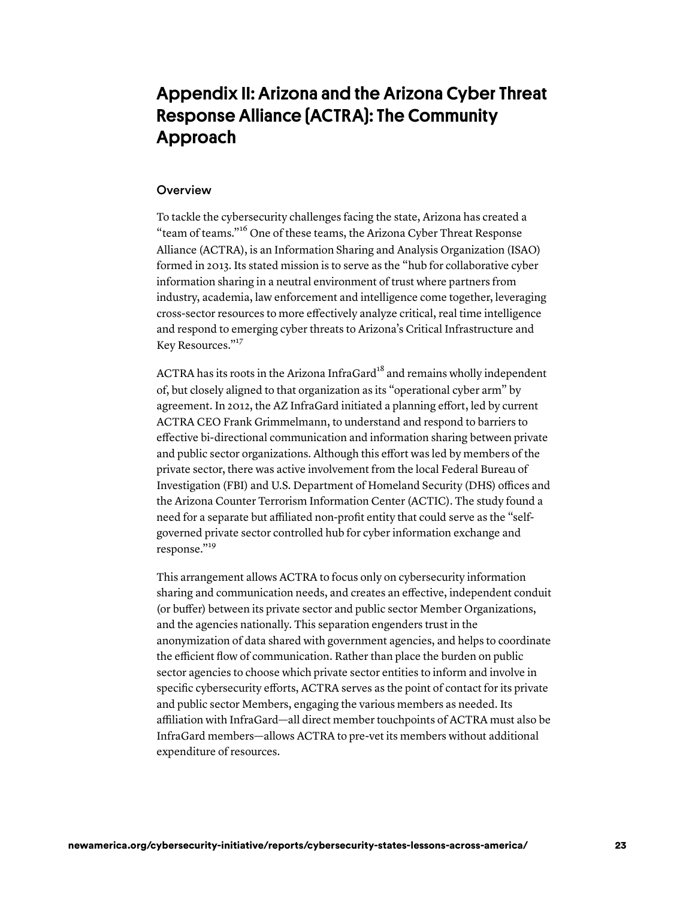# Appendix II: Arizona and the Arizona Cyber Threat Response Alliance (ACTRA): The Community Approach

## Overview

To tackle the cybersecurity challenges facing the state, Arizona has created a "team of teams."[16] One of these teams, the Arizona Cyber Threat Response Alliance (ACTRA), is an Information Sharing and Analysis Organization (ISAO) formed in 2013. Its stated mission is to serve as the "hub for collaborative cyber information sharing in a neutral environment of trust where partners from industry, academia, law enforcement and intelligence come together, leveraging cross-sector resources to more effectively analyze critical, real time intelligence and respond to emerging cyber threats to Arizona's Critical Infrastructure and Key Resources."[17]

ACTRA has its roots in the Arizona InfraGard[18] and remains wholly independent of, but closely aligned to that organization as its "operational cyber arm" by agreement. In 2012, the AZ InfraGard initiated a planning effort, led by current ACTRA CEO Frank Grimmelmann, to understand and respond to barriers to effective bi-directional communication and information sharing between private and public sector organizations. Although this effort was led by members of the private sector, there was active involvement from the local Federal Bureau of Investigation (FBI) and U.S. Department of Homeland Security (DHS) offices and the Arizona Counter Terrorism Information Center (ACTIC). The study found a need for a separate but affiliated non-profit entity that could serve as the "self-governed private sector controlled hub for cyber information exchange and response."[19]

This arrangement allows ACTRA to focus only on cybersecurity information sharing and communication needs, and creates an effective, independent conduit (or buffer) between its private sector and public sector Member Organizations, and the agencies nationally. This separation engenders trust in the anonymization of data shared with government agencies, and helps to coordinate the efficient flow of communication. Rather than place the burden on public sector agencies to choose which private sector entities to inform and involve in specific cybersecurity efforts, ACTRA serves as the point of contact for its private and public sector Members, engaging the various members as needed. Its affiliation with InfraGard—all direct member touchpoints of ACTRA must also be InfraGard members—allows ACTRA to pre-vet its members without additional expenditure of resources.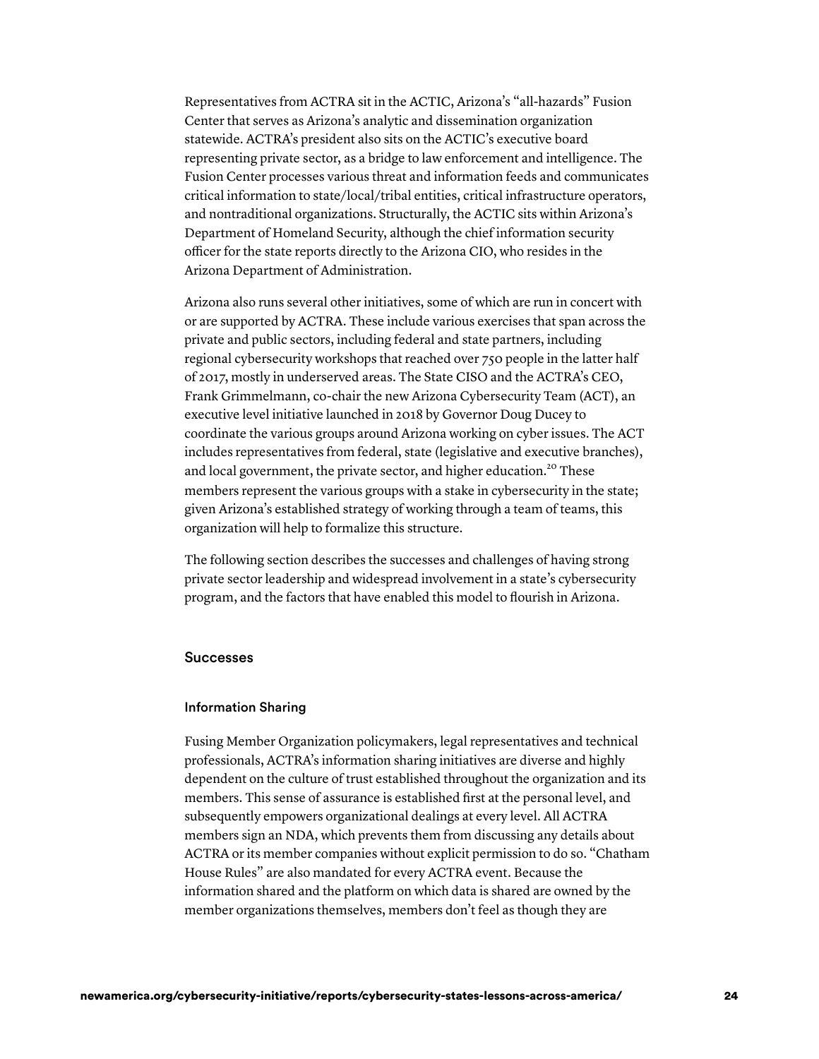Representatives from ACTRA sit in the ACTIC, Arizona's "all-hazards" Fusion Center that serves as Arizona's analytic and dissemination organization statewide. ACTRA's president also sits on the ACTIC's executive board representing private sector, as a bridge to law enforcement and intelligence. The Fusion Center processes various threat and information feeds and communicates critical information to state/local/tribal entities, critical infrastructure operators, and nontraditional organizations. Structurally, the ACTIC sits within Arizona's Department of Homeland Security, although the chief information security officer for the state reports directly to the Arizona CIO, who resides in the Arizona Department of Administration.

Arizona also runs several other initiatives, some of which are run in concert with or are supported by ACTRA. These include various exercises that span across the private and public sectors, including federal and state partners, including regional cybersecurity workshops that reached over 750 people in the latter half of 2017, mostly in underserved areas. The State CISO and the ACTRA's CEO, Frank Grimmelmann, co-chair the new Arizona Cybersecurity Team (ACT), an executive level initiative launched in 2018 by Governor Doug Ducey to coordinate the various groups around Arizona working on cyber issues. The ACT includes representatives from federal, state (legislative and executive branches), and local government, the private sector, and higher education.[20] These members represent the various groups with a stake in cybersecurity in the state; given Arizona's established strategy of working through a team of teams, this organization will help to formalize this structure.

The following section describes the successes and challenges of having strong private sector leadership and widespread involvement in a state's cybersecurity program, and the factors that have enabled this model to flourish in Arizona.

## Successes

### Information Sharing

Fusing Member Organization policymakers, legal representatives and technical professionals, ACTRA's information sharing initiatives are diverse and highly dependent on the culture of trust established throughout the organization and its members. This sense of assurance is established first at the personal level, and subsequently empowers organizational dealings at every level. All ACTRA members sign an NDA, which prevents them from discussing any details about ACTRA or its member companies without explicit permission to do so. "Chatham House Rules" are also mandated for every ACTRA event. Because the information shared and the platform on which data is shared are owned by the member organizations themselves, members don't feel as though they are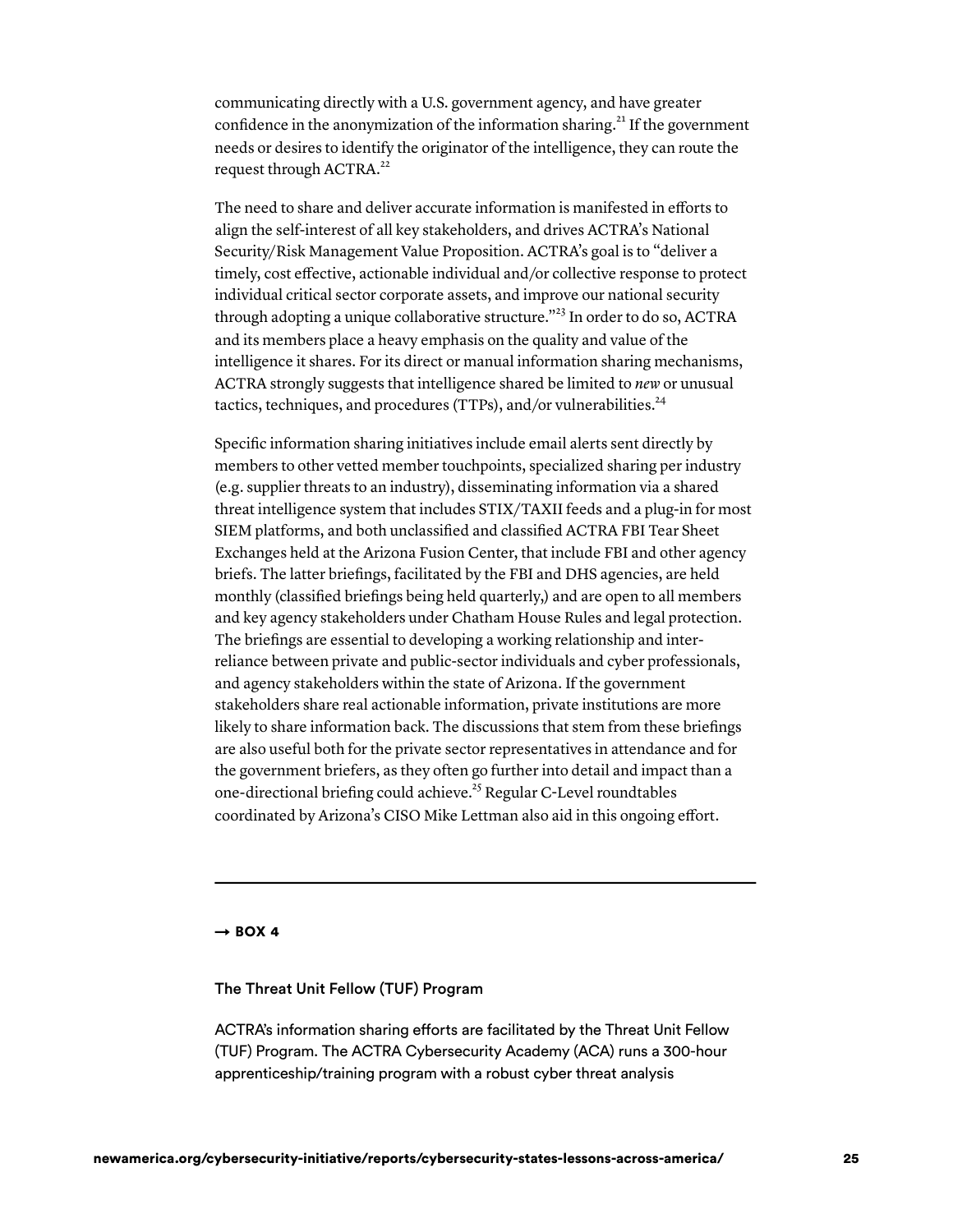communicating directly with a U.S. government agency, and have greater confidence in the anonymization of the information sharing.[21] If the government needs or desires to identify the originator of the intelligence, they can route the request through ACTRA.[22]

The need to share and deliver accurate information is manifested in efforts to align the self-interest of all key stakeholders, and drives ACTRA's National Security/Risk Management Value Proposition. ACTRA's goal is to "deliver a timely, cost effective, actionable individual and/or collective response to protect individual critical sector corporate assets, and improve our national security through adopting a unique collaborative structure."[23] In order to do so, ACTRA and its members place a heavy emphasis on the quality and value of the intelligence it shares. For its direct or manual information sharing mechanisms, ACTRA strongly suggests that intelligence shared be limited to *new* or unusual tactics, techniques, and procedures (TTPs), and/or vulnerabilities.[24]

Specific information sharing initiatives include email alerts sent directly by members to other vetted member touchpoints, specialized sharing per industry (e.g. supplier threats to an industry), disseminating information via a shared threat intelligence system that includes STIX/TAXII feeds and a plug-in for most SIEM platforms, and both unclassified and classified ACTRA FBI Tear Sheet Exchanges held at the Arizona Fusion Center, that include FBI and other agency briefs. The latter briefings, facilitated by the FBI and DHS agencies, are held monthly (classified briefings being held quarterly,) and are open to all members and key agency stakeholders under Chatham House Rules and legal protection. The briefings are essential to developing a working relationship and inter-reliance between private and public-sector individuals and cyber professionals, and agency stakeholders within the state of Arizona. If the government stakeholders share real actionable information, private institutions are more likely to share information back. The discussions that stem from these briefings are also useful both for the private sector representatives in attendance and for the government briefers, as they often go further into detail and impact than a one-directional briefing could achieve.[25] Regular C-Level roundtables coordinated by Arizona's CISO Mike Lettman also aid in this ongoing effort.

---

**→ BOX 4**

### The Threat Unit Fellow (TUF) Program

ACTRA's information sharing efforts are facilitated by the Threat Unit Fellow (TUF) Program. The ACTRA Cybersecurity Academy (ACA) runs a 300-hour apprenticeship/training program with a robust cyber threat analysis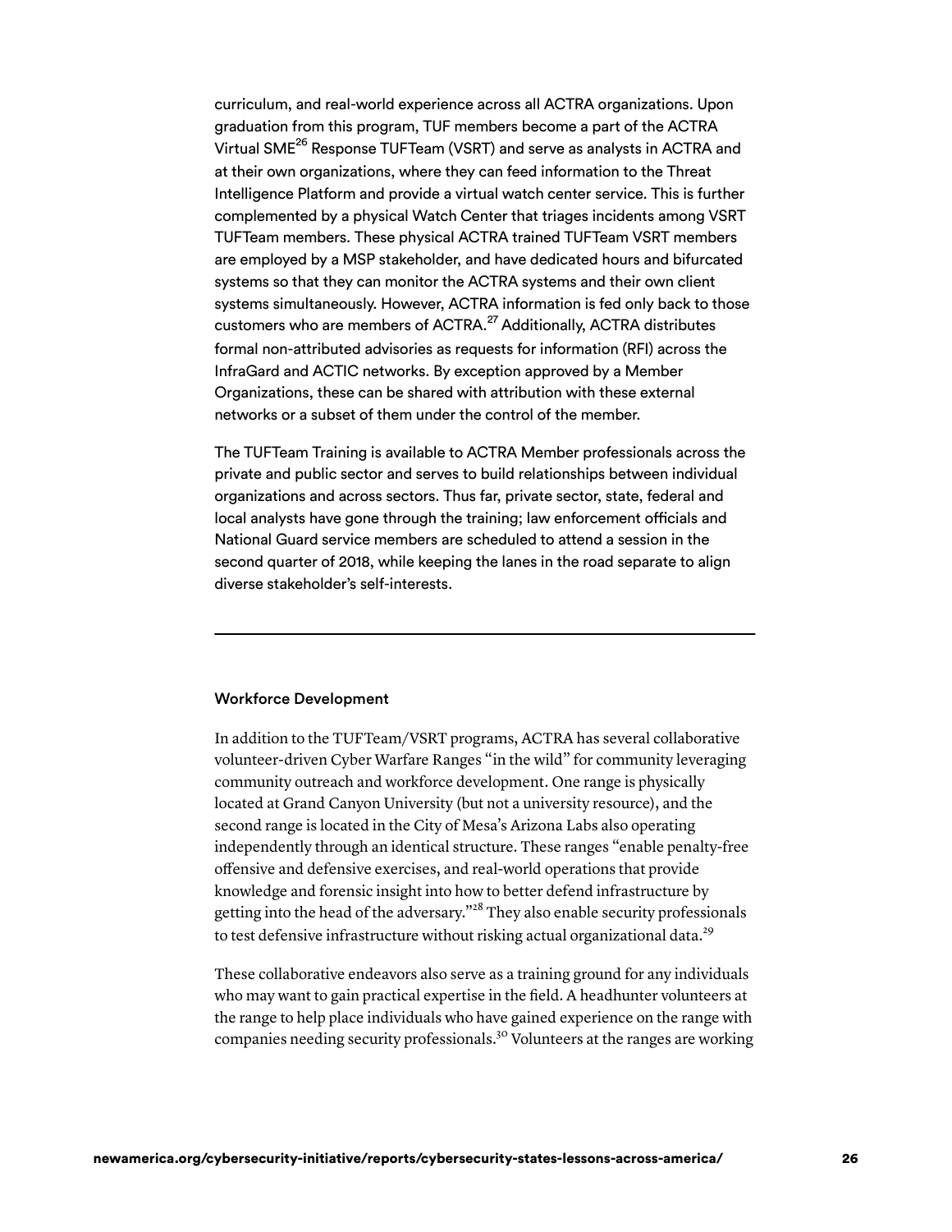curriculum, and real-world experience across all ACTRA organizations. Upon graduation from this program, TUF members become a part of the ACTRA Virtual SME[26] Response TUFTeam (VSRT) and serve as analysts in ACTRA and at their own organizations, where they can feed information to the Threat Intelligence Platform and provide a virtual watch center service. This is further complemented by a physical Watch Center that triages incidents among VSRT TUFTeam members. These physical ACTRA trained TUFTeam VSRT members are employed by a MSP stakeholder, and have dedicated hours and bifurcated systems so that they can monitor the ACTRA systems and their own client systems simultaneously. However, ACTRA information is fed only back to those customers who are members of ACTRA.[27] Additionally, ACTRA distributes formal non-attributed advisories as requests for information (RFI) across the InfraGard and ACTIC networks. By exception approved by a Member Organizations, these can be shared with attribution with these external networks or a subset of them under the control of the member.

The TUFTeam Training is available to ACTRA Member professionals across the private and public sector and serves to build relationships between individual organizations and across sectors. Thus far, private sector, state, federal and local analysts have gone through the training; law enforcement officials and National Guard service members are scheduled to attend a session in the second quarter of 2018, while keeping the lanes in the road separate to align diverse stakeholder's self-interests.

---

### Workforce Development

In addition to the TUFTeam/VSRT programs, ACTRA has several collaborative volunteer-driven Cyber Warfare Ranges "in the wild" for community leveraging community outreach and workforce development. One range is physically located at Grand Canyon University (but not a university resource), and the second range is located in the City of Mesa's Arizona Labs also operating independently through an identical structure. These ranges "enable penalty-free offensive and defensive exercises, and real-world operations that provide knowledge and forensic insight into how to better defend infrastructure by getting into the head of the adversary."[28] They also enable security professionals to test defensive infrastructure without risking actual organizational data.[29]

These collaborative endeavors also serve as a training ground for any individuals who may want to gain practical expertise in the field. A headhunter volunteers at the range to help place individuals who have gained experience on the range with companies needing security professionals.[30] Volunteers at the ranges are working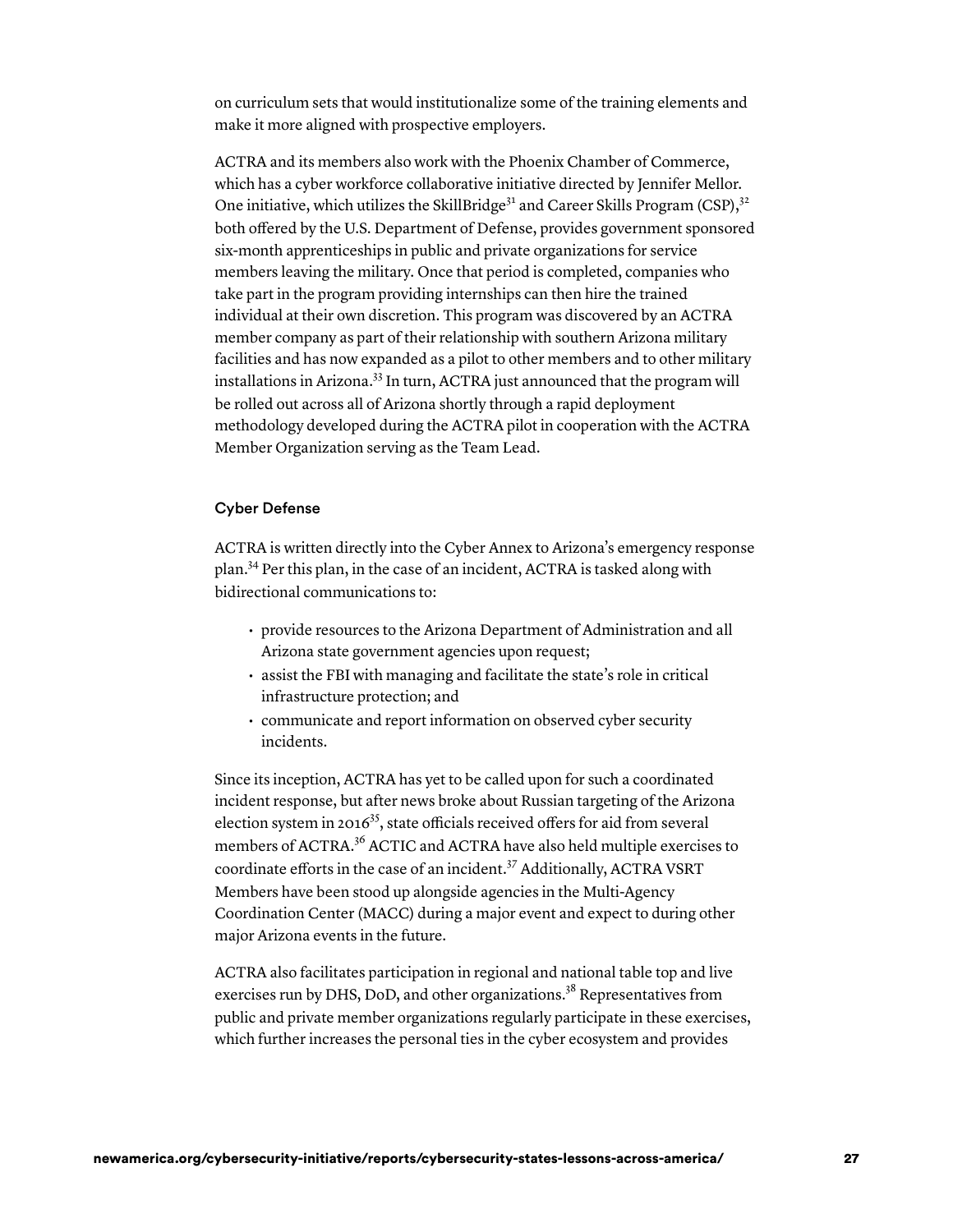on curriculum sets that would institutionalize some of the training elements and make it more aligned with prospective employers.

ACTRA and its members also work with the Phoenix Chamber of Commerce, which has a cyber workforce collaborative initiative directed by Jennifer Mellor. One initiative, which utilizes the SkillBridge[31] and Career Skills Program (CSP),[32] both offered by the U.S. Department of Defense, provides government sponsored six-month apprenticeships in public and private organizations for service members leaving the military. Once that period is completed, companies who take part in the program providing internships can then hire the trained individual at their own discretion. This program was discovered by an ACTRA member company as part of their relationship with southern Arizona military facilities and has now expanded as a pilot to other members and to other military installations in Arizona.[33] In turn, ACTRA just announced that the program will be rolled out across all of Arizona shortly through a rapid deployment methodology developed during the ACTRA pilot in cooperation with the ACTRA Member Organization serving as the Team Lead.

### Cyber Defense

ACTRA is written directly into the Cyber Annex to Arizona's emergency response plan.[34] Per this plan, in the case of an incident, ACTRA is tasked along with bidirectional communications to:

- provide resources to the Arizona Department of Administration and all Arizona state government agencies upon request;
- assist the FBI with managing and facilitate the state's role in critical infrastructure protection; and
- communicate and report information on observed cyber security incidents.

Since its inception, ACTRA has yet to be called upon for such a coordinated incident response, but after news broke about Russian targeting of the Arizona election system in 2016[35], state officials received offers for aid from several members of ACTRA.[36] ACTIC and ACTRA have also held multiple exercises to coordinate efforts in the case of an incident.[37] Additionally, ACTRA VSRT Members have been stood up alongside agencies in the Multi-Agency Coordination Center (MACC) during a major event and expect to during other major Arizona events in the future.

ACTRA also facilitates participation in regional and national table top and live exercises run by DHS, DoD, and other organizations.[38] Representatives from public and private member organizations regularly participate in these exercises, which further increases the personal ties in the cyber ecosystem and provides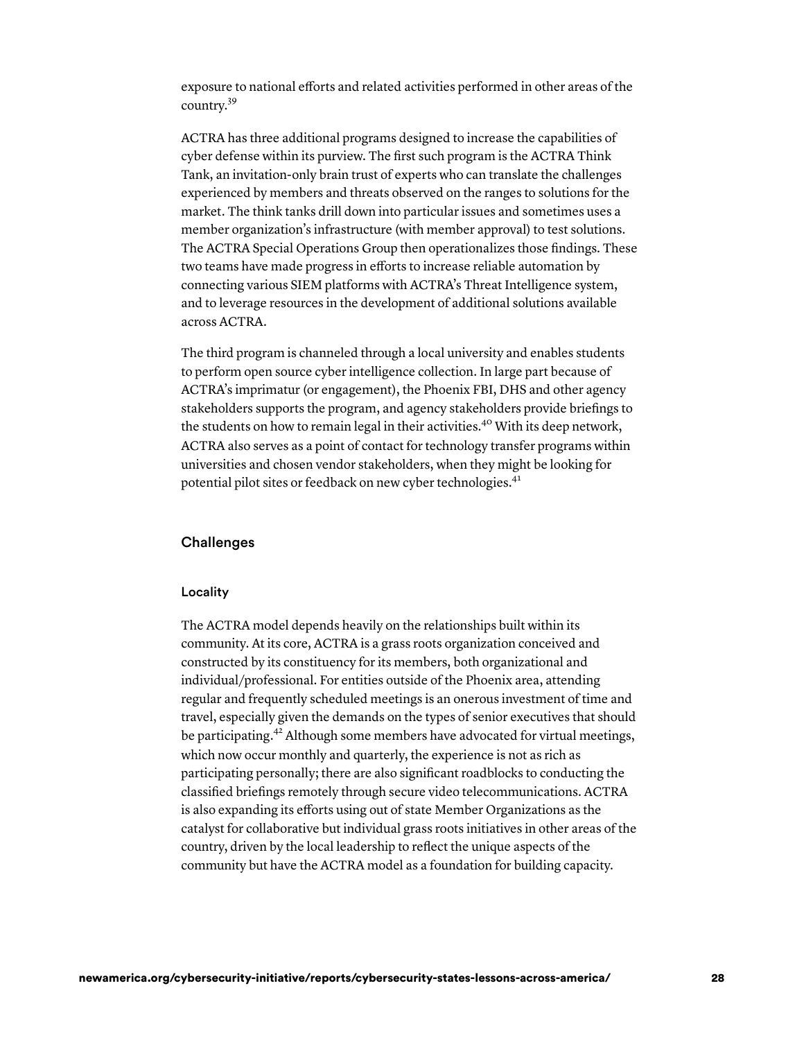exposure to national efforts and related activities performed in other areas of the country.[39]

ACTRA has three additional programs designed to increase the capabilities of cyber defense within its purview. The first such program is the ACTRA Think Tank, an invitation-only brain trust of experts who can translate the challenges experienced by members and threats observed on the ranges to solutions for the market. The think tanks drill down into particular issues and sometimes uses a member organization's infrastructure (with member approval) to test solutions. The ACTRA Special Operations Group then operationalizes those findings. These two teams have made progress in efforts to increase reliable automation by connecting various SIEM platforms with ACTRA's Threat Intelligence system, and to leverage resources in the development of additional solutions available across ACTRA.

The third program is channeled through a local university and enables students to perform open source cyber intelligence collection. In large part because of ACTRA's imprimatur (or engagement), the Phoenix FBI, DHS and other agency stakeholders supports the program, and agency stakeholders provide briefings to the students on how to remain legal in their activities.[40] With its deep network, ACTRA also serves as a point of contact for technology transfer programs within universities and chosen vendor stakeholders, when they might be looking for potential pilot sites or feedback on new cyber technologies.[41]

## Challenges

### Locality

The ACTRA model depends heavily on the relationships built within its community. At its core, ACTRA is a grass roots organization conceived and constructed by its constituency for its members, both organizational and individual/professional. For entities outside of the Phoenix area, attending regular and frequently scheduled meetings is an onerous investment of time and travel, especially given the demands on the types of senior executives that should be participating.[42] Although some members have advocated for virtual meetings, which now occur monthly and quarterly, the experience is not as rich as participating personally; there are also significant roadblocks to conducting the classified briefings remotely through secure video telecommunications. ACTRA is also expanding its efforts using out of state Member Organizations as the catalyst for collaborative but individual grass roots initiatives in other areas of the country, driven by the local leadership to reflect the unique aspects of the community but have the ACTRA model as a foundation for building capacity.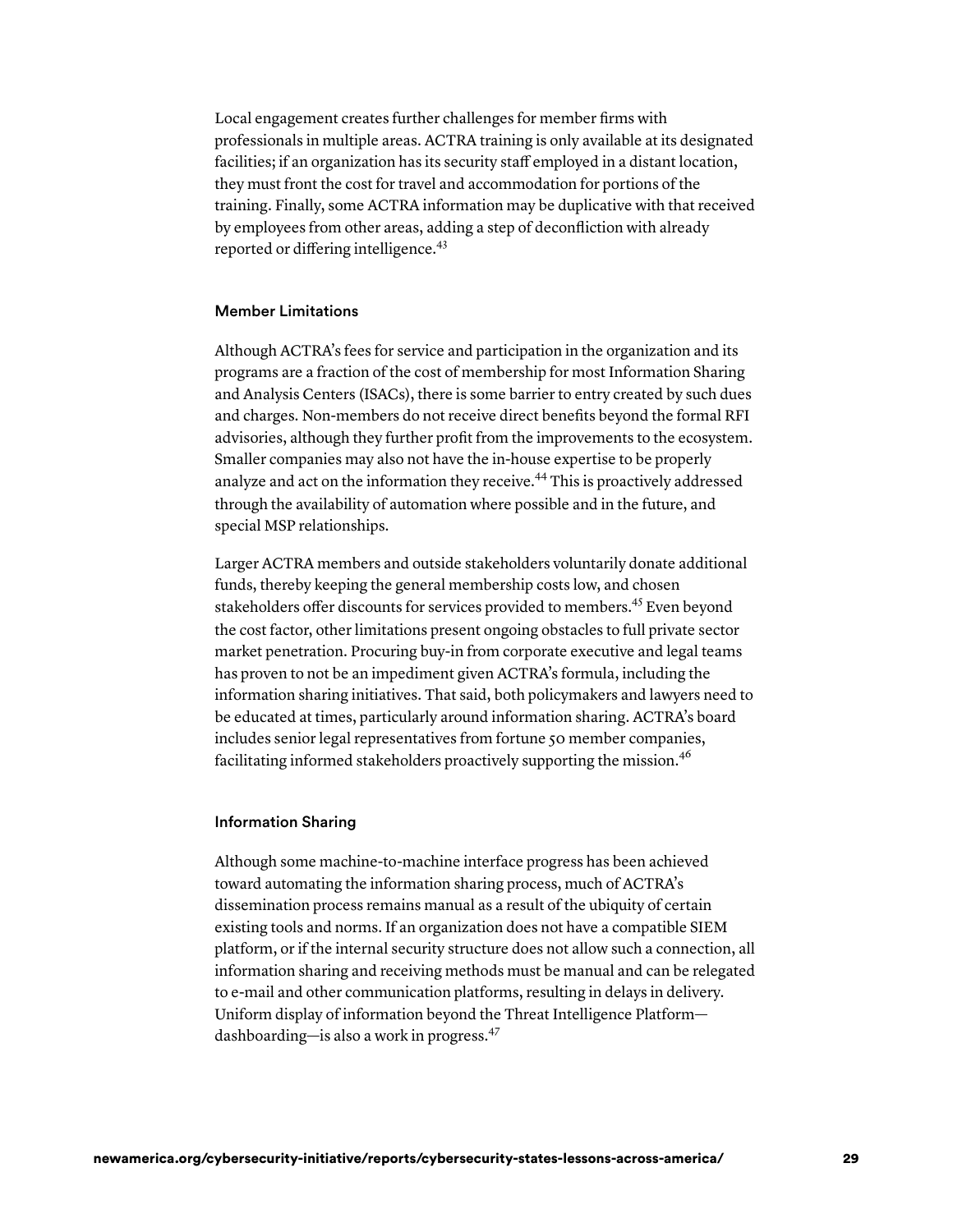Local engagement creates further challenges for member firms with professionals in multiple areas. ACTRA training is only available at its designated facilities; if an organization has its security staff employed in a distant location, they must front the cost for travel and accommodation for portions of the training. Finally, some ACTRA information may be duplicative with that received by employees from other areas, adding a step of deconfliction with already reported or differing intelligence.[43]

### Member Limitations

Although ACTRA's fees for service and participation in the organization and its programs are a fraction of the cost of membership for most Information Sharing and Analysis Centers (ISACs), there is some barrier to entry created by such dues and charges. Non-members do not receive direct benefits beyond the formal RFI advisories, although they further profit from the improvements to the ecosystem. Smaller companies may also not have the in-house expertise to be properly analyze and act on the information they receive.[44] This is proactively addressed through the availability of automation where possible and in the future, and special MSP relationships.

Larger ACTRA members and outside stakeholders voluntarily donate additional funds, thereby keeping the general membership costs low, and chosen stakeholders offer discounts for services provided to members.[45] Even beyond the cost factor, other limitations present ongoing obstacles to full private sector market penetration. Procuring buy-in from corporate executive and legal teams has proven to not be an impediment given ACTRA's formula, including the information sharing initiatives. That said, both policymakers and lawyers need to be educated at times, particularly around information sharing. ACTRA's board includes senior legal representatives from fortune 50 member companies, facilitating informed stakeholders proactively supporting the mission.[46]

### Information Sharing

Although some machine-to-machine interface progress has been achieved toward automating the information sharing process, much of ACTRA's dissemination process remains manual as a result of the ubiquity of certain existing tools and norms. If an organization does not have a compatible SIEM platform, or if the internal security structure does not allow such a connection, all information sharing and receiving methods must be manual and can be relegated to e-mail and other communication platforms, resulting in delays in delivery. Uniform display of information beyond the Threat Intelligence Platform—dashboarding—is also a work in progress.[47]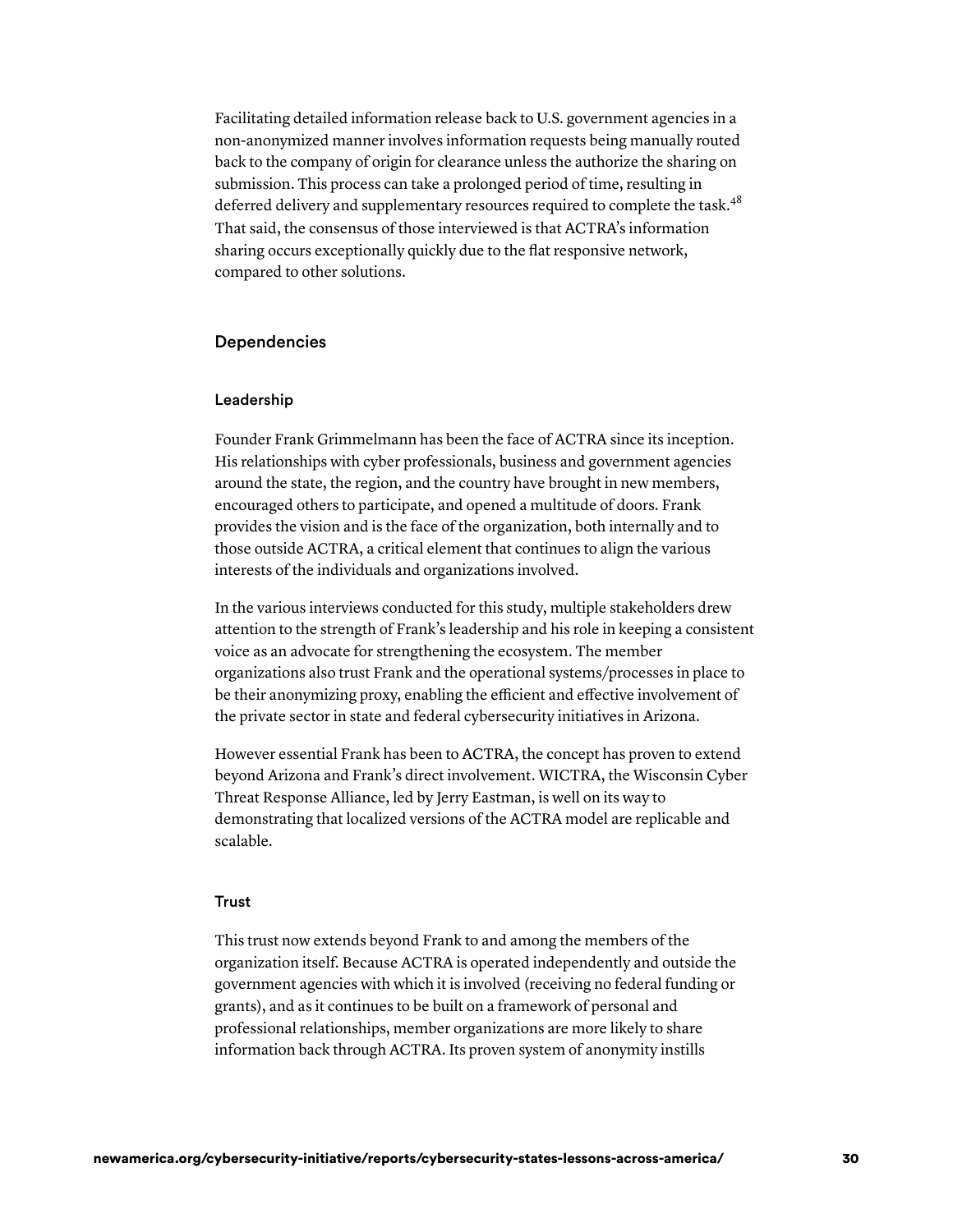Facilitating detailed information release back to U.S. government agencies in a non-anonymized manner involves information requests being manually routed back to the company of origin for clearance unless the authorize the sharing on submission. This process can take a prolonged period of time, resulting in deferred delivery and supplementary resources required to complete the task.[48] That said, the consensus of those interviewed is that ACTRA's information sharing occurs exceptionally quickly due to the flat responsive network, compared to other solutions.

## Dependencies

### Leadership

Founder Frank Grimmelmann has been the face of ACTRA since its inception. His relationships with cyber professionals, business and government agencies around the state, the region, and the country have brought in new members, encouraged others to participate, and opened a multitude of doors. Frank provides the vision and is the face of the organization, both internally and to those outside ACTRA, a critical element that continues to align the various interests of the individuals and organizations involved.

In the various interviews conducted for this study, multiple stakeholders drew attention to the strength of Frank's leadership and his role in keeping a consistent voice as an advocate for strengthening the ecosystem. The member organizations also trust Frank and the operational systems/processes in place to be their anonymizing proxy, enabling the efficient and effective involvement of the private sector in state and federal cybersecurity initiatives in Arizona.

However essential Frank has been to ACTRA, the concept has proven to extend beyond Arizona and Frank's direct involvement. WICTRA, the Wisconsin Cyber Threat Response Alliance, led by Jerry Eastman, is well on its way to demonstrating that localized versions of the ACTRA model are replicable and scalable.

### Trust

This trust now extends beyond Frank to and among the members of the organization itself. Because ACTRA is operated independently and outside the government agencies with which it is involved (receiving no federal funding or grants), and as it continues to be built on a framework of personal and professional relationships, member organizations are more likely to share information back through ACTRA. Its proven system of anonymity instills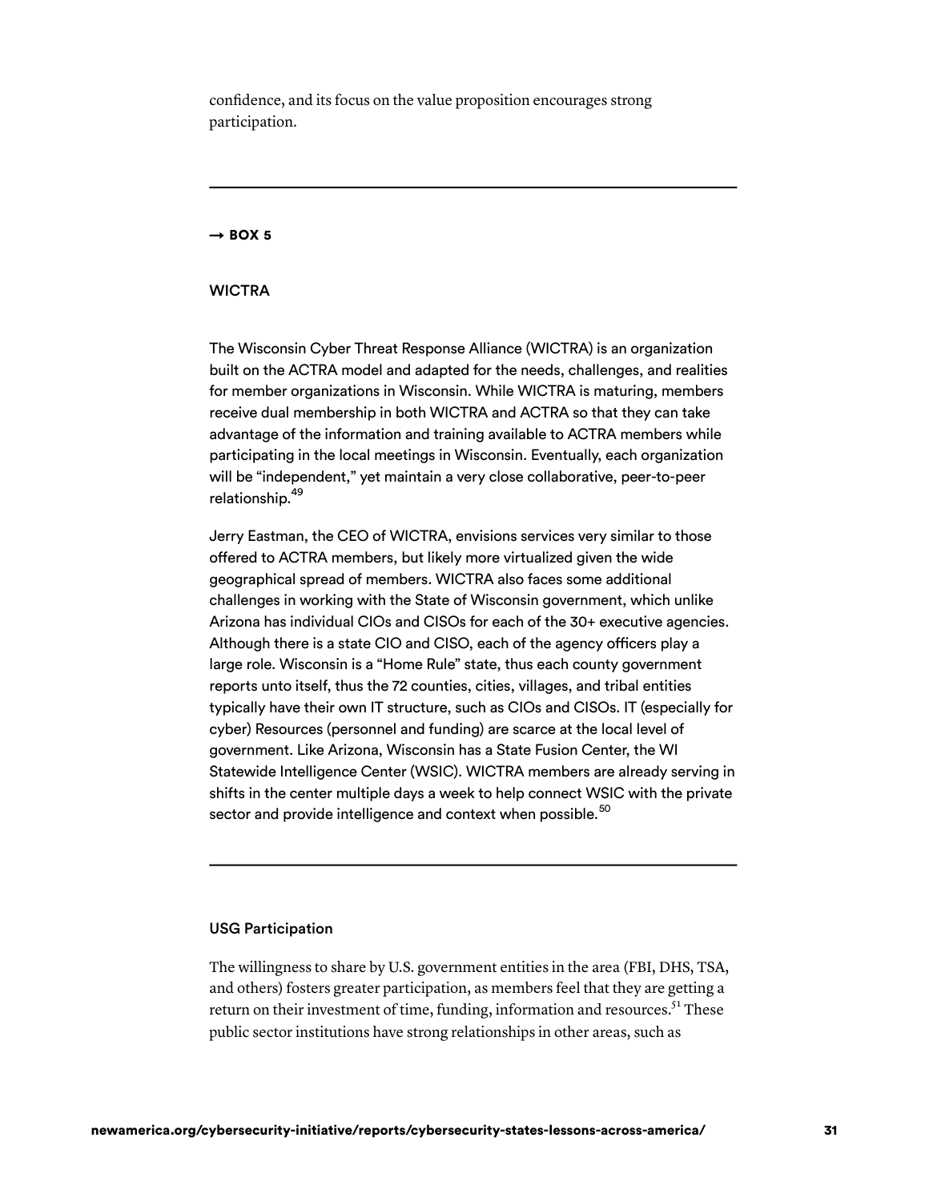confidence, and its focus on the value proposition encourages strong participation.

---

**→ BOX 5**

### WICTRA

The Wisconsin Cyber Threat Response Alliance (WICTRA) is an organization built on the ACTRA model and adapted for the needs, challenges, and realities for member organizations in Wisconsin. While WICTRA is maturing, members receive dual membership in both WICTRA and ACTRA so that they can take advantage of the information and training available to ACTRA members while participating in the local meetings in Wisconsin. Eventually, each organization will be "independent," yet maintain a very close collaborative, peer-to-peer relationship.[49]

Jerry Eastman, the CEO of WICTRA, envisions services very similar to those offered to ACTRA members, but likely more virtualized given the wide geographical spread of members. WICTRA also faces some additional challenges in working with the State of Wisconsin government, which unlike Arizona has individual CIOs and CISOs for each of the 30+ executive agencies. Although there is a state CIO and CISO, each of the agency officers play a large role. Wisconsin is a "Home Rule" state, thus each county government reports unto itself, thus the 72 counties, cities, villages, and tribal entities typically have their own IT structure, such as CIOs and CISOs. IT (especially for cyber) Resources (personnel and funding) are scarce at the local level of government. Like Arizona, Wisconsin has a State Fusion Center, the WI Statewide Intelligence Center (WSIC). WICTRA members are already serving in shifts in the center multiple days a week to help connect WSIC with the private sector and provide intelligence and context when possible.[50]

---

### USG Participation

The willingness to share by U.S. government entities in the area (FBI, DHS, TSA, and others) fosters greater participation, as members feel that they are getting a return on their investment of time, funding, information and resources.[51] These public sector institutions have strong relationships in other areas, such as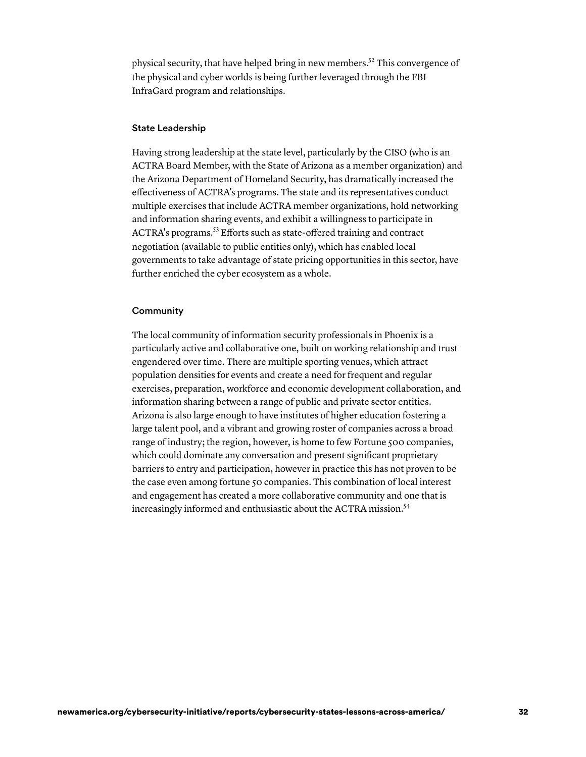physical security, that have helped bring in new members.[52] This convergence of the physical and cyber worlds is being further leveraged through the FBI InfraGard program and relationships.

### State Leadership

Having strong leadership at the state level, particularly by the CISO (who is an ACTRA Board Member, with the State of Arizona as a member organization) and the Arizona Department of Homeland Security, has dramatically increased the effectiveness of ACTRA's programs. The state and its representatives conduct multiple exercises that include ACTRA member organizations, hold networking and information sharing events, and exhibit a willingness to participate in ACTRA's programs.[53] Efforts such as state-offered training and contract negotiation (available to public entities only), which has enabled local governments to take advantage of state pricing opportunities in this sector, have further enriched the cyber ecosystem as a whole.

### Community

The local community of information security professionals in Phoenix is a particularly active and collaborative one, built on working relationship and trust engendered over time. There are multiple sporting venues, which attract population densities for events and create a need for frequent and regular exercises, preparation, workforce and economic development collaboration, and information sharing between a range of public and private sector entities. Arizona is also large enough to have institutes of higher education fostering a large talent pool, and a vibrant and growing roster of companies across a broad range of industry; the region, however, is home to few Fortune 500 companies, which could dominate any conversation and present significant proprietary barriers to entry and participation, however in practice this has not proven to be the case even among fortune 50 companies. This combination of local interest and engagement has created a more collaborative community and one that is increasingly informed and enthusiastic about the ACTRA mission.[54]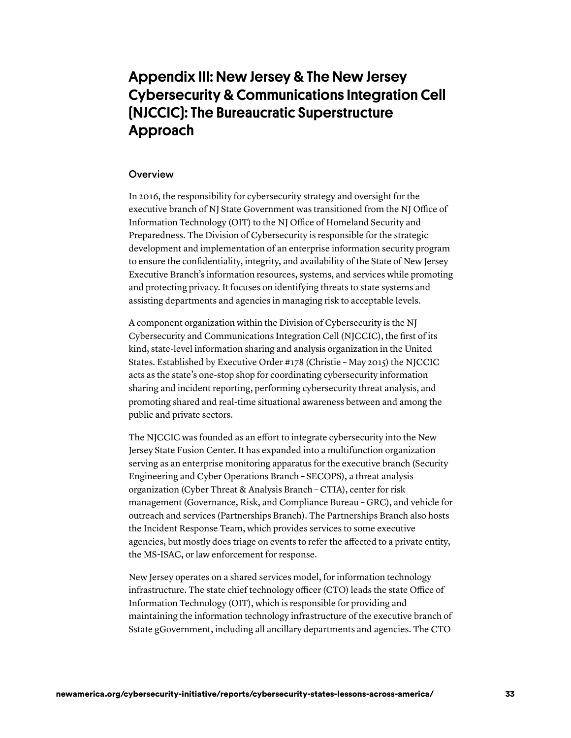# Appendix III: New Jersey & The New Jersey Cybersecurity & Communications Integration Cell (NJCCIC): The Bureaucratic Superstructure Approach

## Overview

In 2016, the responsibility for cybersecurity strategy and oversight for the executive branch of NJ State Government was transitioned from the NJ Office of Information Technology (OIT) to the NJ Office of Homeland Security and Preparedness. The Division of Cybersecurity is responsible for the strategic development and implementation of an enterprise information security program to ensure the confidentiality, integrity, and availability of the State of New Jersey Executive Branch's information resources, systems, and services while promoting and protecting privacy. It focuses on identifying threats to state systems and assisting departments and agencies in managing risk to acceptable levels.

A component organization within the Division of Cybersecurity is the NJ Cybersecurity and Communications Integration Cell (NJCCIC), the first of its kind, state-level information sharing and analysis organization in the United States. Established by Executive Order #178 (Christie – May 2015) the NJCCIC acts as the state's one-stop shop for coordinating cybersecurity information sharing and incident reporting, performing cybersecurity threat analysis, and promoting shared and real-time situational awareness between and among the public and private sectors.

The NJCCIC was founded as an effort to integrate cybersecurity into the New Jersey State Fusion Center. It has expanded into a multifunction organization serving as an enterprise monitoring apparatus for the executive branch (Security Engineering and Cyber Operations Branch – SECOPS), a threat analysis organization (Cyber Threat & Analysis Branch – CTIA), center for risk management (Governance, Risk, and Compliance Bureau – GRC), and vehicle for outreach and services (Partnerships Branch). The Partnerships Branch also hosts the Incident Response Team, which provides services to some executive agencies, but mostly does triage on events to refer the affected to a private entity, the MS-ISAC, or law enforcement for response.

New Jersey operates on a shared services model, for information technology infrastructure. The state chief technology officer (CTO) leads the state Office of Information Technology (OIT), which is responsible for providing and maintaining the information technology infrastructure of the executive branch of Sstate gGovernment, including all ancillary departments and agencies. The CTO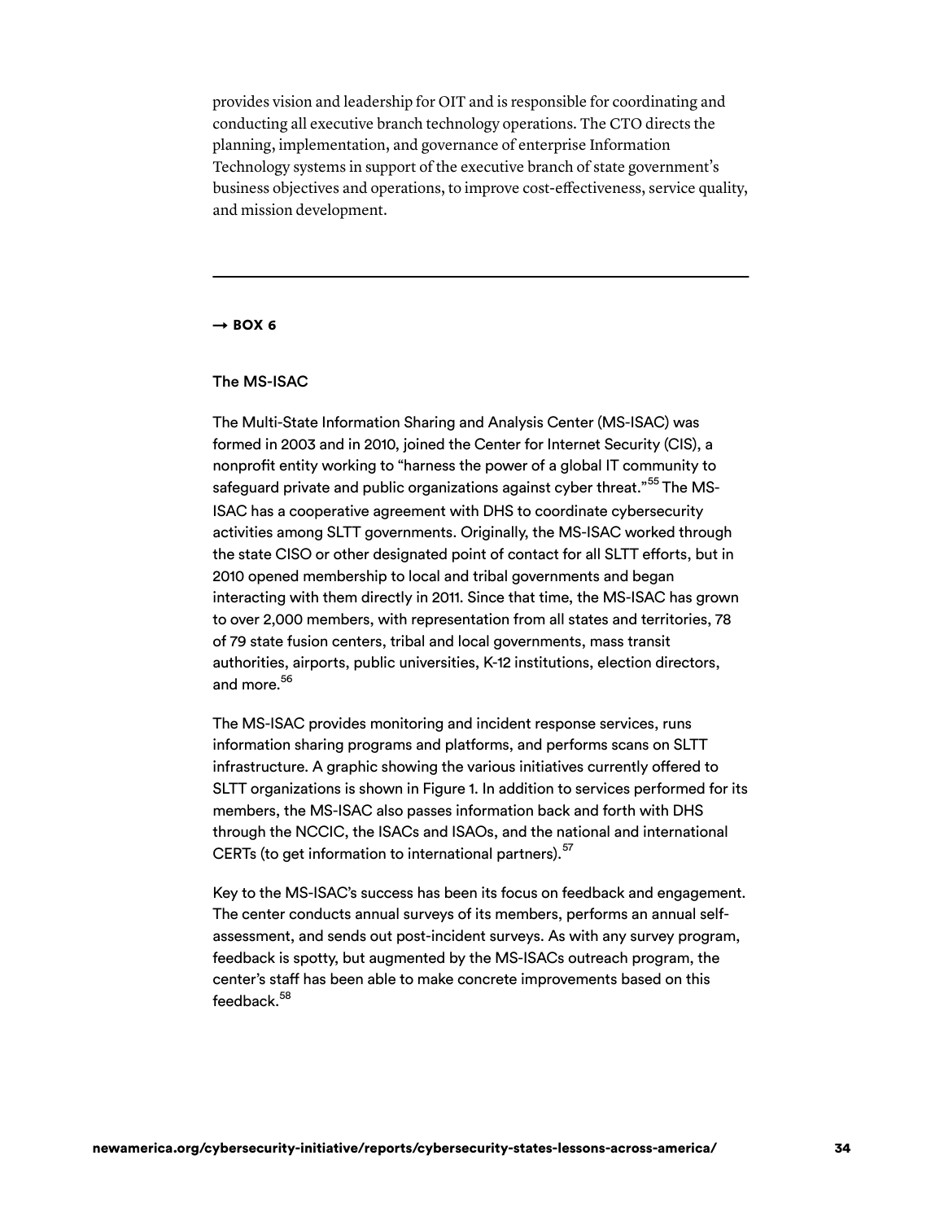provides vision and leadership for OIT and is responsible for coordinating and conducting all executive branch technology operations. The CTO directs the planning, implementation, and governance of enterprise Information Technology systems in support of the executive branch of state government's business objectives and operations, to improve cost-effectiveness, service quality, and mission development.

---

**→ BOX 6**

### The MS-ISAC

The Multi-State Information Sharing and Analysis Center (MS-ISAC) was formed in 2003 and in 2010, joined the Center for Internet Security (CIS), a nonprofit entity working to "harness the power of a global IT community to safeguard private and public organizations against cyber threat."[55] The MS-ISAC has a cooperative agreement with DHS to coordinate cybersecurity activities among SLTT governments. Originally, the MS-ISAC worked through the state CISO or other designated point of contact for all SLTT efforts, but in 2010 opened membership to local and tribal governments and began interacting with them directly in 2011. Since that time, the MS-ISAC has grown to over 2,000 members, with representation from all states and territories, 78 of 79 state fusion centers, tribal and local governments, mass transit authorities, airports, public universities, K-12 institutions, election directors, and more.[56]

The MS-ISAC provides monitoring and incident response services, runs information sharing programs and platforms, and performs scans on SLTT infrastructure. A graphic showing the various initiatives currently offered to SLTT organizations is shown in Figure 1. In addition to services performed for its members, the MS-ISAC also passes information back and forth with DHS through the NCCIC, the ISACs and ISAOs, and the national and international CERTs (to get information to international partners).[57]

Key to the MS-ISAC's success has been its focus on feedback and engagement. The center conducts annual surveys of its members, performs an annual self-assessment, and sends out post-incident surveys. As with any survey program, feedback is spotty, but augmented by the MS-ISACs outreach program, the center's staff has been able to make concrete improvements based on this feedback.[58]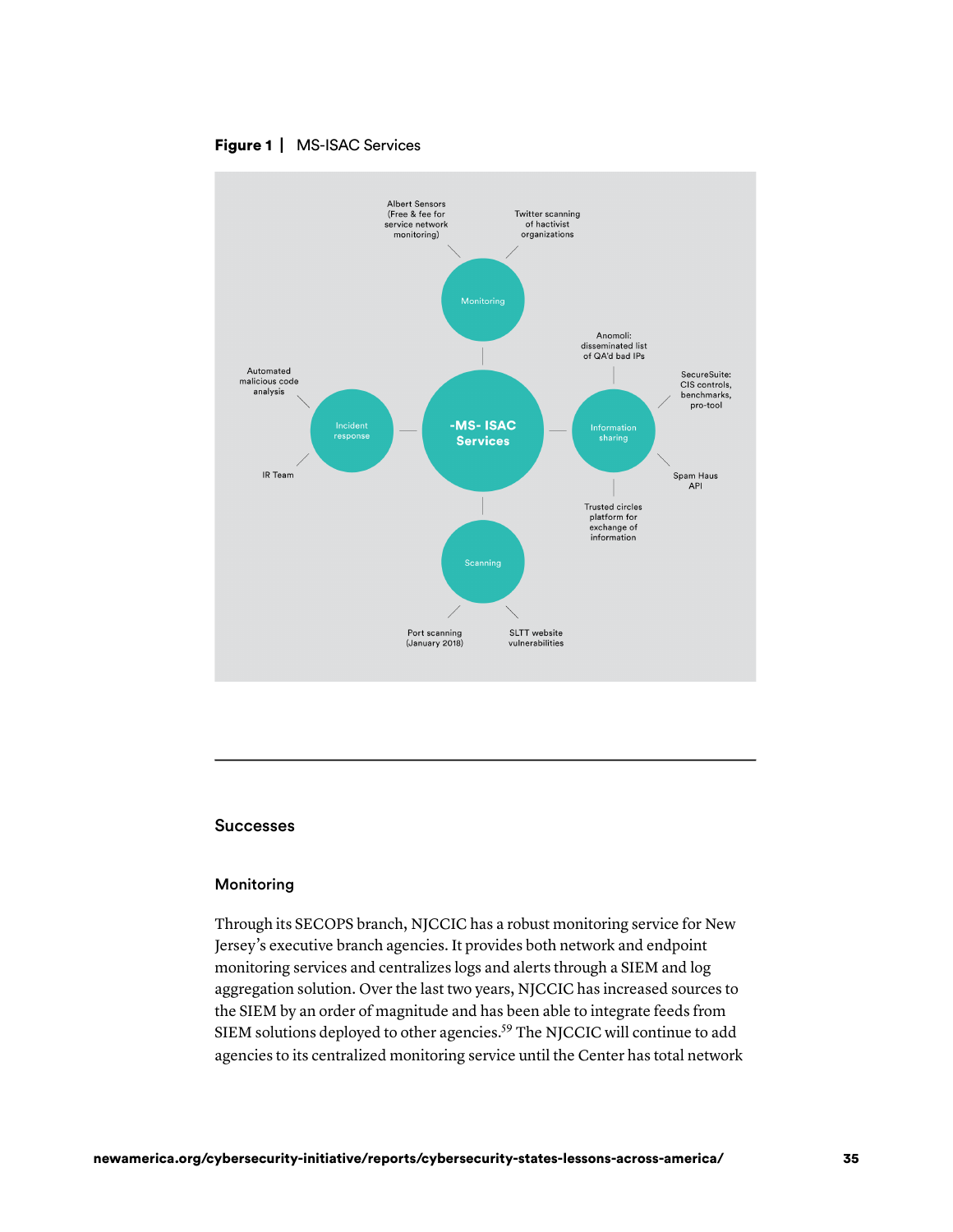**Figure 1 |** MS-ISAC Services

-MS- ISAC Services

- Monitoring
  - Albert Sensors (Free & fee for service network monitoring)
  - Twitter scanning of hactivist organizations
- Information sharing
  - Anomoli: disseminated list of QA'd bad IPs
  - SecureSuite: CIS controls, benchmarks, pro-tool
  - Spam Haus API
  - Trusted circles platform for exchange of information
- Scanning
  - Port scanning (January 2018)
  - SLTT website vulnerabilities
- Incident response
  - Automated malicious code analysis
  - IR Team

## Successes

### Monitoring

Through its SECOPS branch, NJCCIC has a robust monitoring service for New Jersey's executive branch agencies. It provides both network and endpoint monitoring services and centralizes logs and alerts through a SIEM and log aggregation solution. Over the last two years, NJCCIC has increased sources to the SIEM by an order of magnitude and has been able to integrate feeds from SIEM solutions deployed to other agencies.[59] The NJCCIC will continue to add agencies to its centralized monitoring service until the Center has total network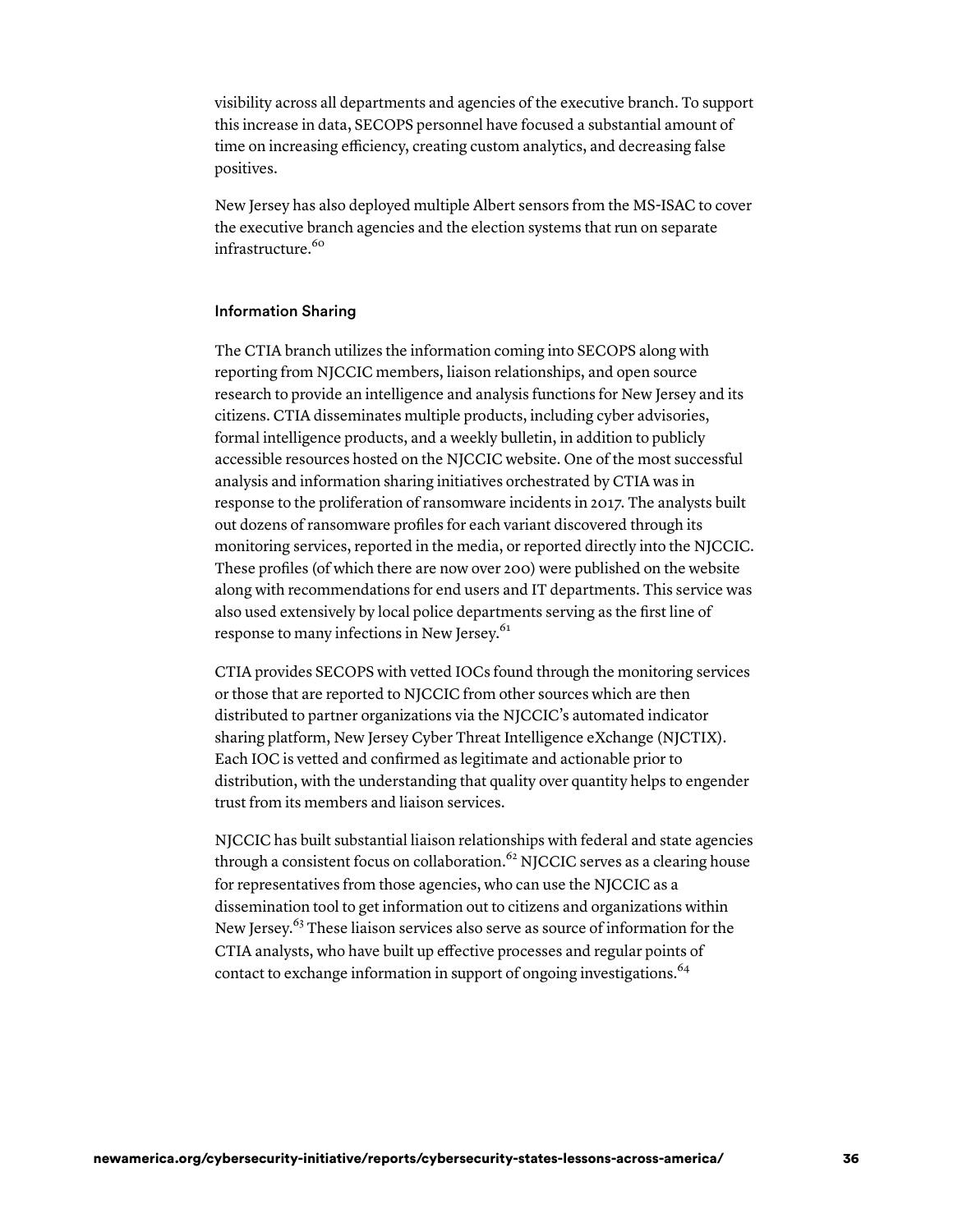visibility across all departments and agencies of the executive branch. To support this increase in data, SECOPS personnel have focused a substantial amount of time on increasing efficiency, creating custom analytics, and decreasing false positives.

New Jersey has also deployed multiple Albert sensors from the MS-ISAC to cover the executive branch agencies and the election systems that run on separate infrastructure.[60]

## Information Sharing

The CTIA branch utilizes the information coming into SECOPS along with reporting from NJCCIC members, liaison relationships, and open source research to provide an intelligence and analysis functions for New Jersey and its citizens. CTIA disseminates multiple products, including cyber advisories, formal intelligence products, and a weekly bulletin, in addition to publicly accessible resources hosted on the NJCCIC website. One of the most successful analysis and information sharing initiatives orchestrated by CTIA was in response to the proliferation of ransomware incidents in 2017. The analysts built out dozens of ransomware profiles for each variant discovered through its monitoring services, reported in the media, or reported directly into the NJCCIC. These profiles (of which there are now over 200) were published on the website along with recommendations for end users and IT departments. This service was also used extensively by local police departments serving as the first line of response to many infections in New Jersey.[61]

CTIA provides SECOPS with vetted IOCs found through the monitoring services or those that are reported to NJCCIC from other sources which are then distributed to partner organizations via the NJCCIC's automated indicator sharing platform, New Jersey Cyber Threat Intelligence eXchange (NJCTIX). Each IOC is vetted and confirmed as legitimate and actionable prior to distribution, with the understanding that quality over quantity helps to engender trust from its members and liaison services.

NJCCIC has built substantial liaison relationships with federal and state agencies through a consistent focus on collaboration.[62] NJCCIC serves as a clearing house for representatives from those agencies, who can use the NJCCIC as a dissemination tool to get information out to citizens and organizations within New Jersey.[63] These liaison services also serve as source of information for the CTIA analysts, who have built up effective processes and regular points of contact to exchange information in support of ongoing investigations.[64]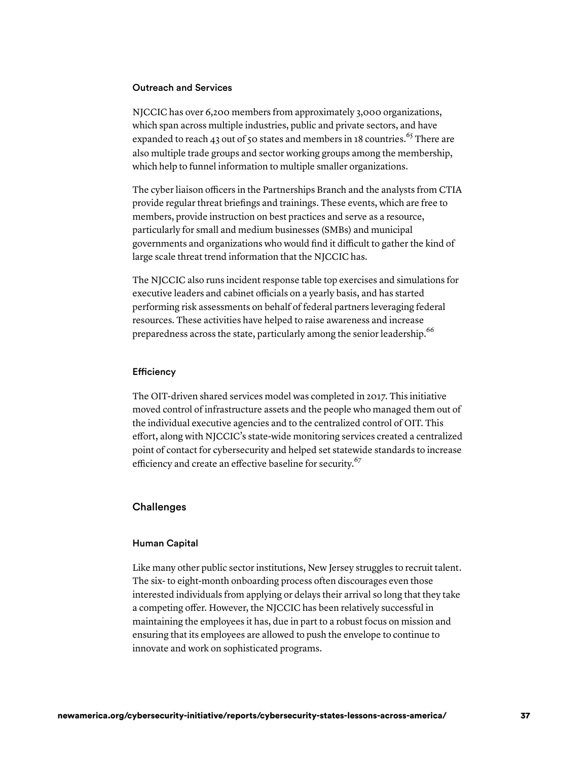#### Outreach and Services

NJCCIC has over 6,200 members from approximately 3,000 organizations, which span across multiple industries, public and private sectors, and have expanded to reach 43 out of 50 states and members in 18 countries.[65] There are also multiple trade groups and sector working groups among the membership, which help to funnel information to multiple smaller organizations.

The cyber liaison officers in the Partnerships Branch and the analysts from CTIA provide regular threat briefings and trainings. These events, which are free to members, provide instruction on best practices and serve as a resource, particularly for small and medium businesses (SMBs) and municipal governments and organizations who would find it difficult to gather the kind of large scale threat trend information that the NJCCIC has.

The NJCCIC also runs incident response table top exercises and simulations for executive leaders and cabinet officials on a yearly basis, and has started performing risk assessments on behalf of federal partners leveraging federal resources. These activities have helped to raise awareness and increase preparedness across the state, particularly among the senior leadership.[66]

#### Efficiency

The OIT-driven shared services model was completed in 2017. This initiative moved control of infrastructure assets and the people who managed them out of the individual executive agencies and to the centralized control of OIT. This effort, along with NJCCIC's state-wide monitoring services created a centralized point of contact for cybersecurity and helped set statewide standards to increase efficiency and create an effective baseline for security.[67]

### Challenges

#### Human Capital

Like many other public sector institutions, New Jersey struggles to recruit talent. The six- to eight-month onboarding process often discourages even those interested individuals from applying or delays their arrival so long that they take a competing offer. However, the NJCCIC has been relatively successful in maintaining the employees it has, due in part to a robust focus on mission and ensuring that its employees are allowed to push the envelope to continue to innovate and work on sophisticated programs.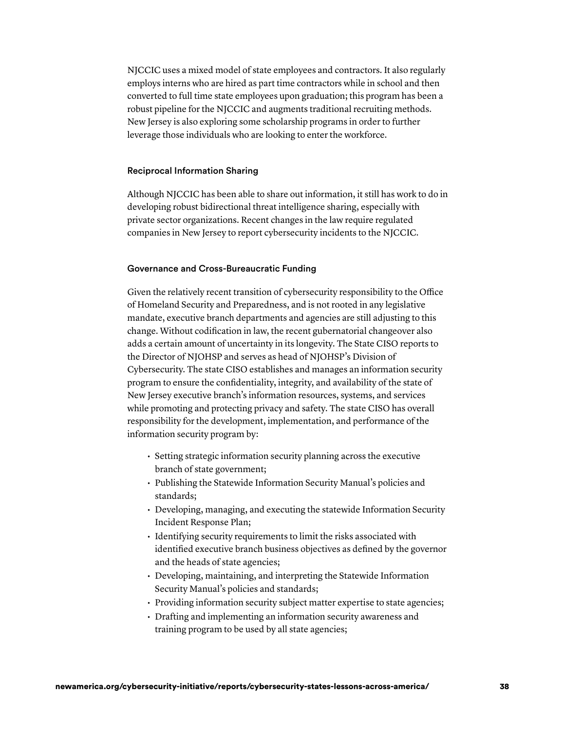NJCCIC uses a mixed model of state employees and contractors. It also regularly employs interns who are hired as part time contractors while in school and then converted to full time state employees upon graduation; this program has been a robust pipeline for the NJCCIC and augments traditional recruiting methods. New Jersey is also exploring some scholarship programs in order to further leverage those individuals who are looking to enter the workforce.

### Reciprocal Information Sharing

Although NJCCIC has been able to share out information, it still has work to do in developing robust bidirectional threat intelligence sharing, especially with private sector organizations. Recent changes in the law require regulated companies in New Jersey to report cybersecurity incidents to the NJCCIC.

### Governance and Cross-Bureaucratic Funding

Given the relatively recent transition of cybersecurity responsibility to the Office of Homeland Security and Preparedness, and is not rooted in any legislative mandate, executive branch departments and agencies are still adjusting to this change. Without codification in law, the recent gubernatorial changeover also adds a certain amount of uncertainty in its longevity. The State CISO reports to the Director of NJOHSP and serves as head of NJOHSP's Division of Cybersecurity. The state CISO establishes and manages an information security program to ensure the confidentiality, integrity, and availability of the state of New Jersey executive branch's information resources, systems, and services while promoting and protecting privacy and safety. The state CISO has overall responsibility for the development, implementation, and performance of the information security program by:

- Setting strategic information security planning across the executive branch of state government;
- Publishing the Statewide Information Security Manual's policies and standards;
- Developing, managing, and executing the statewide Information Security Incident Response Plan;
- Identifying security requirements to limit the risks associated with identified executive branch business objectives as defined by the governor and the heads of state agencies;
- Developing, maintaining, and interpreting the Statewide Information Security Manual's policies and standards;
- Providing information security subject matter expertise to state agencies;
- Drafting and implementing an information security awareness and training program to be used by all state agencies;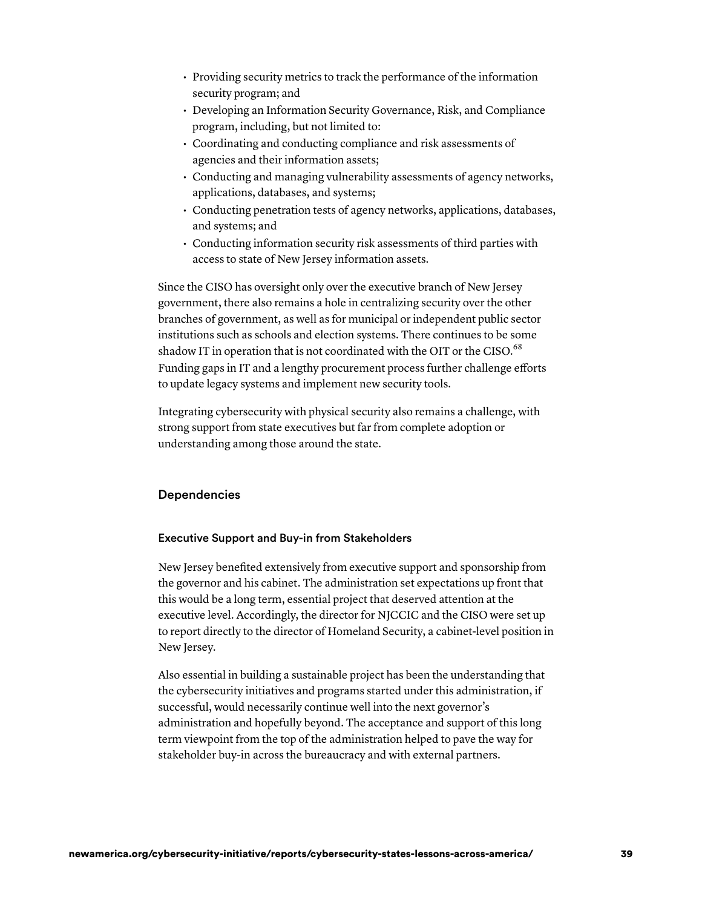- Providing security metrics to track the performance of the information security program; and
- Developing an Information Security Governance, Risk, and Compliance program, including, but not limited to:
- Coordinating and conducting compliance and risk assessments of agencies and their information assets;
- Conducting and managing vulnerability assessments of agency networks, applications, databases, and systems;
- Conducting penetration tests of agency networks, applications, databases, and systems; and
- Conducting information security risk assessments of third parties with access to state of New Jersey information assets.

Since the CISO has oversight only over the executive branch of New Jersey government, there also remains a hole in centralizing security over the other branches of government, as well as for municipal or independent public sector institutions such as schools and election systems. There continues to be some shadow IT in operation that is not coordinated with the OIT or the CISO.[68] Funding gaps in IT and a lengthy procurement process further challenge efforts to update legacy systems and implement new security tools.

Integrating cybersecurity with physical security also remains a challenge, with strong support from state executives but far from complete adoption or understanding among those around the state.

## Dependencies

### Executive Support and Buy-in from Stakeholders

New Jersey benefited extensively from executive support and sponsorship from the governor and his cabinet. The administration set expectations up front that this would be a long term, essential project that deserved attention at the executive level. Accordingly, the director for NJCCIC and the CISO were set up to report directly to the director of Homeland Security, a cabinet-level position in New Jersey.

Also essential in building a sustainable project has been the understanding that the cybersecurity initiatives and programs started under this administration, if successful, would necessarily continue well into the next governor's administration and hopefully beyond. The acceptance and support of this long term viewpoint from the top of the administration helped to pave the way for stakeholder buy-in across the bureaucracy and with external partners.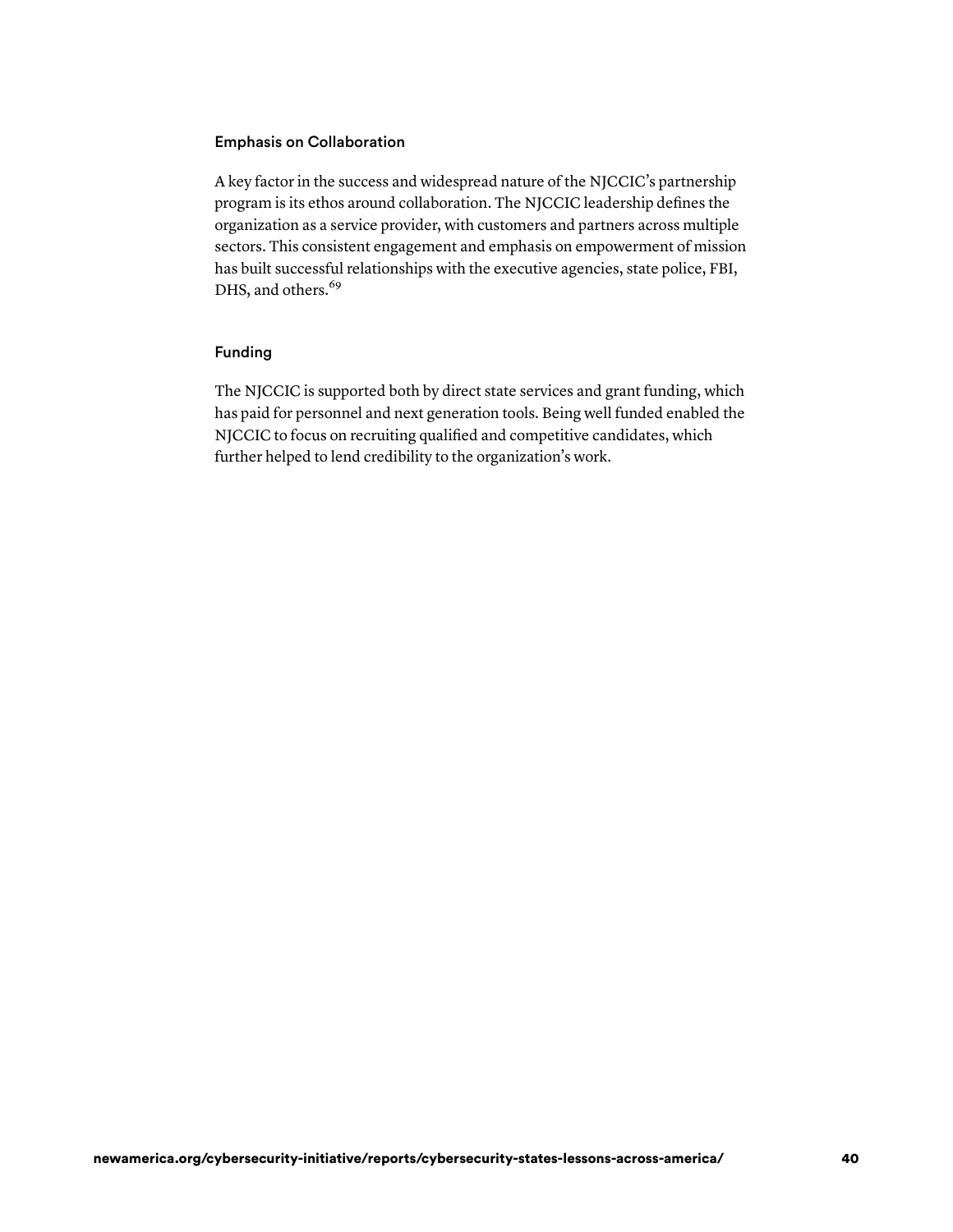### Emphasis on Collaboration

A key factor in the success and widespread nature of the NJCCIC's partnership program is its ethos around collaboration. The NJCCIC leadership defines the organization as a service provider, with customers and partners across multiple sectors. This consistent engagement and emphasis on empowerment of mission has built successful relationships with the executive agencies, state police, FBI, DHS, and others.[69]

### Funding

The NJCCIC is supported both by direct state services and grant funding, which has paid for personnel and next generation tools. Being well funded enabled the NJCCIC to focus on recruiting qualified and competitive candidates, which further helped to lend credibility to the organization's work.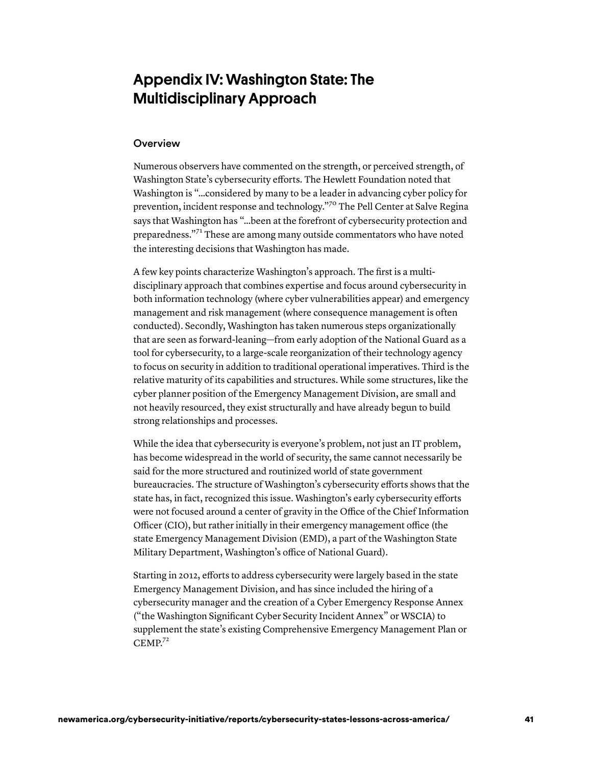# Appendix IV: Washington State: The Multidisciplinary Approach

## Overview

Numerous observers have commented on the strength, or perceived strength, of Washington State's cybersecurity efforts. The Hewlett Foundation noted that Washington is "...considered by many to be a leader in advancing cyber policy for prevention, incident response and technology."[70] The Pell Center at Salve Regina says that Washington has "...been at the forefront of cybersecurity protection and preparedness."[71] These are among many outside commentators who have noted the interesting decisions that Washington has made.

A few key points characterize Washington's approach. The first is a multi-disciplinary approach that combines expertise and focus around cybersecurity in both information technology (where cyber vulnerabilities appear) and emergency management and risk management (where consequence management is often conducted). Secondly, Washington has taken numerous steps organizationally that are seen as forward-leaning—from early adoption of the National Guard as a tool for cybersecurity, to a large-scale reorganization of their technology agency to focus on security in addition to traditional operational imperatives. Third is the relative maturity of its capabilities and structures. While some structures, like the cyber planner position of the Emergency Management Division, are small and not heavily resourced, they exist structurally and have already begun to build strong relationships and processes.

While the idea that cybersecurity is everyone's problem, not just an IT problem, has become widespread in the world of security, the same cannot necessarily be said for the more structured and routinized world of state government bureaucracies. The structure of Washington's cybersecurity efforts shows that the state has, in fact, recognized this issue. Washington's early cybersecurity efforts were not focused around a center of gravity in the Office of the Chief Information Officer (CIO), but rather initially in their emergency management office (the state Emergency Management Division (EMD), a part of the Washington State Military Department, Washington's office of National Guard).

Starting in 2012, efforts to address cybersecurity were largely based in the state Emergency Management Division, and has since included the hiring of a cybersecurity manager and the creation of a Cyber Emergency Response Annex ("the Washington Significant Cyber Security Incident Annex" or WSCIA) to supplement the state's existing Comprehensive Emergency Management Plan or CEMP.[72]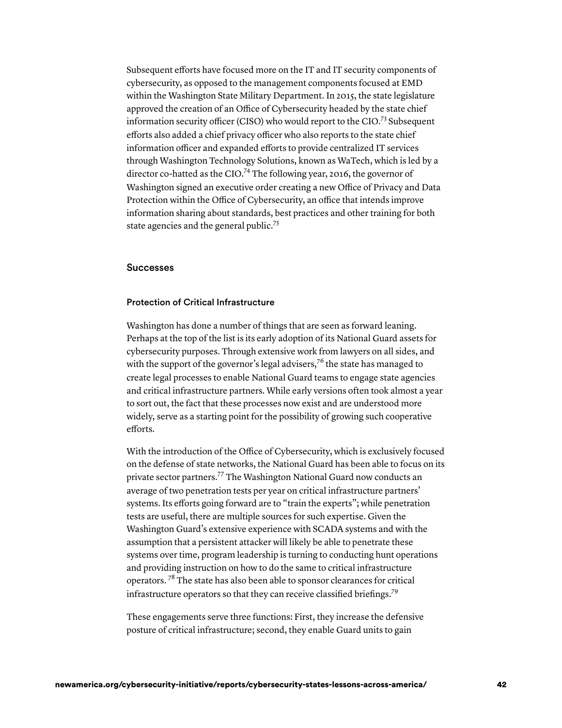Subsequent efforts have focused more on the IT and IT security components of cybersecurity, as opposed to the management components focused at EMD within the Washington State Military Department. In 2015, the state legislature approved the creation of an Office of Cybersecurity headed by the state chief information security officer (CISO) who would report to the CIO.[73] Subsequent efforts also added a chief privacy officer who also reports to the state chief information officer and expanded efforts to provide centralized IT services through Washington Technology Solutions, known as WaTech, which is led by a director co-hatted as the CIO.[74] The following year, 2016, the governor of Washington signed an executive order creating a new Office of Privacy and Data Protection within the Office of Cybersecurity, an office that intends improve information sharing about standards, best practices and other training for both state agencies and the general public.[75]

## Successes

### Protection of Critical Infrastructure

Washington has done a number of things that are seen as forward leaning. Perhaps at the top of the list is its early adoption of its National Guard assets for cybersecurity purposes. Through extensive work from lawyers on all sides, and with the support of the governor's legal advisers,[76] the state has managed to create legal processes to enable National Guard teams to engage state agencies and critical infrastructure partners. While early versions often took almost a year to sort out, the fact that these processes now exist and are understood more widely, serve as a starting point for the possibility of growing such cooperative efforts.

With the introduction of the Office of Cybersecurity, which is exclusively focused on the defense of state networks, the National Guard has been able to focus on its private sector partners.[77] The Washington National Guard now conducts an average of two penetration tests per year on critical infrastructure partners' systems. Its efforts going forward are to "train the experts"; while penetration tests are useful, there are multiple sources for such expertise. Given the Washington Guard's extensive experience with SCADA systems and with the assumption that a persistent attacker will likely be able to penetrate these systems over time, program leadership is turning to conducting hunt operations and providing instruction on how to do the same to critical infrastructure operators. [78] The state has also been able to sponsor clearances for critical infrastructure operators so that they can receive classified briefings.[79]

These engagements serve three functions: First, they increase the defensive posture of critical infrastructure; second, they enable Guard units to gain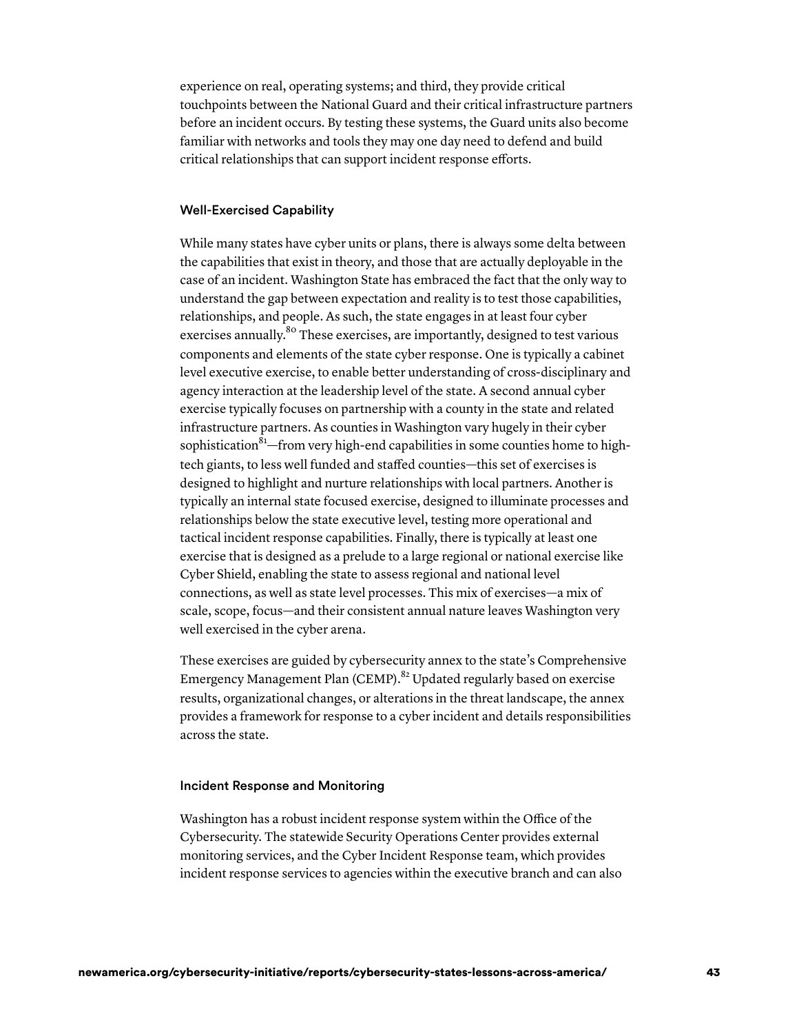experience on real, operating systems; and third, they provide critical touchpoints between the National Guard and their critical infrastructure partners before an incident occurs. By testing these systems, the Guard units also become familiar with networks and tools they may one day need to defend and build critical relationships that can support incident response efforts.

### Well-Exercised Capability

While many states have cyber units or plans, there is always some delta between the capabilities that exist in theory, and those that are actually deployable in the case of an incident. Washington State has embraced the fact that the only way to understand the gap between expectation and reality is to test those capabilities, relationships, and people. As such, the state engages in at least four cyber exercises annually.[80] These exercises, are importantly, designed to test various components and elements of the state cyber response. One is typically a cabinet level executive exercise, to enable better understanding of cross-disciplinary and agency interaction at the leadership level of the state. A second annual cyber exercise typically focuses on partnership with a county in the state and related infrastructure partners. As counties in Washington vary hugely in their cyber sophistication[81]—from very high-end capabilities in some counties home to high-tech giants, to less well funded and staffed counties—this set of exercises is designed to highlight and nurture relationships with local partners. Another is typically an internal state focused exercise, designed to illuminate processes and relationships below the state executive level, testing more operational and tactical incident response capabilities. Finally, there is typically at least one exercise that is designed as a prelude to a large regional or national exercise like Cyber Shield, enabling the state to assess regional and national level connections, as well as state level processes. This mix of exercises—a mix of scale, scope, focus—and their consistent annual nature leaves Washington very well exercised in the cyber arena.

These exercises are guided by cybersecurity annex to the state's Comprehensive Emergency Management Plan (CEMP).[82] Updated regularly based on exercise results, organizational changes, or alterations in the threat landscape, the annex provides a framework for response to a cyber incident and details responsibilities across the state.

### Incident Response and Monitoring

Washington has a robust incident response system within the Office of the Cybersecurity. The statewide Security Operations Center provides external monitoring services, and the Cyber Incident Response team, which provides incident response services to agencies within the executive branch and can also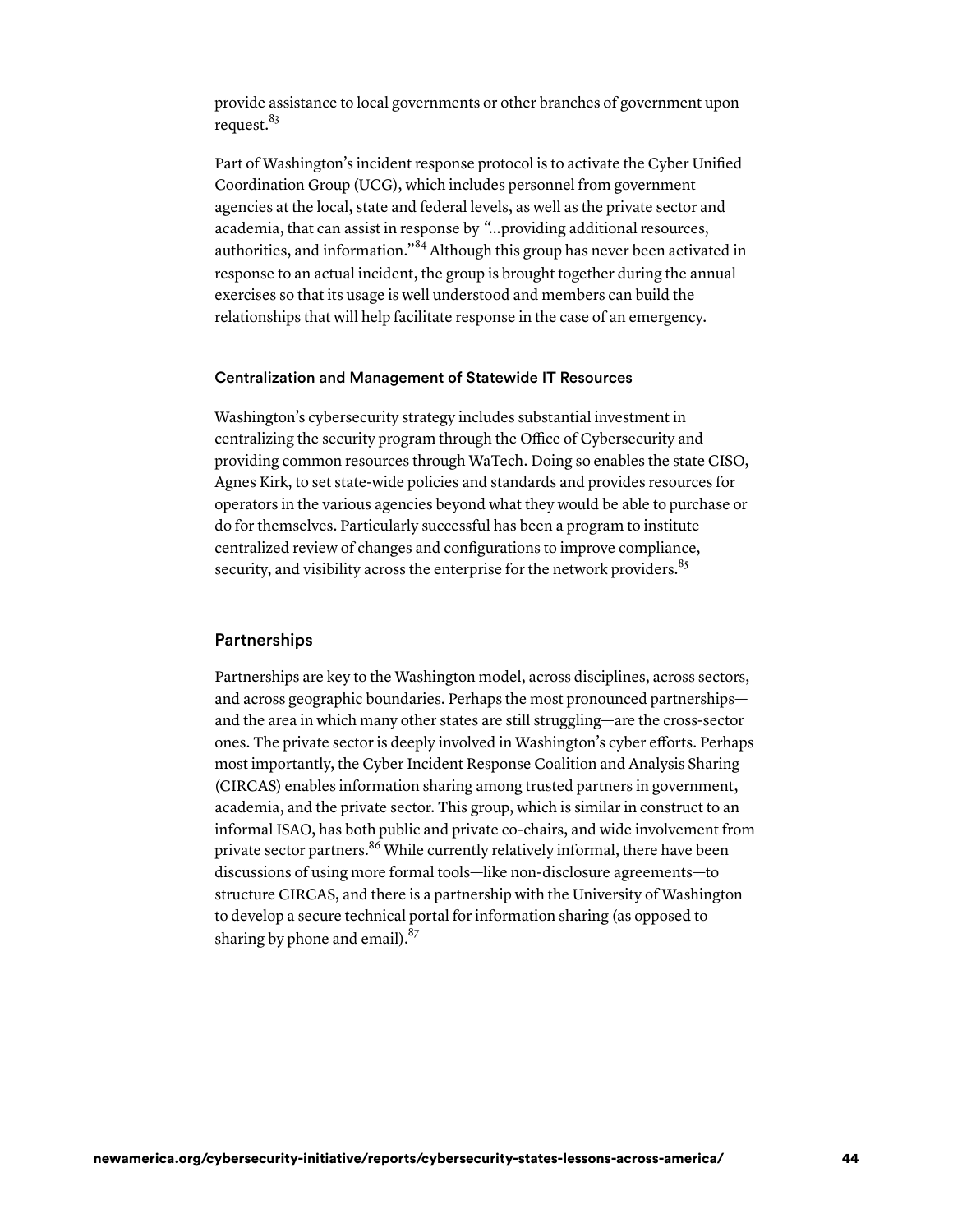provide assistance to local governments or other branches of government upon request.[83]

Part of Washington's incident response protocol is to activate the Cyber Unified Coordination Group (UCG), which includes personnel from government agencies at the local, state and federal levels, as well as the private sector and academia, that can assist in response by "...providing additional resources, authorities, and information."[84] Although this group has never been activated in response to an actual incident, the group is brought together during the annual exercises so that its usage is well understood and members can build the relationships that will help facilitate response in the case of an emergency.

#### Centralization and Management of Statewide IT Resources

Washington's cybersecurity strategy includes substantial investment in centralizing the security program through the Office of Cybersecurity and providing common resources through WaTech. Doing so enables the state CISO, Agnes Kirk, to set state-wide policies and standards and provides resources for operators in the various agencies beyond what they would be able to purchase or do for themselves. Particularly successful has been a program to institute centralized review of changes and configurations to improve compliance, security, and visibility across the enterprise for the network providers.[85]

### Partnerships

Partnerships are key to the Washington model, across disciplines, across sectors, and across geographic boundaries. Perhaps the most pronounced partnerships—and the area in which many other states are still struggling—are the cross-sector ones. The private sector is deeply involved in Washington's cyber efforts. Perhaps most importantly, the Cyber Incident Response Coalition and Analysis Sharing (CIRCAS) enables information sharing among trusted partners in government, academia, and the private sector. This group, which is similar in construct to an informal ISAO, has both public and private co-chairs, and wide involvement from private sector partners.[86] While currently relatively informal, there have been discussions of using more formal tools—like non-disclosure agreements—to structure CIRCAS, and there is a partnership with the University of Washington to develop a secure technical portal for information sharing (as opposed to sharing by phone and email).[87]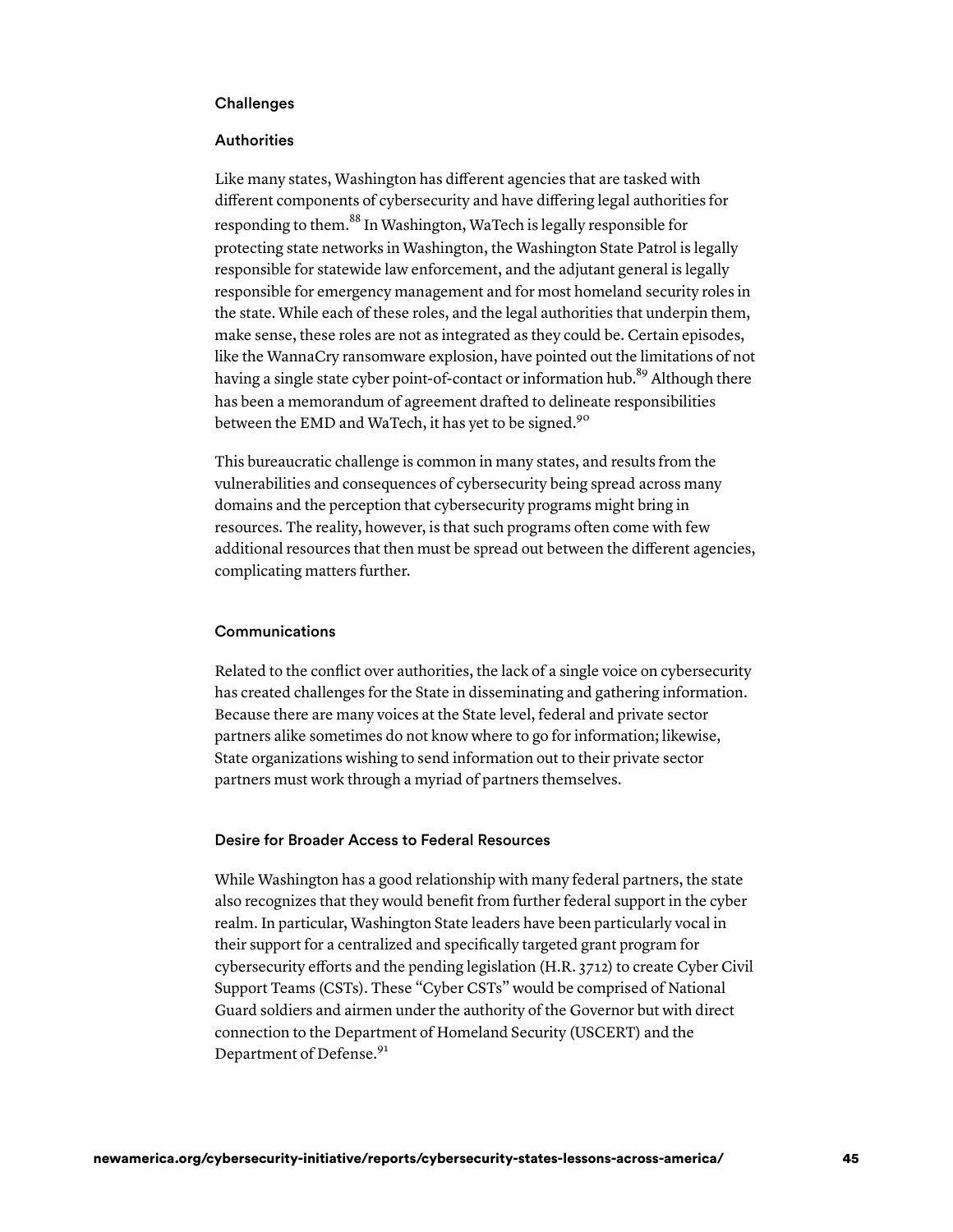### Challenges

#### Authorities

Like many states, Washington has different agencies that are tasked with different components of cybersecurity and have differing legal authorities for responding to them.[88] In Washington, WaTech is legally responsible for protecting state networks in Washington, the Washington State Patrol is legally responsible for statewide law enforcement, and the adjutant general is legally responsible for emergency management and for most homeland security roles in the state. While each of these roles, and the legal authorities that underpin them, make sense, these roles are not as integrated as they could be. Certain episodes, like the WannaCry ransomware explosion, have pointed out the limitations of not having a single state cyber point-of-contact or information hub.[89] Although there has been a memorandum of agreement drafted to delineate responsibilities between the EMD and WaTech, it has yet to be signed.[90]

This bureaucratic challenge is common in many states, and results from the vulnerabilities and consequences of cybersecurity being spread across many domains and the perception that cybersecurity programs might bring in resources. The reality, however, is that such programs often come with few additional resources that then must be spread out between the different agencies, complicating matters further.

#### Communications

Related to the conflict over authorities, the lack of a single voice on cybersecurity has created challenges for the State in disseminating and gathering information. Because there are many voices at the State level, federal and private sector partners alike sometimes do not know where to go for information; likewise, State organizations wishing to send information out to their private sector partners must work through a myriad of partners themselves.

#### Desire for Broader Access to Federal Resources

While Washington has a good relationship with many federal partners, the state also recognizes that they would benefit from further federal support in the cyber realm. In particular, Washington State leaders have been particularly vocal in their support for a centralized and specifically targeted grant program for cybersecurity efforts and the pending legislation (H.R. 3712) to create Cyber Civil Support Teams (CSTs). These "Cyber CSTs" would be comprised of National Guard soldiers and airmen under the authority of the Governor but with direct connection to the Department of Homeland Security (USCERT) and the Department of Defense.[91]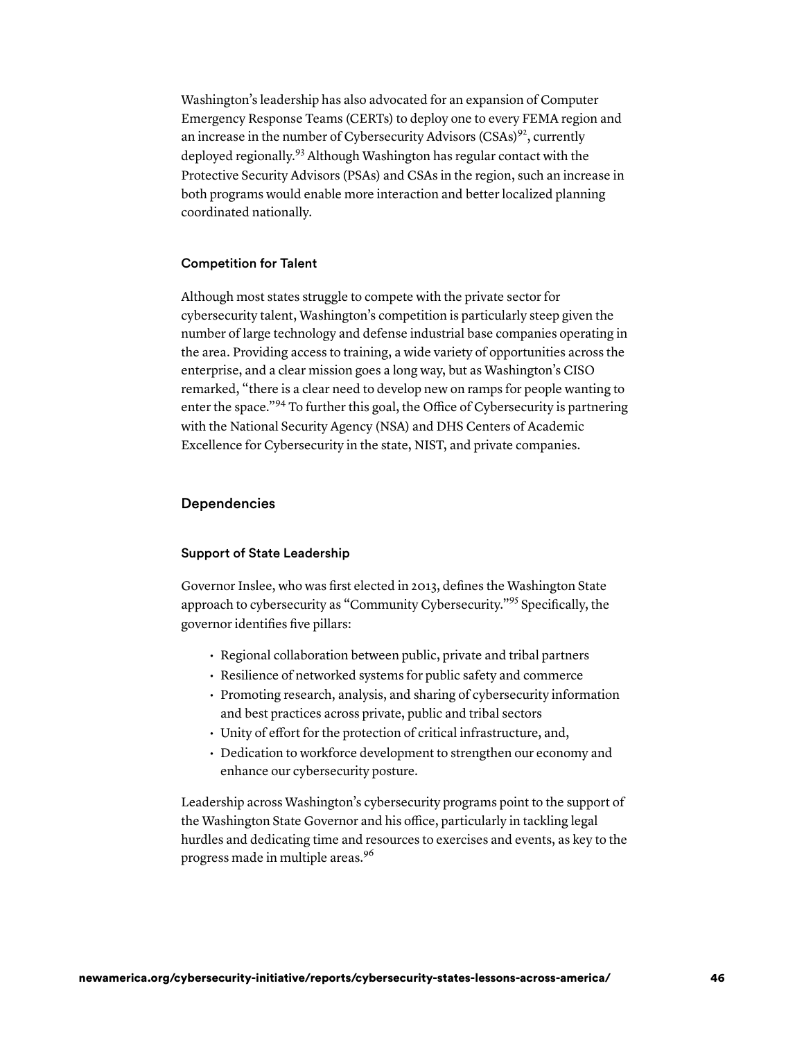Washington's leadership has also advocated for an expansion of Computer Emergency Response Teams (CERTs) to deploy one to every FEMA region and an increase in the number of Cybersecurity Advisors (CSAs)[92], currently deployed regionally.[93] Although Washington has regular contact with the Protective Security Advisors (PSAs) and CSAs in the region, such an increase in both programs would enable more interaction and better localized planning coordinated nationally.

#### Competition for Talent

Although most states struggle to compete with the private sector for cybersecurity talent, Washington's competition is particularly steep given the number of large technology and defense industrial base companies operating in the area. Providing access to training, a wide variety of opportunities across the enterprise, and a clear mission goes a long way, but as Washington's CISO remarked, "there is a clear need to develop new on ramps for people wanting to enter the space."[94] To further this goal, the Office of Cybersecurity is partnering with the National Security Agency (NSA) and DHS Centers of Academic Excellence for Cybersecurity in the state, NIST, and private companies.

### Dependencies

#### Support of State Leadership

Governor Inslee, who was first elected in 2013, defines the Washington State approach to cybersecurity as "Community Cybersecurity."[95] Specifically, the governor identifies five pillars:

- Regional collaboration between public, private and tribal partners
- Resilience of networked systems for public safety and commerce
- Promoting research, analysis, and sharing of cybersecurity information and best practices across private, public and tribal sectors
- Unity of effort for the protection of critical infrastructure, and,
- Dedication to workforce development to strengthen our economy and enhance our cybersecurity posture.

Leadership across Washington's cybersecurity programs point to the support of the Washington State Governor and his office, particularly in tackling legal hurdles and dedicating time and resources to exercises and events, as key to the progress made in multiple areas.[96]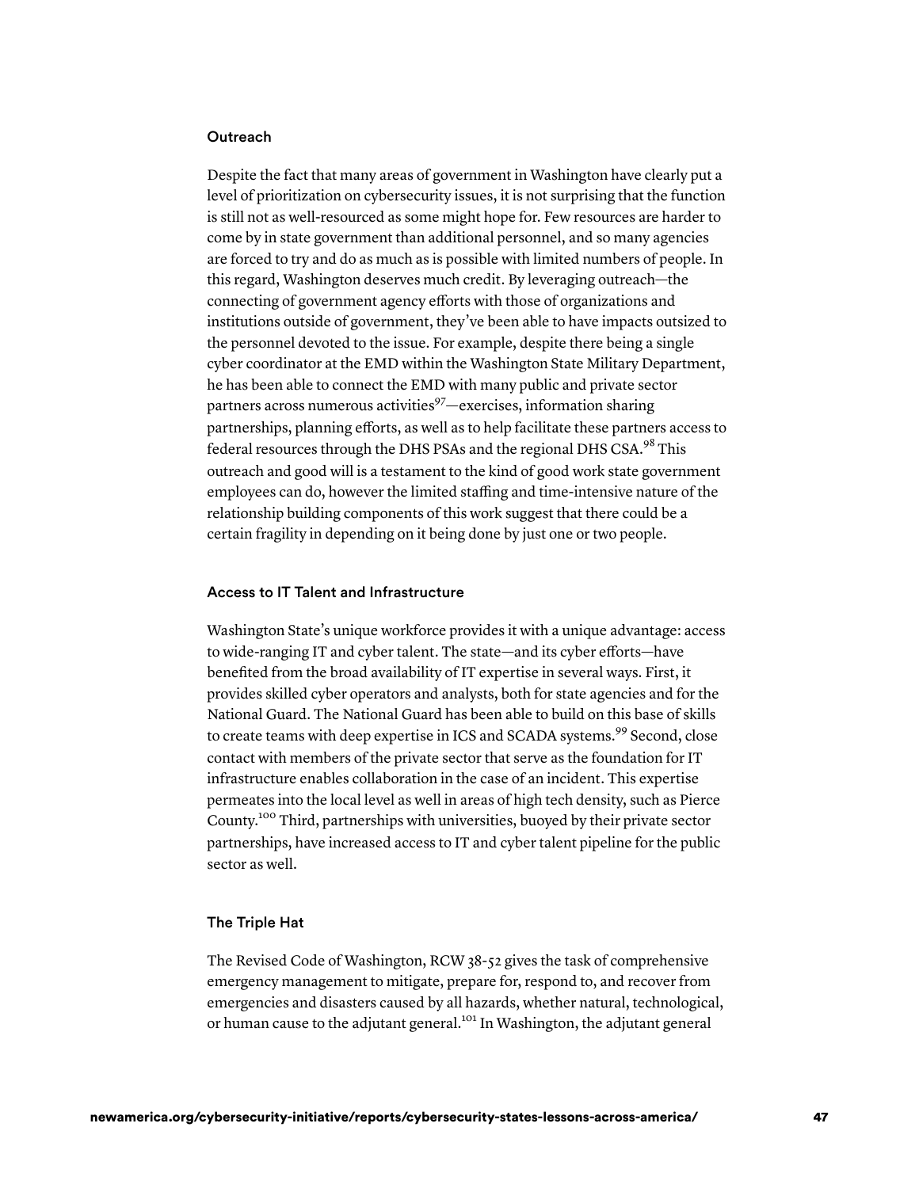### Outreach

Despite the fact that many areas of government in Washington have clearly put a level of prioritization on cybersecurity issues, it is not surprising that the function is still not as well-resourced as some might hope for. Few resources are harder to come by in state government than additional personnel, and so many agencies are forced to try and do as much as is possible with limited numbers of people. In this regard, Washington deserves much credit. By leveraging outreach—the connecting of government agency efforts with those of organizations and institutions outside of government, they've been able to have impacts outsized to the personnel devoted to the issue. For example, despite there being a single cyber coordinator at the EMD within the Washington State Military Department, he has been able to connect the EMD with many public and private sector partners across numerous activities[97]—exercises, information sharing partnerships, planning efforts, as well as to help facilitate these partners access to federal resources through the DHS PSAs and the regional DHS CSA.[98] This outreach and good will is a testament to the kind of good work state government employees can do, however the limited staffing and time-intensive nature of the relationship building components of this work suggest that there could be a certain fragility in depending on it being done by just one or two people.

### Access to IT Talent and Infrastructure

Washington State's unique workforce provides it with a unique advantage: access to wide-ranging IT and cyber talent. The state—and its cyber efforts—have benefited from the broad availability of IT expertise in several ways. First, it provides skilled cyber operators and analysts, both for state agencies and for the National Guard. The National Guard has been able to build on this base of skills to create teams with deep expertise in ICS and SCADA systems.[99] Second, close contact with members of the private sector that serve as the foundation for IT infrastructure enables collaboration in the case of an incident. This expertise permeates into the local level as well in areas of high tech density, such as Pierce County.[100] Third, partnerships with universities, buoyed by their private sector partnerships, have increased access to IT and cyber talent pipeline for the public sector as well.

### The Triple Hat

The Revised Code of Washington, RCW 38-52 gives the task of comprehensive emergency management to mitigate, prepare for, respond to, and recover from emergencies and disasters caused by all hazards, whether natural, technological, or human cause to the adjutant general.[101] In Washington, the adjutant general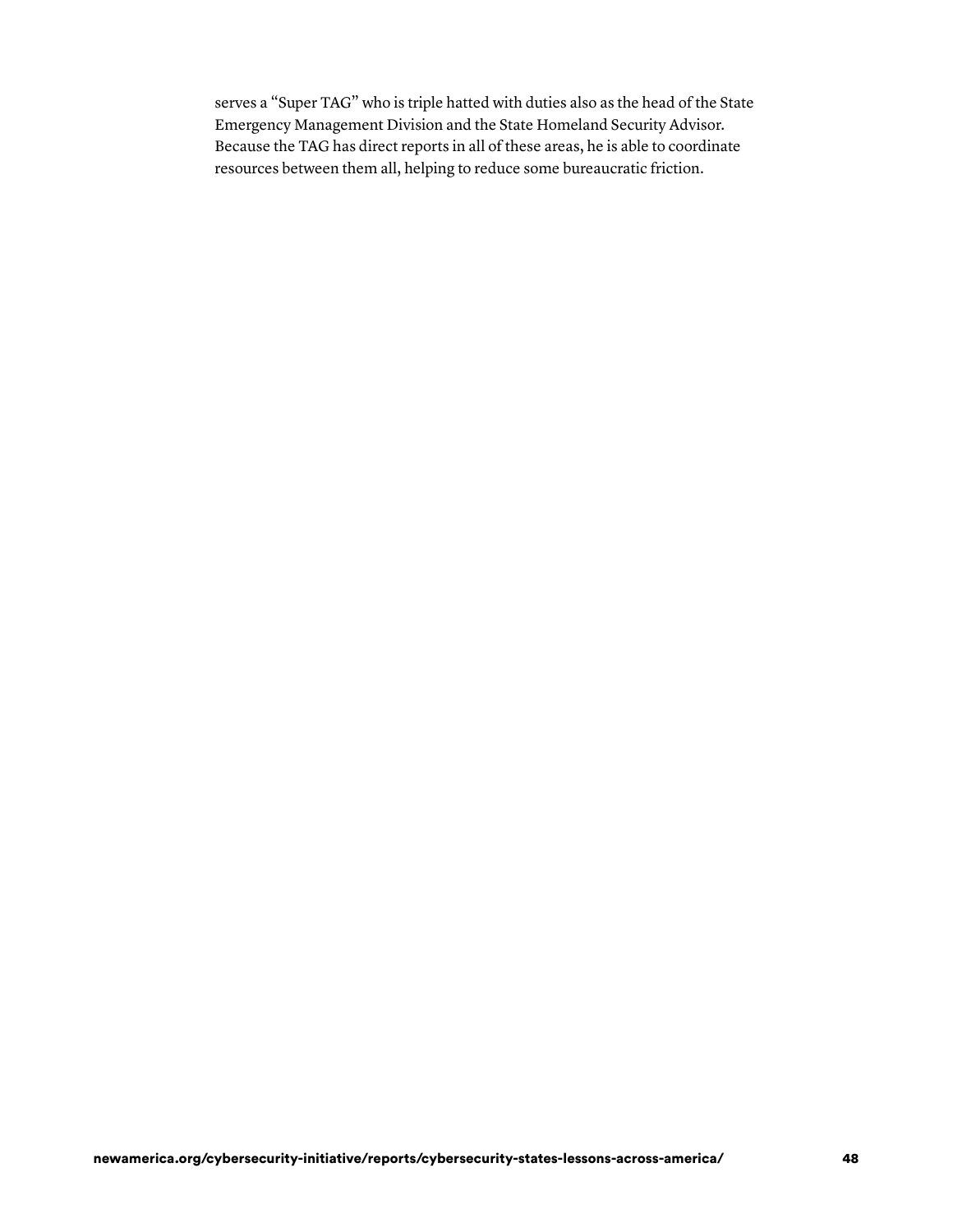serves a "Super TAG" who is triple hatted with duties also as the head of the State Emergency Management Division and the State Homeland Security Advisor. Because the TAG has direct reports in all of these areas, he is able to coordinate resources between them all, helping to reduce some bureaucratic friction.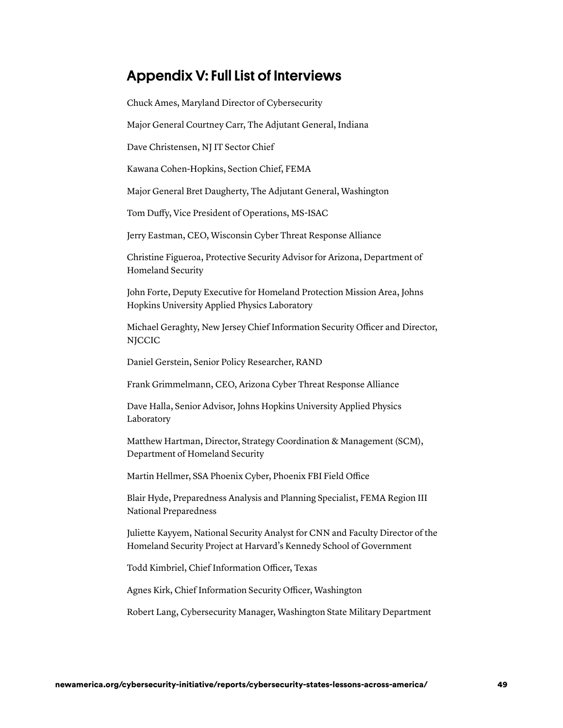## Appendix V: Full List of Interviews

Chuck Ames, Maryland Director of Cybersecurity

Major General Courtney Carr, The Adjutant General, Indiana

Dave Christensen, NJ IT Sector Chief

Kawana Cohen-Hopkins, Section Chief, FEMA

Major General Bret Daugherty, The Adjutant General, Washington

Tom Duffy, Vice President of Operations, MS-ISAC

Jerry Eastman, CEO, Wisconsin Cyber Threat Response Alliance

Christine Figueroa, Protective Security Advisor for Arizona, Department of Homeland Security

John Forte, Deputy Executive for Homeland Protection Mission Area, Johns Hopkins University Applied Physics Laboratory

Michael Geraghty, New Jersey Chief Information Security Officer and Director, NJCCIC

Daniel Gerstein, Senior Policy Researcher, RAND

Frank Grimmelmann, CEO, Arizona Cyber Threat Response Alliance

Dave Halla, Senior Advisor, Johns Hopkins University Applied Physics Laboratory

Matthew Hartman, Director, Strategy Coordination & Management (SCM), Department of Homeland Security

Martin Hellmer, SSA Phoenix Cyber, Phoenix FBI Field Office

Blair Hyde, Preparedness Analysis and Planning Specialist, FEMA Region III National Preparedness

Juliette Kayyem, National Security Analyst for CNN and Faculty Director of the Homeland Security Project at Harvard's Kennedy School of Government

Todd Kimbriel, Chief Information Officer, Texas

Agnes Kirk, Chief Information Security Officer, Washington

Robert Lang, Cybersecurity Manager, Washington State Military Department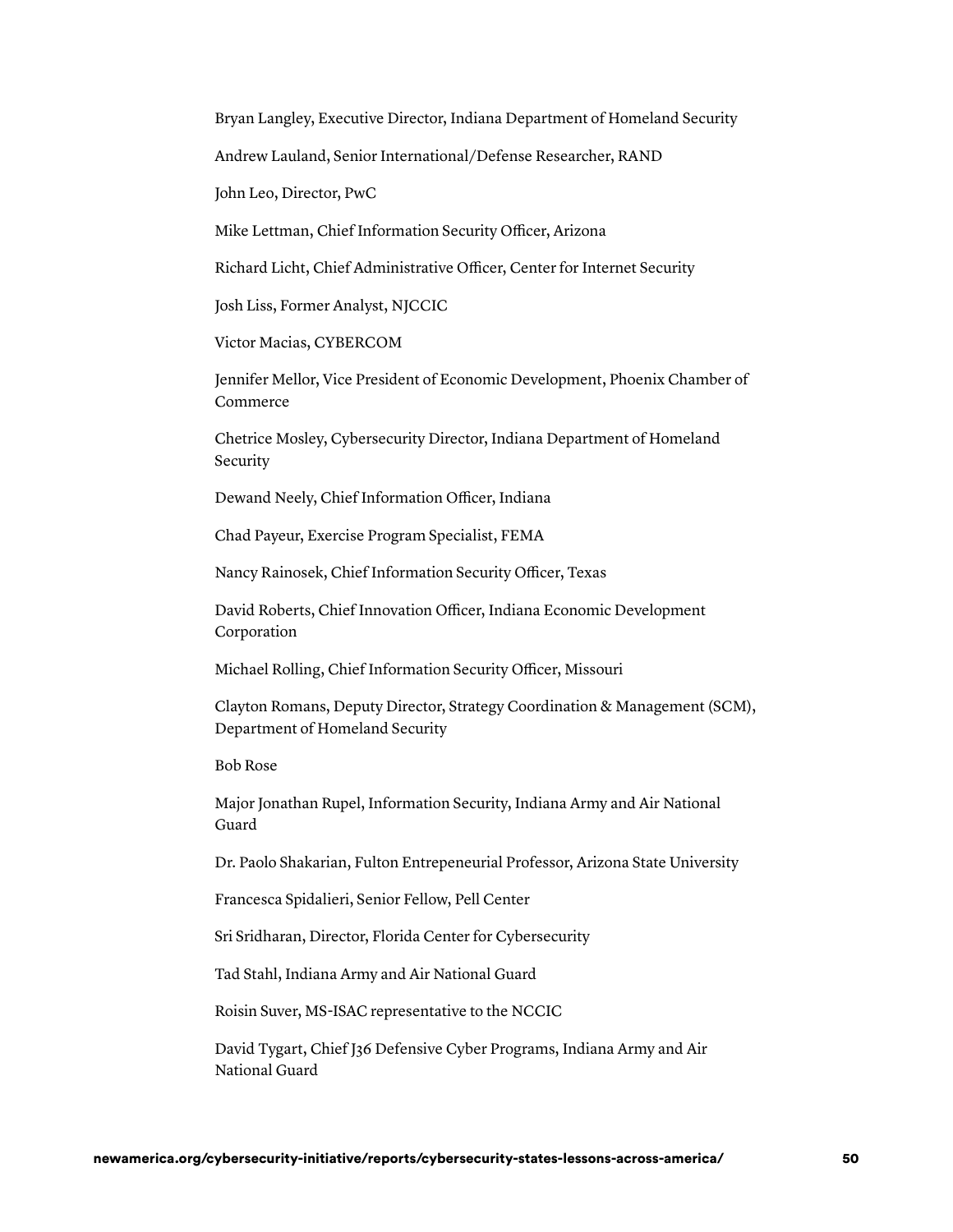Bryan Langley, Executive Director, Indiana Department of Homeland Security

Andrew Lauland, Senior International/Defense Researcher, RAND

John Leo, Director, PwC

Mike Lettman, Chief Information Security Officer, Arizona

Richard Licht, Chief Administrative Officer, Center for Internet Security

Josh Liss, Former Analyst, NJCCIC

Victor Macias, CYBERCOM

Jennifer Mellor, Vice President of Economic Development, Phoenix Chamber of Commerce

Chetrice Mosley, Cybersecurity Director, Indiana Department of Homeland Security

Dewand Neely, Chief Information Officer, Indiana

Chad Payeur, Exercise Program Specialist, FEMA

Nancy Rainosek, Chief Information Security Officer, Texas

David Roberts, Chief Innovation Officer, Indiana Economic Development Corporation

Michael Rolling, Chief Information Security Officer, Missouri

Clayton Romans, Deputy Director, Strategy Coordination & Management (SCM), Department of Homeland Security

Bob Rose

Major Jonathan Rupel, Information Security, Indiana Army and Air National Guard

Dr. Paolo Shakarian, Fulton Entrepeneurial Professor, Arizona State University

Francesca Spidalieri, Senior Fellow, Pell Center

Sri Sridharan, Director, Florida Center for Cybersecurity

Tad Stahl, Indiana Army and Air National Guard

Roisin Suver, MS-ISAC representative to the NCCIC

David Tygart, Chief J36 Defensive Cyber Programs, Indiana Army and Air National Guard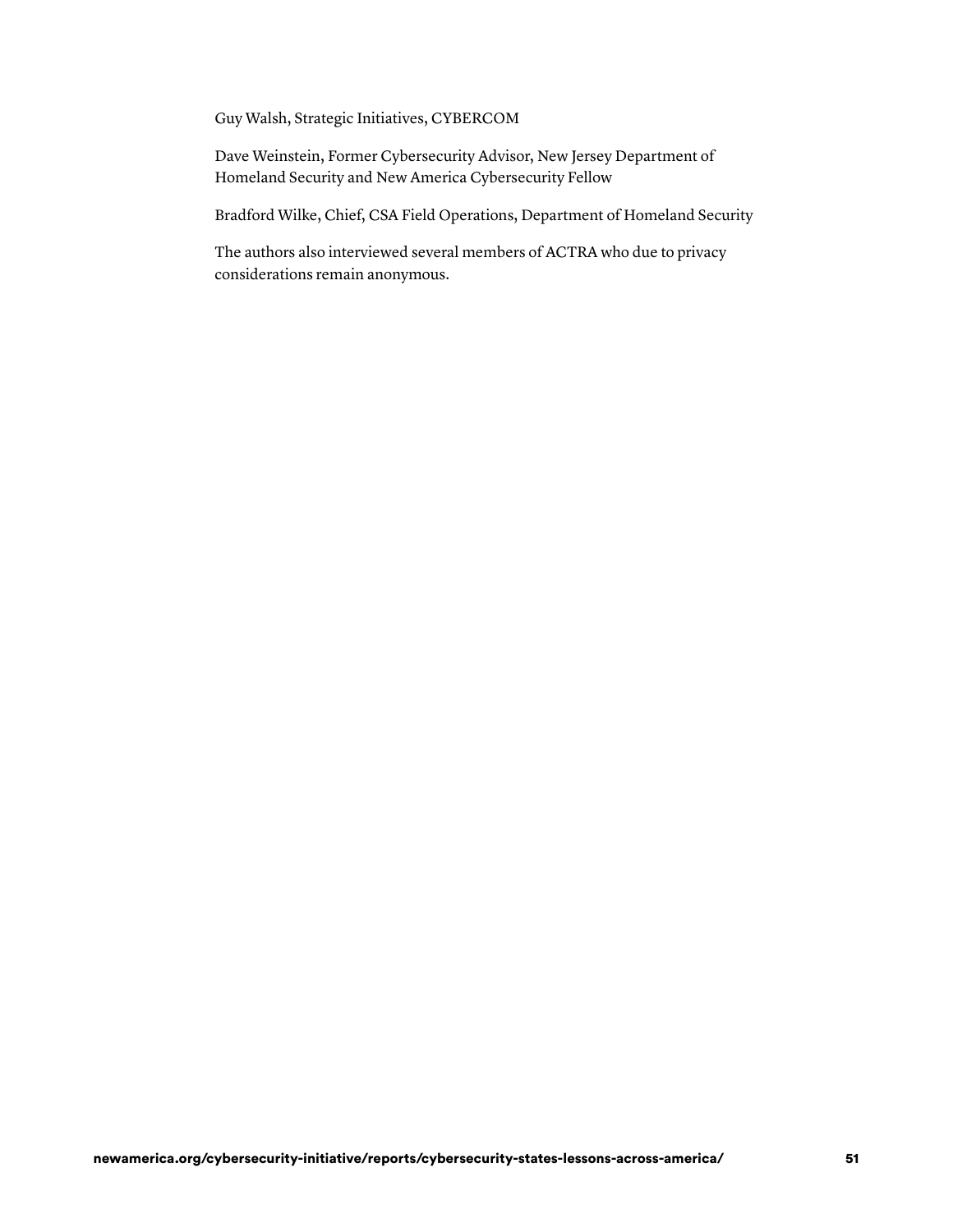Guy Walsh, Strategic Initiatives, CYBERCOM

Dave Weinstein, Former Cybersecurity Advisor, New Jersey Department of Homeland Security and New America Cybersecurity Fellow

Bradford Wilke, Chief, CSA Field Operations, Department of Homeland Security

The authors also interviewed several members of ACTRA who due to privacy considerations remain anonymous.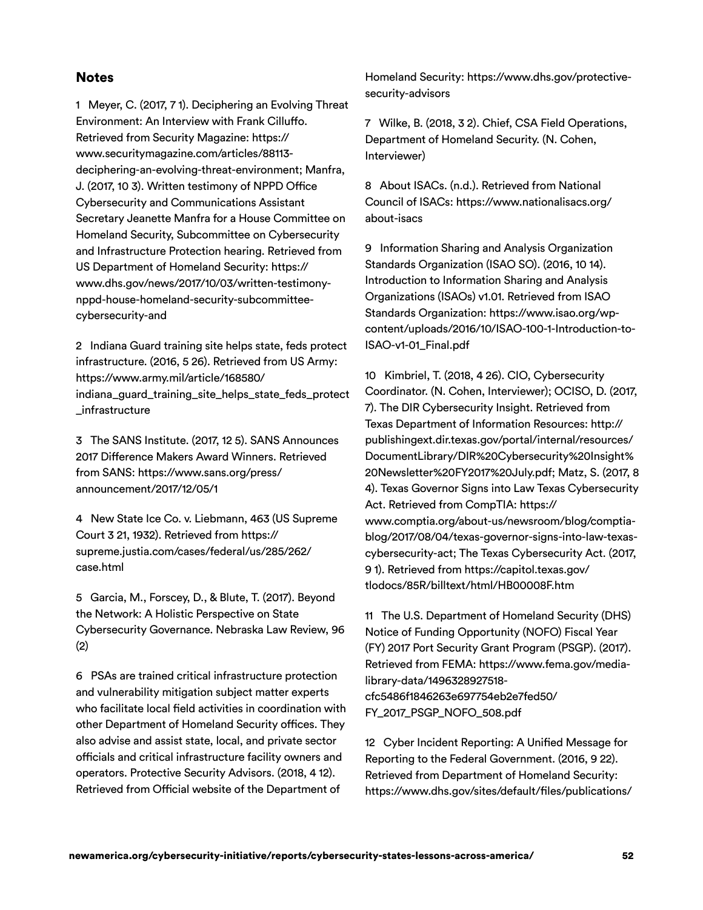## Notes

1 Meyer, C. (2017, 7 1). Deciphering an Evolving Threat Environment: An Interview with Frank Cilluffo. Retrieved from Security Magazine: https://www.securitymagazine.com/articles/88113-deciphering-an-evolving-threat-environment; Manfra, J. (2017, 10 3). Written testimony of NPPD Office Cybersecurity and Communications Assistant Secretary Jeanette Manfra for a House Committee on Homeland Security, Subcommittee on Cybersecurity and Infrastructure Protection hearing. Retrieved from US Department of Homeland Security: https://www.dhs.gov/news/2017/10/03/written-testimony-nppd-house-homeland-security-subcommittee-cybersecurity-and

2 Indiana Guard training site helps state, feds protect infrastructure. (2016, 5 26). Retrieved from US Army: https://www.army.mil/article/168580/indiana_guard_training_site_helps_state_feds_protect_infrastructure

3 The SANS Institute. (2017, 12 5). SANS Announces 2017 Difference Makers Award Winners. Retrieved from SANS: https://www.sans.org/press/announcement/2017/12/05/1

4 New State Ice Co. v. Liebmann, 463 (US Supreme Court 3 21, 1932). Retrieved from https://supreme.justia.com/cases/federal/us/285/262/case.html

5 Garcia, M., Forscey, D., & Blute, T. (2017). Beyond the Network: A Holistic Perspective on State Cybersecurity Governance. Nebraska Law Review, 96 (2)

6 PSAs are trained critical infrastructure protection and vulnerability mitigation subject matter experts who facilitate local field activities in coordination with other Department of Homeland Security offices. They also advise and assist state, local, and private sector officials and critical infrastructure facility owners and operators. Protective Security Advisors. (2018, 4 12). Retrieved from Official website of the Department of Homeland Security: https://www.dhs.gov/protective-security-advisors

7 Wilke, B. (2018, 3 2). Chief, CSA Field Operations, Department of Homeland Security. (N. Cohen, Interviewer)

8 About ISACs. (n.d.). Retrieved from National Council of ISACs: https://www.nationalisacs.org/about-isacs

9 Information Sharing and Analysis Organization Standards Organization (ISAO SO). (2016, 10 14). Introduction to Information Sharing and Analysis Organizations (ISAOs) v1.01. Retrieved from ISAO Standards Organization: https://www.isao.org/wp-content/uploads/2016/10/ISAO-100-1-Introduction-to-ISAO-v1-01_Final.pdf

10 Kimbriel, T. (2018, 4 26). CIO, Cybersecurity Coordinator. (N. Cohen, Interviewer); OCISO, D. (2017, 7). The DIR Cybersecurity Insight. Retrieved from Texas Department of Information Resources: http://publishingext.dir.texas.gov/portal/internal/resources/DocumentLibrary/DIR%20Cybersecurity%20Insight%20Newsletter%20FY2017%20July.pdf; Matz, S. (2017, 8 4). Texas Governor Signs into Law Texas Cybersecurity Act. Retrieved from CompTIA: https://www.comptia.org/about-us/newsroom/blog/comptia-blog/2017/08/04/texas-governor-signs-into-law-texas-cybersecurity-act; The Texas Cybersecurity Act. (2017, 9 1). Retrieved from https://capitol.texas.gov/tlodocs/85R/billtext/html/HB00008F.htm

11 The U.S. Department of Homeland Security (DHS) Notice of Funding Opportunity (NOFO) Fiscal Year (FY) 2017 Port Security Grant Program (PSGP). (2017). Retrieved from FEMA: https://www.fema.gov/media-library-data/1496328927518-cfc5486f1846263e697754eb2e7fed50/FY_2017_PSGP_NOFO_508.pdf

12 Cyber Incident Reporting: A Unified Message for Reporting to the Federal Government. (2016, 9 22). Retrieved from Department of Homeland Security: https://www.dhs.gov/sites/default/files/publications/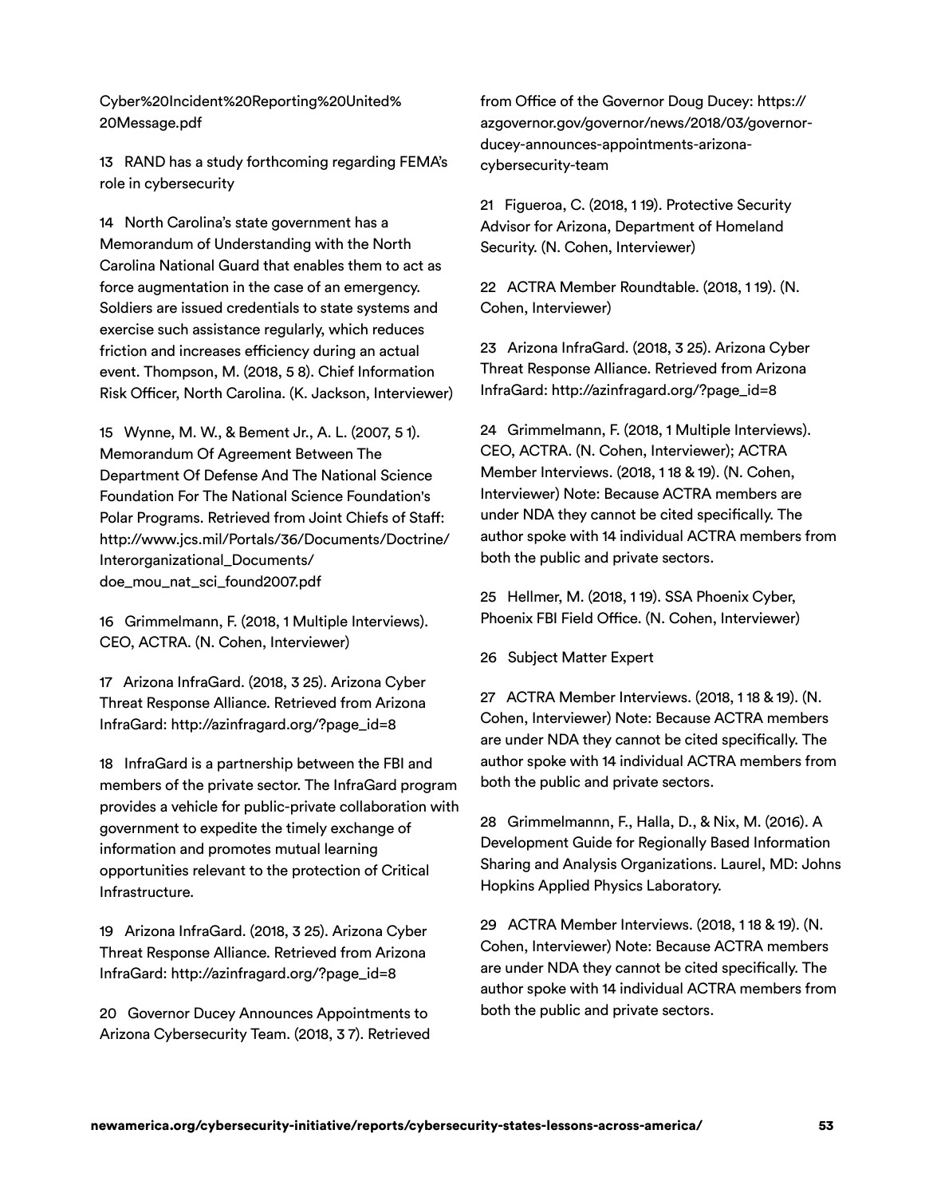Cyber%20Incident%20Reporting%20United%20Message.pdf

13 RAND has a study forthcoming regarding FEMA's role in cybersecurity

14 North Carolina's state government has a Memorandum of Understanding with the North Carolina National Guard that enables them to act as force augmentation in the case of an emergency. Soldiers are issued credentials to state systems and exercise such assistance regularly, which reduces friction and increases efficiency during an actual event. Thompson, M. (2018, 5 8). Chief Information Risk Officer, North Carolina. (K. Jackson, Interviewer)

15 Wynne, M. W., & Bement Jr., A. L. (2007, 5 1). Memorandum Of Agreement Between The Department Of Defense And The National Science Foundation For The National Science Foundation's Polar Programs. Retrieved from Joint Chiefs of Staff: http://www.jcs.mil/Portals/36/Documents/Doctrine/Interorganizational_Documents/doe_mou_nat_sci_found2007.pdf

16 Grimmelmann, F. (2018, 1 Multiple Interviews). CEO, ACTRA. (N. Cohen, Interviewer)

17 Arizona InfraGard. (2018, 3 25). Arizona Cyber Threat Response Alliance. Retrieved from Arizona InfraGard: http://azinfragard.org/?page_id=8

18 InfraGard is a partnership between the FBI and members of the private sector. The InfraGard program provides a vehicle for public-private collaboration with government to expedite the timely exchange of information and promotes mutual learning opportunities relevant to the protection of Critical Infrastructure.

19 Arizona InfraGard. (2018, 3 25). Arizona Cyber Threat Response Alliance. Retrieved from Arizona InfraGard: http://azinfragard.org/?page_id=8

20 Governor Ducey Announces Appointments to Arizona Cybersecurity Team. (2018, 3 7). Retrieved from Office of the Governor Doug Ducey: https://azgovernor.gov/governor/news/2018/03/governor-ducey-announces-appointments-arizona-cybersecurity-team

21 Figueroa, C. (2018, 1 19). Protective Security Advisor for Arizona, Department of Homeland Security. (N. Cohen, Interviewer)

22 ACTRA Member Roundtable. (2018, 1 19). (N. Cohen, Interviewer)

23 Arizona InfraGard. (2018, 3 25). Arizona Cyber Threat Response Alliance. Retrieved from Arizona InfraGard: http://azinfragard.org/?page_id=8

24 Grimmelmann, F. (2018, 1 Multiple Interviews). CEO, ACTRA. (N. Cohen, Interviewer); ACTRA Member Interviews. (2018, 1 18 & 19). (N. Cohen, Interviewer) Note: Because ACTRA members are under NDA they cannot be cited specifically. The author spoke with 14 individual ACTRA members from both the public and private sectors.

25 Hellmer, M. (2018, 1 19). SSA Phoenix Cyber, Phoenix FBI Field Office. (N. Cohen, Interviewer)

26 Subject Matter Expert

27 ACTRA Member Interviews. (2018, 1 18 & 19). (N. Cohen, Interviewer) Note: Because ACTRA members are under NDA they cannot be cited specifically. The author spoke with 14 individual ACTRA members from both the public and private sectors.

28 Grimmelmannn, F., Halla, D., & Nix, M. (2016). A Development Guide for Regionally Based Information Sharing and Analysis Organizations. Laurel, MD: Johns Hopkins Applied Physics Laboratory.

29 ACTRA Member Interviews. (2018, 1 18 & 19). (N. Cohen, Interviewer) Note: Because ACTRA members are under NDA they cannot be cited specifically. The author spoke with 14 individual ACTRA members from both the public and private sectors.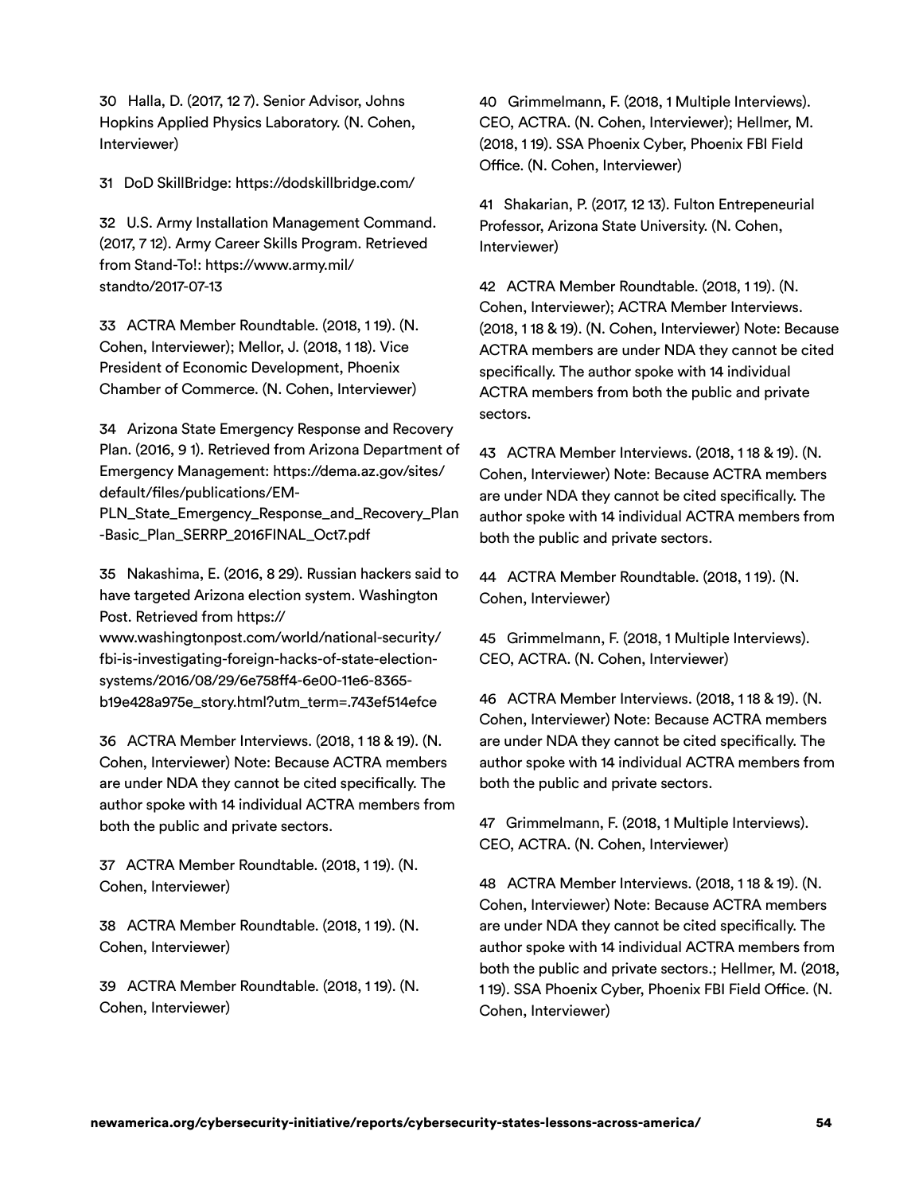30 Halla, D. (2017, 12 7). Senior Advisor, Johns Hopkins Applied Physics Laboratory. (N. Cohen, Interviewer)

31 DoD SkillBridge: https://dodskillbridge.com/

32 U.S. Army Installation Management Command. (2017, 7 12). Army Career Skills Program. Retrieved from Stand-To!: https://www.army.mil/standto/2017-07-13

33 ACTRA Member Roundtable. (2018, 1 19). (N. Cohen, Interviewer); Mellor, J. (2018, 1 18). Vice President of Economic Development, Phoenix Chamber of Commerce. (N. Cohen, Interviewer)

34 Arizona State Emergency Response and Recovery Plan. (2016, 9 1). Retrieved from Arizona Department of Emergency Management: https://dema.az.gov/sites/default/files/publications/EM-PLN_State_Emergency_Response_and_Recovery_Plan-Basic_Plan_SERRP_2016FINAL_Oct7.pdf

35 Nakashima, E. (2016, 8 29). Russian hackers said to have targeted Arizona election system. Washington Post. Retrieved from https://www.washingtonpost.com/world/national-security/fbi-is-investigating-foreign-hacks-of-state-election-systems/2016/08/29/6e758ff4-6e00-11e6-8365-b19e428a975e_story.html?utm_term=.743ef514efce

36 ACTRA Member Interviews. (2018, 1 18 & 19). (N. Cohen, Interviewer) Note: Because ACTRA members are under NDA they cannot be cited specifically. The author spoke with 14 individual ACTRA members from both the public and private sectors.

37 ACTRA Member Roundtable. (2018, 1 19). (N. Cohen, Interviewer)

38 ACTRA Member Roundtable. (2018, 1 19). (N. Cohen, Interviewer)

39 ACTRA Member Roundtable. (2018, 1 19). (N. Cohen, Interviewer)

40 Grimmelmann, F. (2018, 1 Multiple Interviews). CEO, ACTRA. (N. Cohen, Interviewer); Hellmer, M. (2018, 1 19). SSA Phoenix Cyber, Phoenix FBI Field Office. (N. Cohen, Interviewer)

41 Shakarian, P. (2017, 12 13). Fulton Entrepeneurial Professor, Arizona State University. (N. Cohen, Interviewer)

42 ACTRA Member Roundtable. (2018, 1 19). (N. Cohen, Interviewer); ACTRA Member Interviews. (2018, 1 18 & 19). (N. Cohen, Interviewer) Note: Because ACTRA members are under NDA they cannot be cited specifically. The author spoke with 14 individual ACTRA members from both the public and private sectors.

43 ACTRA Member Interviews. (2018, 1 18 & 19). (N. Cohen, Interviewer) Note: Because ACTRA members are under NDA they cannot be cited specifically. The author spoke with 14 individual ACTRA members from both the public and private sectors.

44 ACTRA Member Roundtable. (2018, 1 19). (N. Cohen, Interviewer)

45 Grimmelmann, F. (2018, 1 Multiple Interviews). CEO, ACTRA. (N. Cohen, Interviewer)

46 ACTRA Member Interviews. (2018, 1 18 & 19). (N. Cohen, Interviewer) Note: Because ACTRA members are under NDA they cannot be cited specifically. The author spoke with 14 individual ACTRA members from both the public and private sectors.

47 Grimmelmann, F. (2018, 1 Multiple Interviews). CEO, ACTRA. (N. Cohen, Interviewer)

48 ACTRA Member Interviews. (2018, 1 18 & 19). (N. Cohen, Interviewer) Note: Because ACTRA members are under NDA they cannot be cited specifically. The author spoke with 14 individual ACTRA members from both the public and private sectors.; Hellmer, M. (2018, 1 19). SSA Phoenix Cyber, Phoenix FBI Field Office. (N. Cohen, Interviewer)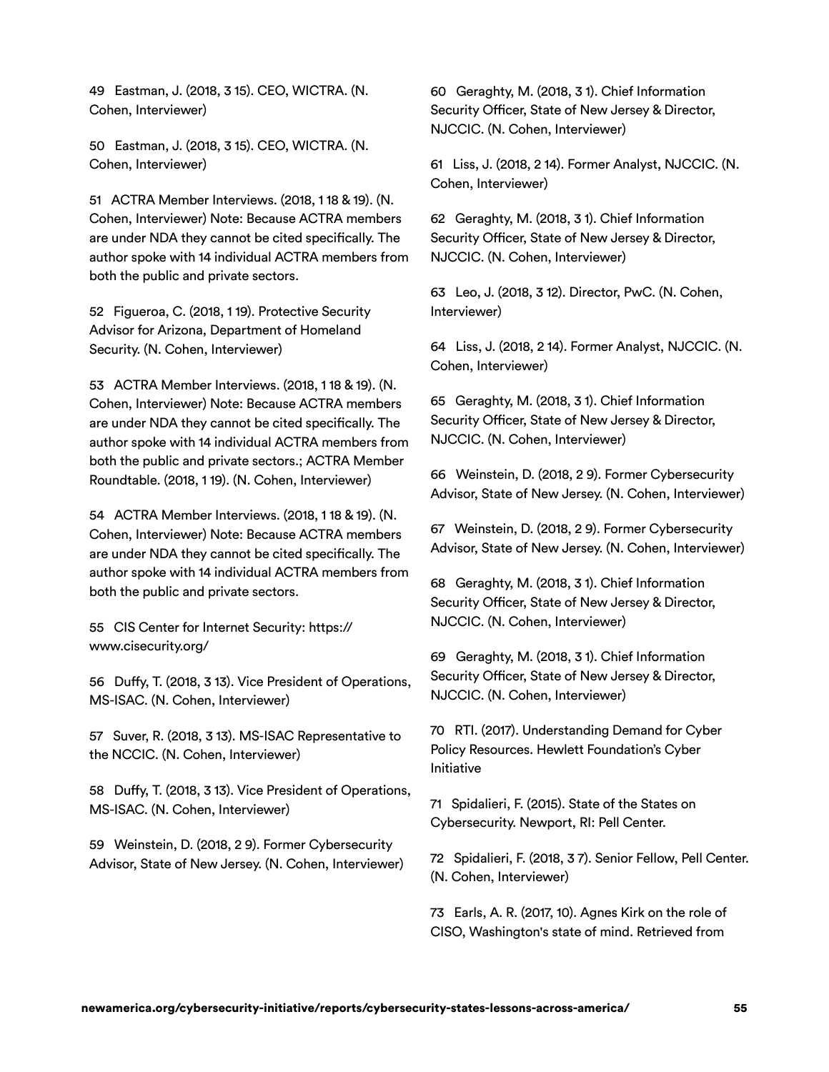49 Eastman, J. (2018, 3 15). CEO, WICTRA. (N. Cohen, Interviewer)

50 Eastman, J. (2018, 3 15). CEO, WICTRA. (N. Cohen, Interviewer)

51 ACTRA Member Interviews. (2018, 1 18 & 19). (N. Cohen, Interviewer) Note: Because ACTRA members are under NDA they cannot be cited specifically. The author spoke with 14 individual ACTRA members from both the public and private sectors.

52 Figueroa, C. (2018, 1 19). Protective Security Advisor for Arizona, Department of Homeland Security. (N. Cohen, Interviewer)

53 ACTRA Member Interviews. (2018, 1 18 & 19). (N. Cohen, Interviewer) Note: Because ACTRA members are under NDA they cannot be cited specifically. The author spoke with 14 individual ACTRA members from both the public and private sectors.; ACTRA Member Roundtable. (2018, 1 19). (N. Cohen, Interviewer)

54 ACTRA Member Interviews. (2018, 1 18 & 19). (N. Cohen, Interviewer) Note: Because ACTRA members are under NDA they cannot be cited specifically. The author spoke with 14 individual ACTRA members from both the public and private sectors.

55 CIS Center for Internet Security: https://www.cisecurity.org/

56 Duffy, T. (2018, 3 13). Vice President of Operations, MS-ISAC. (N. Cohen, Interviewer)

57 Suver, R. (2018, 3 13). MS-ISAC Representative to the NCCIC. (N. Cohen, Interviewer)

58 Duffy, T. (2018, 3 13). Vice President of Operations, MS-ISAC. (N. Cohen, Interviewer)

59 Weinstein, D. (2018, 2 9). Former Cybersecurity Advisor, State of New Jersey. (N. Cohen, Interviewer)

60 Geraghty, M. (2018, 3 1). Chief Information Security Officer, State of New Jersey & Director, NJCCIC. (N. Cohen, Interviewer)

61 Liss, J. (2018, 2 14). Former Analyst, NJCCIC. (N. Cohen, Interviewer)

62 Geraghty, M. (2018, 3 1). Chief Information Security Officer, State of New Jersey & Director, NJCCIC. (N. Cohen, Interviewer)

63 Leo, J. (2018, 3 12). Director, PwC. (N. Cohen, Interviewer)

64 Liss, J. (2018, 2 14). Former Analyst, NJCCIC. (N. Cohen, Interviewer)

65 Geraghty, M. (2018, 3 1). Chief Information Security Officer, State of New Jersey & Director, NJCCIC. (N. Cohen, Interviewer)

66 Weinstein, D. (2018, 2 9). Former Cybersecurity Advisor, State of New Jersey. (N. Cohen, Interviewer)

67 Weinstein, D. (2018, 2 9). Former Cybersecurity Advisor, State of New Jersey. (N. Cohen, Interviewer)

68 Geraghty, M. (2018, 3 1). Chief Information Security Officer, State of New Jersey & Director, NJCCIC. (N. Cohen, Interviewer)

69 Geraghty, M. (2018, 3 1). Chief Information Security Officer, State of New Jersey & Director, NJCCIC. (N. Cohen, Interviewer)

70 RTI. (2017). Understanding Demand for Cyber Policy Resources. Hewlett Foundation's Cyber Initiative

71 Spidalieri, F. (2015). State of the States on Cybersecurity. Newport, RI: Pell Center.

72 Spidalieri, F. (2018, 3 7). Senior Fellow, Pell Center. (N. Cohen, Interviewer)

73 Earls, A. R. (2017, 10). Agnes Kirk on the role of CISO, Washington's state of mind. Retrieved from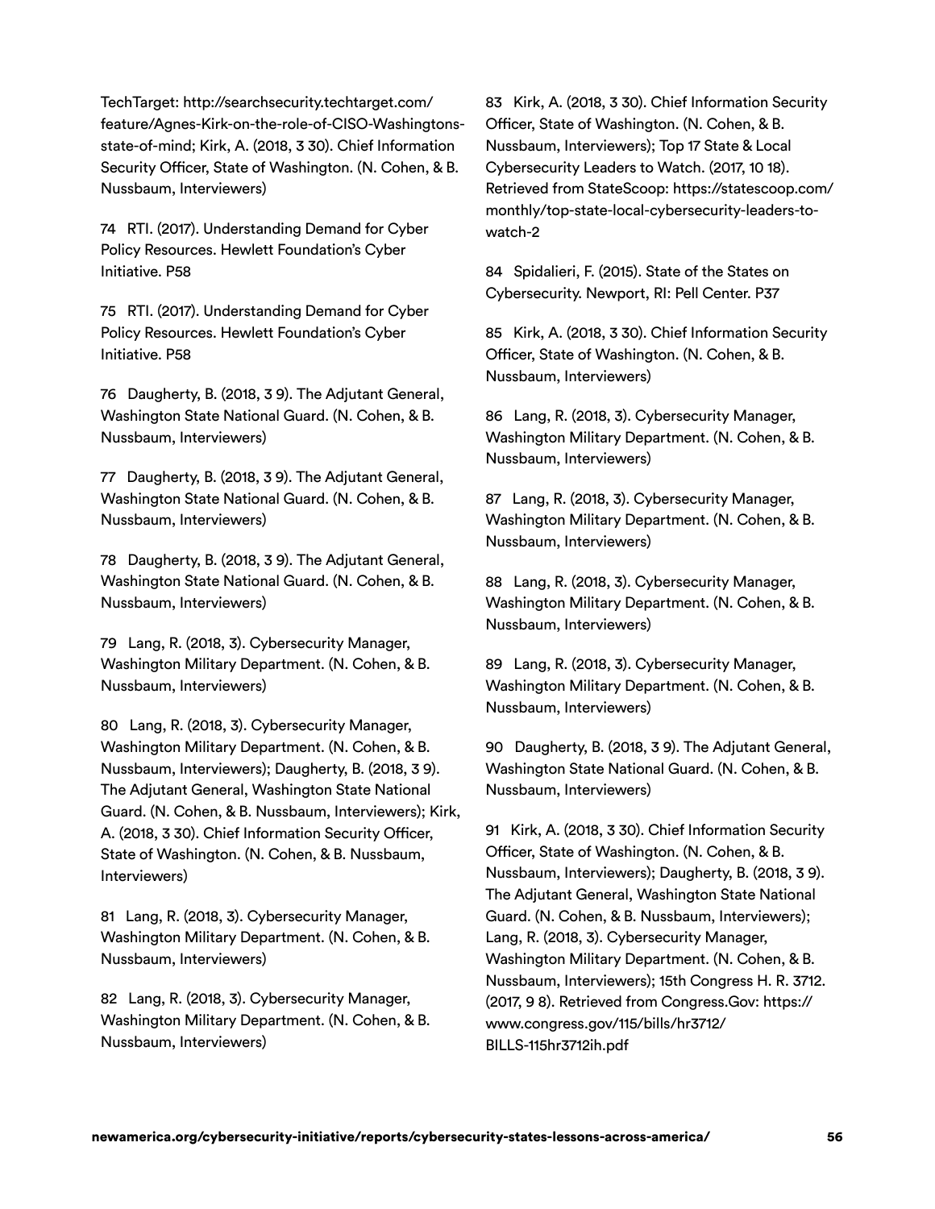TechTarget: http://searchsecurity.techtarget.com/feature/Agnes-Kirk-on-the-role-of-CISO-Washingtons-state-of-mind; Kirk, A. (2018, 3 30). Chief Information Security Officer, State of Washington. (N. Cohen, & B. Nussbaum, Interviewers)

74 RTI. (2017). Understanding Demand for Cyber Policy Resources. Hewlett Foundation's Cyber Initiative. P58

75 RTI. (2017). Understanding Demand for Cyber Policy Resources. Hewlett Foundation's Cyber Initiative. P58

76 Daugherty, B. (2018, 3 9). The Adjutant General, Washington State National Guard. (N. Cohen, & B. Nussbaum, Interviewers)

77 Daugherty, B. (2018, 3 9). The Adjutant General, Washington State National Guard. (N. Cohen, & B. Nussbaum, Interviewers)

78 Daugherty, B. (2018, 3 9). The Adjutant General, Washington State National Guard. (N. Cohen, & B. Nussbaum, Interviewers)

79 Lang, R. (2018, 3). Cybersecurity Manager, Washington Military Department. (N. Cohen, & B. Nussbaum, Interviewers)

80 Lang, R. (2018, 3). Cybersecurity Manager, Washington Military Department. (N. Cohen, & B. Nussbaum, Interviewers); Daugherty, B. (2018, 3 9). The Adjutant General, Washington State National Guard. (N. Cohen, & B. Nussbaum, Interviewers); Kirk, A. (2018, 3 30). Chief Information Security Officer, State of Washington. (N. Cohen, & B. Nussbaum, Interviewers)

81 Lang, R. (2018, 3). Cybersecurity Manager, Washington Military Department. (N. Cohen, & B. Nussbaum, Interviewers)

82 Lang, R. (2018, 3). Cybersecurity Manager, Washington Military Department. (N. Cohen, & B. Nussbaum, Interviewers)

83 Kirk, A. (2018, 3 30). Chief Information Security Officer, State of Washington. (N. Cohen, & B. Nussbaum, Interviewers); Top 17 State & Local Cybersecurity Leaders to Watch. (2017, 10 18). Retrieved from StateScoop: https://statescoop.com/monthly/top-state-local-cybersecurity-leaders-to-watch-2

84 Spidalieri, F. (2015). State of the States on Cybersecurity. Newport, RI: Pell Center. P37

85 Kirk, A. (2018, 3 30). Chief Information Security Officer, State of Washington. (N. Cohen, & B. Nussbaum, Interviewers)

86 Lang, R. (2018, 3). Cybersecurity Manager, Washington Military Department. (N. Cohen, & B. Nussbaum, Interviewers)

87 Lang, R. (2018, 3). Cybersecurity Manager, Washington Military Department. (N. Cohen, & B. Nussbaum, Interviewers)

88 Lang, R. (2018, 3). Cybersecurity Manager, Washington Military Department. (N. Cohen, & B. Nussbaum, Interviewers)

89 Lang, R. (2018, 3). Cybersecurity Manager, Washington Military Department. (N. Cohen, & B. Nussbaum, Interviewers)

90 Daugherty, B. (2018, 3 9). The Adjutant General, Washington State National Guard. (N. Cohen, & B. Nussbaum, Interviewers)

91 Kirk, A. (2018, 3 30). Chief Information Security Officer, State of Washington. (N. Cohen, & B. Nussbaum, Interviewers); Daugherty, B. (2018, 3 9). The Adjutant General, Washington State National Guard. (N. Cohen, & B. Nussbaum, Interviewers); Lang, R. (2018, 3). Cybersecurity Manager, Washington Military Department. (N. Cohen, & B. Nussbaum, Interviewers); 15th Congress H. R. 3712. (2017, 9 8). Retrieved from Congress.Gov: https://www.congress.gov/115/bills/hr3712/BILLS-115hr3712ih.pdf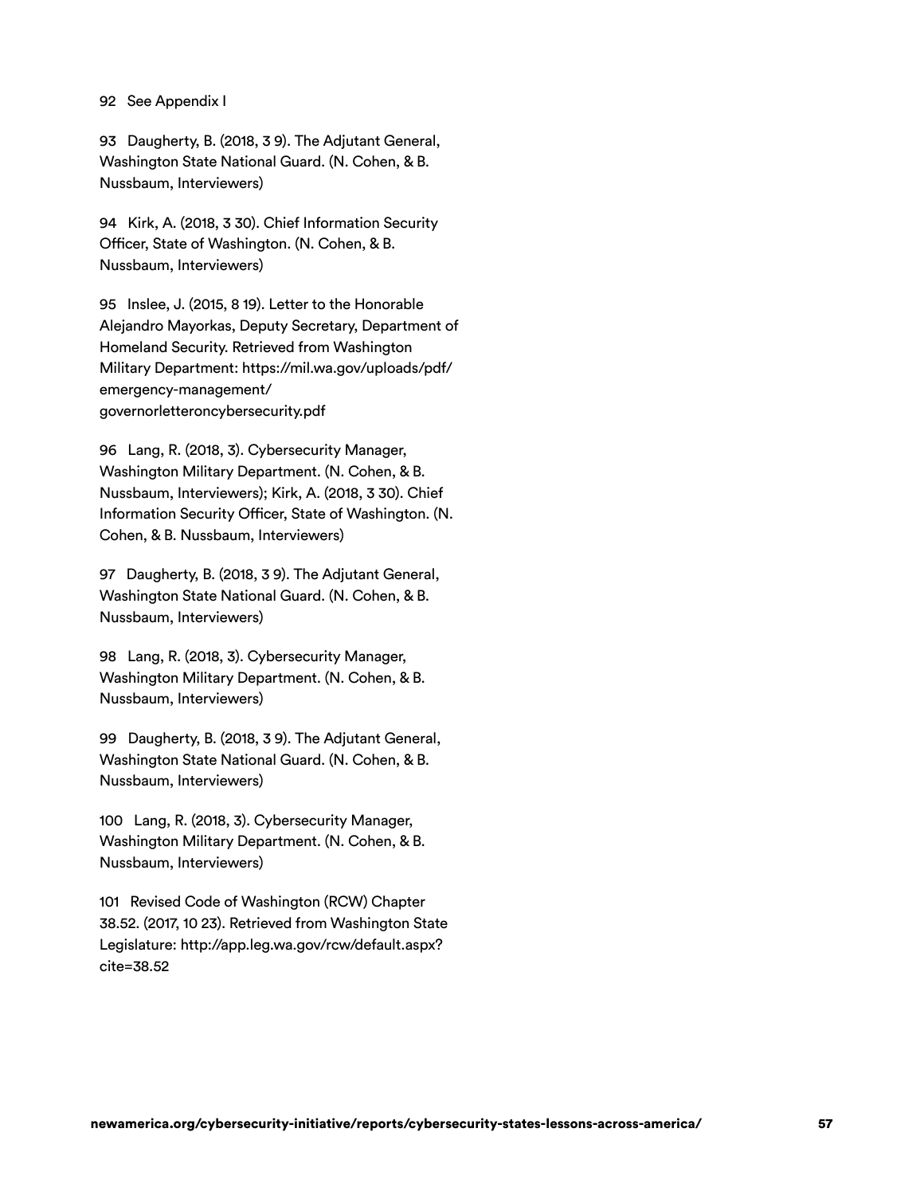92 See Appendix I

93 Daugherty, B. (2018, 3 9). The Adjutant General, Washington State National Guard. (N. Cohen, & B. Nussbaum, Interviewers)

94 Kirk, A. (2018, 3 30). Chief Information Security Officer, State of Washington. (N. Cohen, & B. Nussbaum, Interviewers)

95 Inslee, J. (2015, 8 19). Letter to the Honorable Alejandro Mayorkas, Deputy Secretary, Department of Homeland Security. Retrieved from Washington Military Department: https://mil.wa.gov/uploads/pdf/emergency-management/governorletteroncybersecurity.pdf

96 Lang, R. (2018, 3). Cybersecurity Manager, Washington Military Department. (N. Cohen, & B. Nussbaum, Interviewers); Kirk, A. (2018, 3 30). Chief Information Security Officer, State of Washington. (N. Cohen, & B. Nussbaum, Interviewers)

97 Daugherty, B. (2018, 3 9). The Adjutant General, Washington State National Guard. (N. Cohen, & B. Nussbaum, Interviewers)

98 Lang, R. (2018, 3). Cybersecurity Manager, Washington Military Department. (N. Cohen, & B. Nussbaum, Interviewers)

99 Daugherty, B. (2018, 3 9). The Adjutant General, Washington State National Guard. (N. Cohen, & B. Nussbaum, Interviewers)

100 Lang, R. (2018, 3). Cybersecurity Manager, Washington Military Department. (N. Cohen, & B. Nussbaum, Interviewers)

101 Revised Code of Washington (RCW) Chapter 38.52. (2017, 10 23). Retrieved from Washington State Legislature: http://app.leg.wa.gov/rcw/default.aspx?cite=38.52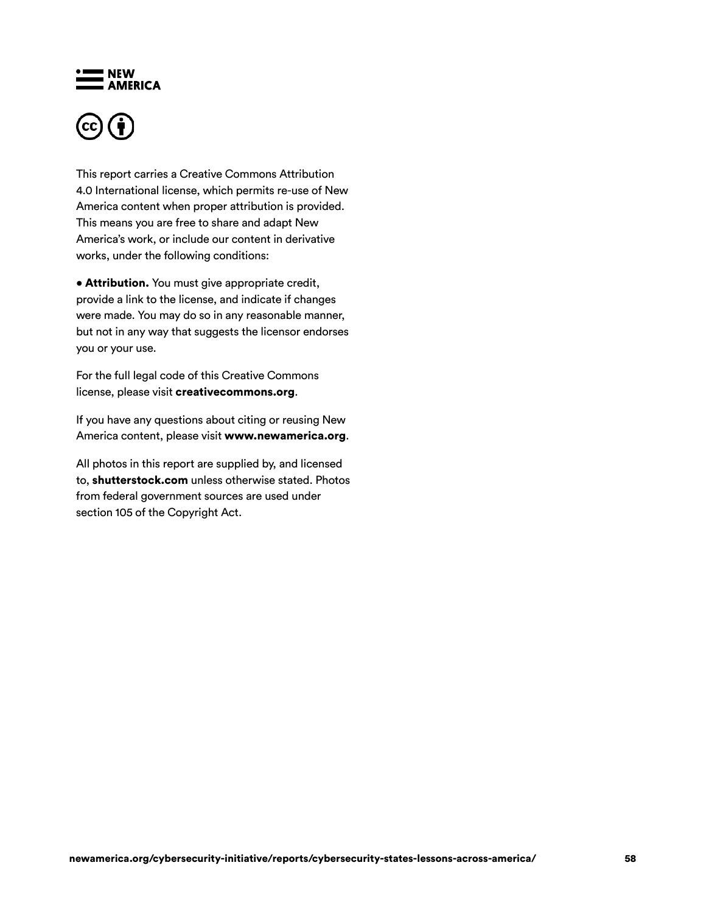This report carries a Creative Commons Attribution 4.0 International license, which permits re-use of New America content when proper attribution is provided. This means you are free to share and adapt New America's work, or include our content in derivative works, under the following conditions:

- **Attribution.** You must give appropriate credit, provide a link to the license, and indicate if changes were made. You may do so in any reasonable manner, but not in any way that suggests the licensor endorses you or your use.

For the full legal code of this Creative Commons license, please visit **creativecommons.org**.

If you have any questions about citing or reusing New America content, please visit **www.newamerica.org**.

All photos in this report are supplied by, and licensed to, **shutterstock.com** unless otherwise stated. Photos from federal government sources are used under section 105 of the Copyright Act.